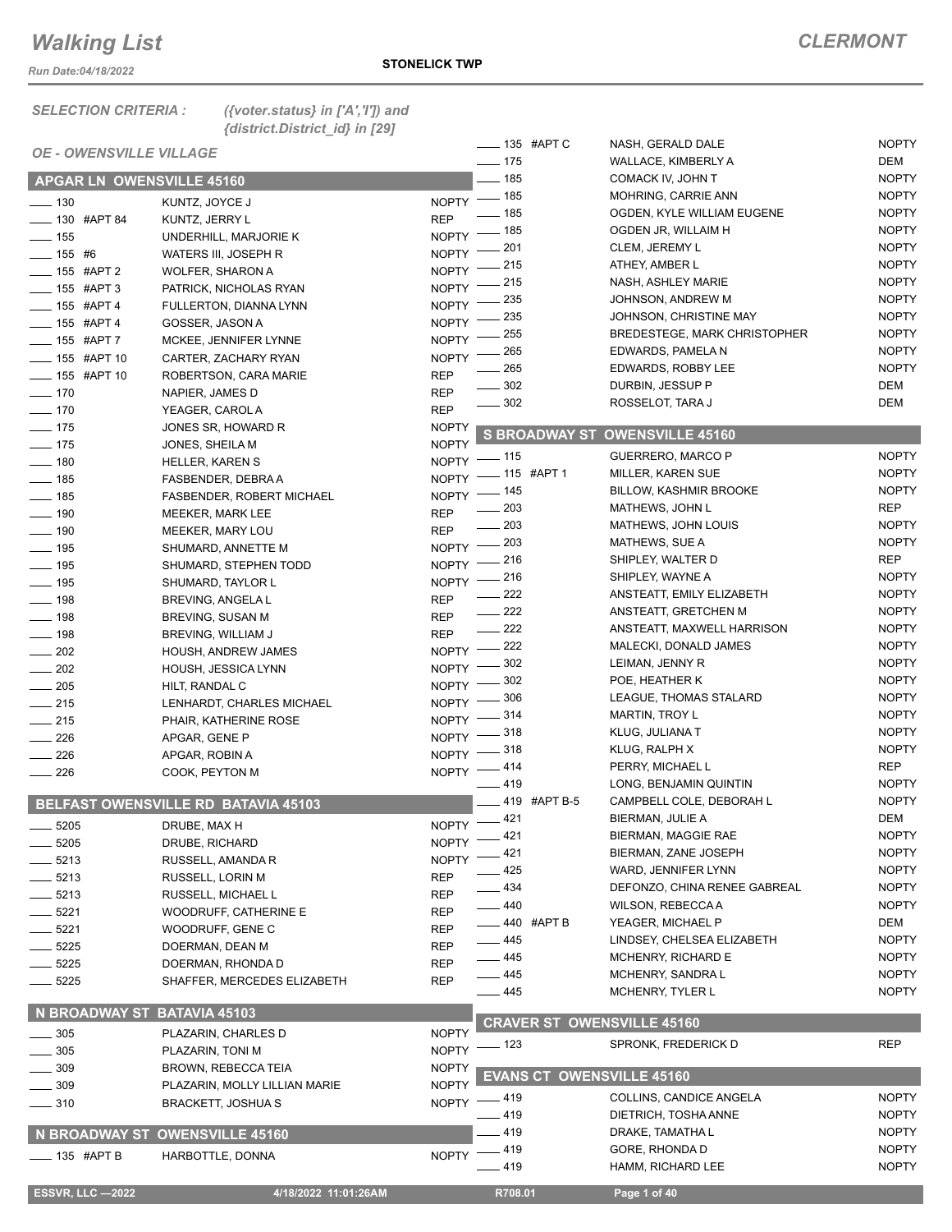# Walking List

**CLERMONT**

*Run Date:04/18/2022*

**STONELICK TWP**

*SELECTION CRITERIA :* *({voter.status} in ['A','I']) and {district.District_id} in [29]*

*OE - OWENSVILLE VILLAGE*

## APGAR LN OWENSVILLE 45160

| Address | Name | Party |
|---|---|---|
| ____ 130 | KUNTZ, JOYCE J | NOPTY |
| ____ 130 #APT 84 | KUNTZ, JERRY L | REP |
| ____ 155 | UNDERHILL, MARJORIE K | NOPTY |
| ____ 155 #6 | WATERS III, JOSEPH R | NOPTY |
| ____ 155 #APT 2 | WOLFER, SHARON A | NOPTY |
| ____ 155 #APT 3 | PATRICK, NICHOLAS RYAN | NOPTY |
| ____ 155 #APT 4 | FULLERTON, DIANNA LYNN | NOPTY |
| ____ 155 #APT 4 | GOSSER, JASON A | NOPTY |
| ____ 155 #APT 7 | MCKEE, JENNIFER LYNNE | NOPTY |
| ____ 155 #APT 10 | CARTER, ZACHARY RYAN | NOPTY |
| ____ 155 #APT 10 | ROBERTSON, CARA MARIE | REP |
| ____ 170 | NAPIER, JAMES D | REP |
| ____ 170 | YEAGER, CAROL A | REP |
| ____ 175 | JONES SR, HOWARD R | NOPTY |
| ____ 175 | JONES, SHEILA M | NOPTY |
| ____ 180 | HELLER, KAREN S | NOPTY |
| ____ 185 | FASBENDER, DEBRA A | NOPTY |
| ____ 185 | FASBENDER, ROBERT MICHAEL | NOPTY |
| ____ 190 | MEEKER, MARK LEE | REP |
| ____ 190 | MEEKER, MARY LOU | REP |
| ____ 195 | SHUMARD, ANNETTE M | NOPTY |
| ____ 195 | SHUMARD, STEPHEN TODD | NOPTY |
| ____ 195 | SHUMARD, TAYLOR L | NOPTY |
| ____ 198 | BREVING, ANGELA L | REP |
| ____ 198 | BREVING, SUSAN M | REP |
| ____ 198 | BREVING, WILLIAM J | REP |
| ____ 202 | HOUSH, ANDREW JAMES | NOPTY |
| ____ 202 | HOUSH, JESSICA LYNN | NOPTY |
| ____ 205 | HILT, RANDAL C | NOPTY |
| ____ 215 | LENHARDT, CHARLES MICHAEL | NOPTY |
| ____ 215 | PHAIR, KATHERINE ROSE | NOPTY |
| ____ 226 | APGAR, GENE P | NOPTY |
| ____ 226 | APGAR, ROBIN A | NOPTY |
| ____ 226 | COOK, PEYTON M | NOPTY |

## BELFAST OWENSVILLE RD BATAVIA 45103

| Address | Name | Party |
|---|---|---|
| ____ 5205 | DRUBE, MAX H | NOPTY |
| ____ 5205 | DRUBE, RICHARD | NOPTY |
| ____ 5213 | RUSSELL, AMANDA R | NOPTY |
| ____ 5213 | RUSSELL, LORIN M | REP |
| ____ 5213 | RUSSELL, MICHAEL L | REP |
| ____ 5221 | WOODRUFF, CATHERINE E | REP |
| ____ 5221 | WOODRUFF, GENE C | REP |
| ____ 5225 | DOERMAN, DEAN M | REP |
| ____ 5225 | DOERMAN, RHONDA D | REP |
| ____ 5225 | SHAFFER, MERCEDES ELIZABETH | REP |

## N BROADWAY ST BATAVIA 45103

| Address | Name | Party |
|---|---|---|
| ____ 305 | PLAZARIN, CHARLES D | NOPTY |
| ____ 305 | PLAZARIN, TONI M | NOPTY |
| ____ 309 | BROWN, REBECCA TEIA | NOPTY |
| ____ 309 | PLAZARIN, MOLLY LILLIAN MARIE | NOPTY |
| ____ 310 | BRACKETT, JOSHUA S | NOPTY |

## N BROADWAY ST OWENSVILLE 45160

| Address | Name | Party |
|---|---|---|
| ____ 135 #APT B | HARBOTTLE, DONNA | NOPTY |
| ____ 135 #APT C | NASH, GERALD DALE | NOPTY |
| ____ 175 | WALLACE, KIMBERLY A | DEM |
| ____ 185 | COMACK IV, JOHN T | NOPTY |
| ____ 185 | MOHRING, CARRIE ANN | NOPTY |
| ____ 185 | OGDEN, KYLE WILLIAM EUGENE | NOPTY |
| ____ 185 | OGDEN JR, WILLAIM H | NOPTY |
| ____ 201 | CLEM, JEREMY L | NOPTY |
| ____ 215 | ATHEY, AMBER L | NOPTY |
| ____ 215 | NASH, ASHLEY MARIE | NOPTY |
| ____ 235 | JOHNSON, ANDREW M | NOPTY |
| ____ 235 | JOHNSON, CHRISTINE MAY | NOPTY |
| ____ 255 | BREDESTEGE, MARK CHRISTOPHER | NOPTY |
| ____ 265 | EDWARDS, PAMELA N | NOPTY |
| ____ 265 | EDWARDS, ROBBY LEE | NOPTY |
| ____ 302 | DURBIN, JESSUP P | DEM |
| ____ 302 | ROSSELOT, TARA J | DEM |

## S BROADWAY ST OWENSVILLE 45160

| Address | Name | Party |
|---|---|---|
| ____ 115 | GUERRERO, MARCO P | NOPTY |
| ____ 115 #APT 1 | MILLER, KAREN SUE | NOPTY |
| ____ 145 | BILLOW, KASHMIR BROOKE | NOPTY |
| ____ 203 | MATHEWS, JOHN L | REP |
| ____ 203 | MATHEWS, JOHN LOUIS | NOPTY |
| ____ 203 | MATHEWS, SUE A | NOPTY |
| ____ 216 | SHIPLEY, WALTER D | REP |
| ____ 216 | SHIPLEY, WAYNE A | NOPTY |
| ____ 222 | ANSTEATT, EMILY ELIZABETH | NOPTY |
| ____ 222 | ANSTEATT, GRETCHEN M | NOPTY |
| ____ 222 | ANSTEATT, MAXWELL HARRISON | NOPTY |
| ____ 222 | MALECKI, DONALD JAMES | NOPTY |
| ____ 302 | LEIMAN, JENNY R | NOPTY |
| ____ 302 | POE, HEATHER K | NOPTY |
| ____ 306 | LEAGUE, THOMAS STALARD | NOPTY |
| ____ 314 | MARTIN, TROY L | NOPTY |
| ____ 318 | KLUG, JULIANA T | NOPTY |
| ____ 318 | KLUG, RALPH X | NOPTY |
| ____ 414 | PERRY, MICHAEL L | REP |
| ____ 419 | LONG, BENJAMIN QUINTIN | NOPTY |
| ____ 419 #APT B-5 | CAMPBELL COLE, DEBORAH L | NOPTY |
| ____ 421 | BIERMAN, JULIE A | DEM |
| ____ 421 | BIERMAN, MAGGIE RAE | NOPTY |
| ____ 421 | BIERMAN, ZANE JOSEPH | NOPTY |
| ____ 425 | WARD, JENNIFER LYNN | NOPTY |
| ____ 434 | DEFONZO, CHINA RENEE GABREAL | NOPTY |
| ____ 440 | WILSON, REBECCA A | NOPTY |
| ____ 440 #APT B | YEAGER, MICHAEL P | DEM |
| ____ 445 | LINDSEY, CHELSEA ELIZABETH | NOPTY |
| ____ 445 | MCHENRY, RICHARD E | NOPTY |
| ____ 445 | MCHENRY, SANDRA L | NOPTY |
| ____ 445 | MCHENRY, TYLER L | NOPTY |

## CRAVER ST OWENSVILLE 45160

| Address | Name | Party |
|---|---|---|
| ____ 123 | SPRONK, FREDERICK D | REP |

## EVANS CT OWENSVILLE 45160

| Address | Name | Party |
|---|---|---|
| ____ 419 | COLLINS, CANDICE ANGELA | NOPTY |
| ____ 419 | DIETRICH, TOSHA ANNE | NOPTY |
| ____ 419 | DRAKE, TAMATHA L | NOPTY |
| ____ 419 | GORE, RHONDA D | NOPTY |
| ____ 419 | HAMM, RICHARD LEE | NOPTY |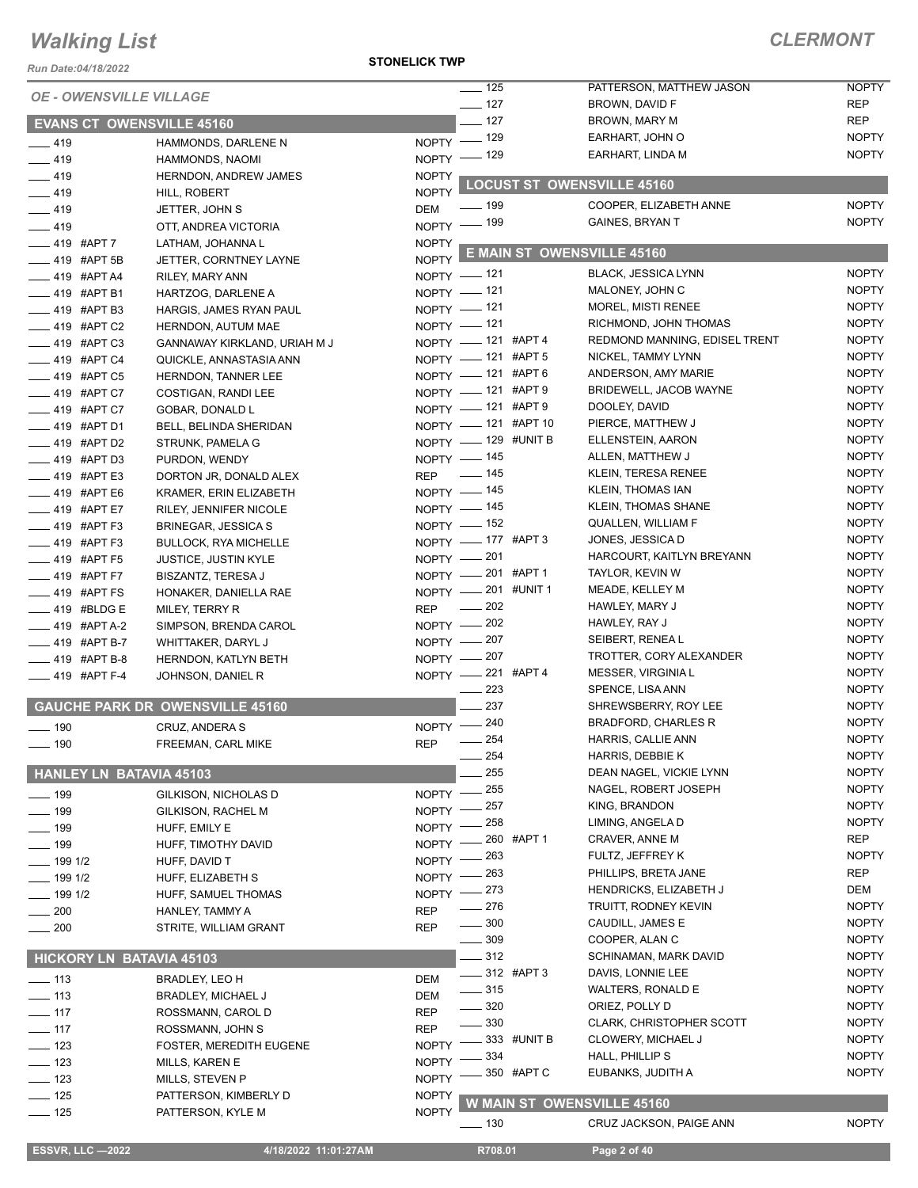# Walking List

## CLERMONT

Run Date:04/18/2022

**STONELICK TWP**

### OE - OWENSVILLE VILLAGE

#### EVANS CT OWENSVILLE 45160

| Address | Name | Party |
|---|---|---|
| 419 | HAMMONDS, DARLENE N | NOPTY |
| 419 | HAMMONDS, NAOMI | NOPTY |
| 419 | HERNDON, ANDREW JAMES | NOPTY |
| 419 | HILL, ROBERT | NOPTY |
| 419 | JETTER, JOHN S | DEM |
| 419 | OTT, ANDREA VICTORIA | NOPTY |
| 419 #APT 7 | LATHAM, JOHANNA L | NOPTY |
| 419 #APT 5B | JETTER, CORNTNEY LAYNE | NOPTY |
| 419 #APT A4 | RILEY, MARY ANN | NOPTY |
| 419 #APT B1 | HARTZOG, DARLENE A | NOPTY |
| 419 #APT B3 | HARGIS, JAMES RYAN PAUL | NOPTY |
| 419 #APT C2 | HERNDON, AUTUM MAE | NOPTY |
| 419 #APT C3 | GANNAWAY KIRKLAND, URIAH M J | NOPTY |
| 419 #APT C4 | QUICKLE, ANNASTASIA ANN | NOPTY |
| 419 #APT C5 | HERNDON, TANNER LEE | NOPTY |
| 419 #APT C7 | COSTIGAN, RANDI LEE | NOPTY |
| 419 #APT C7 | GOBAR, DONALD L | NOPTY |
| 419 #APT D1 | BELL, BELINDA SHERIDAN | NOPTY |
| 419 #APT D2 | STRUNK, PAMELA G | NOPTY |
| 419 #APT D3 | PURDON, WENDY | NOPTY |
| 419 #APT E3 | DORTON JR, DONALD ALEX | REP |
| 419 #APT E6 | KRAMER, ERIN ELIZABETH | NOPTY |
| 419 #APT E7 | RILEY, JENNIFER NICOLE | NOPTY |
| 419 #APT F3 | BRINEGAR, JESSICA S | NOPTY |
| 419 #APT F3 | BULLOCK, RYA MICHELLE | NOPTY |
| 419 #APT F5 | JUSTICE, JUSTIN KYLE | NOPTY |
| 419 #APT F7 | BISZANTZ, TERESA J | NOPTY |
| 419 #APT FS | HONAKER, DANIELLA RAE | NOPTY |
| 419 #BLDG E | MILEY, TERRY R | REP |
| 419 #APT A-2 | SIMPSON, BRENDA CAROL | NOPTY |
| 419 #APT B-7 | WHITTAKER, DARYL J | NOPTY |
| 419 #APT B-8 | HERNDON, KATLYN BETH | NOPTY |
| 419 #APT F-4 | JOHNSON, DANIEL R | NOPTY |

#### GAUCHE PARK DR OWENSVILLE 45160

| Address | Name | Party |
|---|---|---|
| 190 | CRUZ, ANDERA S | NOPTY |
| 190 | FREEMAN, CARL MIKE | REP |

#### HANLEY LN BATAVIA 45103

| Address | Name | Party |
|---|---|---|
| 199 | GILKISON, NICHOLAS D | NOPTY |
| 199 | GILKISON, RACHEL M | NOPTY |
| 199 | HUFF, EMILY E | NOPTY |
| 199 | HUFF, TIMOTHY DAVID | NOPTY |
| 199 1/2 | HUFF, DAVID T | NOPTY |
| 199 1/2 | HUFF, ELIZABETH S | NOPTY |
| 199 1/2 | HUFF, SAMUEL THOMAS | NOPTY |
| 200 | HANLEY, TAMMY A | REP |
| 200 | STRITE, WILLIAM GRANT | REP |

#### HICKORY LN BATAVIA 45103

| Address | Name | Party |
|---|---|---|
| 113 | BRADLEY, LEO H | DEM |
| 113 | BRADLEY, MICHAEL J | DEM |
| 117 | ROSSMANN, CAROL D | REP |
| 117 | ROSSMANN, JOHN S | REP |
| 123 | FOSTER, MEREDITH EUGENE | NOPTY |
| 123 | MILLS, KAREN E | NOPTY |
| 123 | MILLS, STEVEN P | NOPTY |
| 125 | PATTERSON, KIMBERLY D | NOPTY |
| 125 | PATTERSON, KYLE M | NOPTY |
| 125 | PATTERSON, MATTHEW JASON | NOPTY |
| 127 | BROWN, DAVID F | REP |
| 127 | BROWN, MARY M | REP |
| 129 | EARHART, JOHN O | NOPTY |
| 129 | EARHART, LINDA M | NOPTY |

#### LOCUST ST OWENSVILLE 45160

| Address | Name | Party |
|---|---|---|
| 199 | COOPER, ELIZABETH ANNE | NOPTY |
| 199 | GAINES, BRYAN T | NOPTY |

#### E MAIN ST OWENSVILLE 45160

| Address | Name | Party |
|---|---|---|
| 121 | BLACK, JESSICA LYNN | NOPTY |
| 121 | MALONEY, JOHN C | NOPTY |
| 121 | MOREL, MISTI RENEE | NOPTY |
| 121 | RICHMOND, JOHN THOMAS | NOPTY |
| 121 #APT 4 | REDMOND MANNING, EDISEL TRENT | NOPTY |
| 121 #APT 5 | NICKEL, TAMMY LYNN | NOPTY |
| 121 #APT 6 | ANDERSON, AMY MARIE | NOPTY |
| 121 #APT 9 | BRIDEWELL, JACOB WAYNE | NOPTY |
| 121 #APT 9 | DOOLEY, DAVID | NOPTY |
| 121 #APT 10 | PIERCE, MATTHEW J | NOPTY |
| 129 #UNIT B | ELLENSTEIN, AARON | NOPTY |
| 145 | ALLEN, MATTHEW J | NOPTY |
| 145 | KLEIN, TERESA RENEE | NOPTY |
| 145 | KLEIN, THOMAS IAN | NOPTY |
| 145 | KLEIN, THOMAS SHANE | NOPTY |
| 152 | QUALLEN, WILLIAM F | NOPTY |
| 177 #APT 3 | JONES, JESSICA D | NOPTY |
| 201 | HARCOURT, KAITLYN BREYANN | NOPTY |
| 201 #APT 1 | TAYLOR, KEVIN W | NOPTY |
| 201 #UNIT 1 | MEADE, KELLEY M | NOPTY |
| 202 | HAWLEY, MARY J | NOPTY |
| 202 | HAWLEY, RAY J | NOPTY |
| 207 | SEIBERT, RENEA L | NOPTY |
| 207 | TROTTER, CORY ALEXANDER | NOPTY |
| 221 #APT 4 | MESSER, VIRGINIA L | NOPTY |
| 223 | SPENCE, LISA ANN | NOPTY |
| 237 | SHREWSBERRY, ROY LEE | NOPTY |
| 240 | BRADFORD, CHARLES R | NOPTY |
| 254 | HARRIS, CALLIE ANN | NOPTY |
| 254 | HARRIS, DEBBIE K | NOPTY |
| 255 | DEAN NAGEL, VICKIE LYNN | NOPTY |
| 255 | NAGEL, ROBERT JOSEPH | NOPTY |
| 257 | KING, BRANDON | NOPTY |
| 258 | LIMING, ANGELA D | NOPTY |
| 260 #APT 1 | CRAVER, ANNE M | REP |
| 263 | FULTZ, JEFFREY K | NOPTY |
| 263 | PHILLIPS, BRETA JANE | REP |
| 273 | HENDRICKS, ELIZABETH J | DEM |
| 276 | TRUITT, RODNEY KEVIN | NOPTY |
| 300 | CAUDILL, JAMES E | NOPTY |
| 309 | COOPER, ALAN C | NOPTY |
| 312 | SCHINAMAN, MARK DAVID | NOPTY |
| 312 #APT 3 | DAVIS, LONNIE LEE | NOPTY |
| 315 | WALTERS, RONALD E | NOPTY |
| 320 | ORIEZ, POLLY D | NOPTY |
| 330 | CLARK, CHRISTOPHER SCOTT | NOPTY |
| 333 #UNIT B | CLOWERY, MICHAEL J | NOPTY |
| 334 | HALL, PHILLIP S | NOPTY |
| 350 #APT C | EUBANKS, JUDITH A | NOPTY |

#### W MAIN ST OWENSVILLE 45160

| Address | Name | Party |
|---|---|---|
| 130 | CRUZ JACKSON, PAIGE ANN | NOPTY |

ESSVR, LLC —2022 &nbsp;&nbsp; 4/18/2022 11:01:27AM &nbsp;&nbsp; R708.01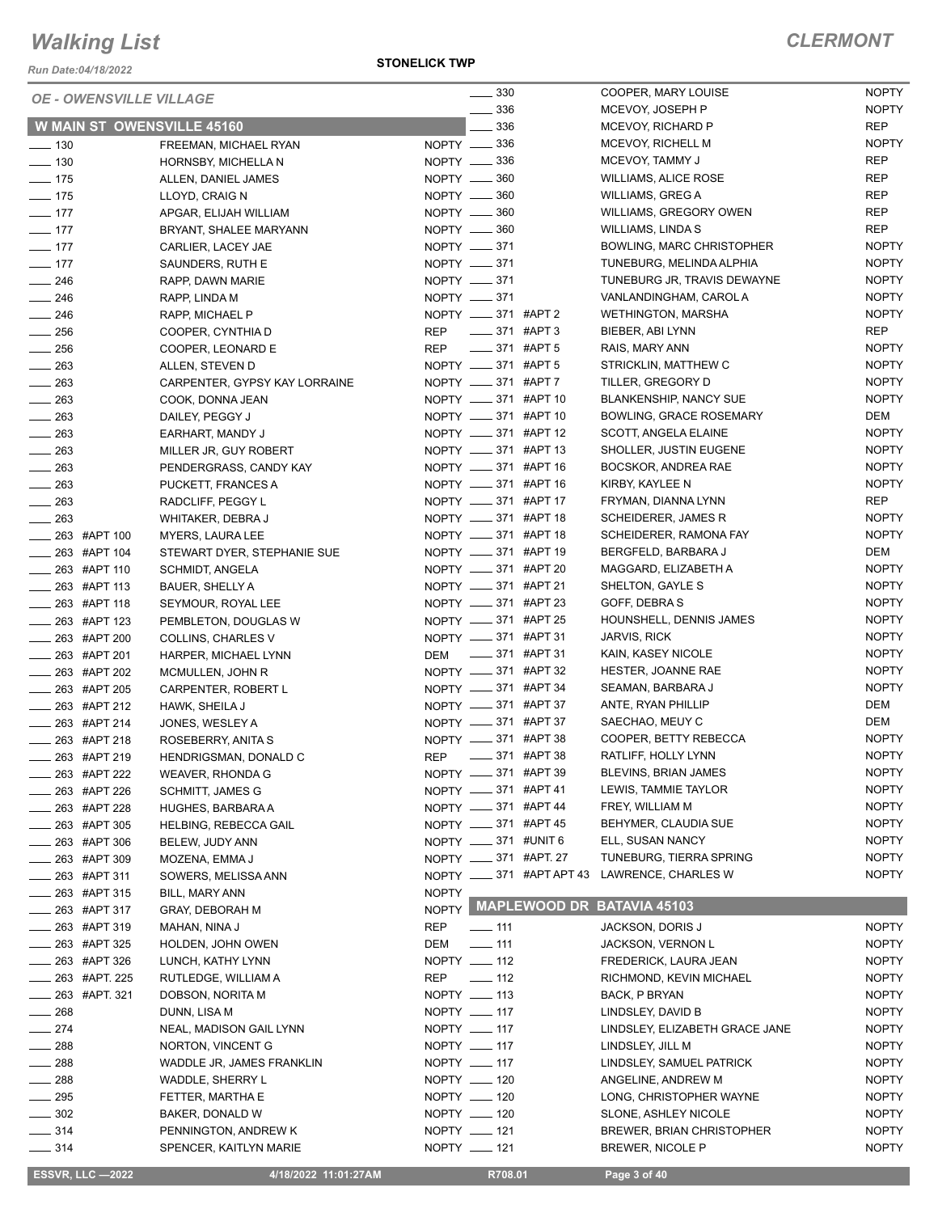# Walking List

**CLERMONT**

Run Date:04/18/2022

**STONELICK TWP**

*OE - OWENSVILLE VILLAGE*

## W MAIN ST OWENSVILLE 45160

| No. | Name | Party |
|---|---|---|
| ___ 130 | FREEMAN, MICHAEL RYAN | NOPTY |
| ___ 130 | HORNSBY, MICHELLA N | NOPTY |
| ___ 175 | ALLEN, DANIEL JAMES | NOPTY |
| ___ 175 | LLOYD, CRAIG N | NOPTY |
| ___ 177 | APGAR, ELIJAH WILLIAM | NOPTY |
| ___ 177 | BRYANT, SHALEE MARYANN | NOPTY |
| ___ 177 | CARLIER, LACEY JAE | NOPTY |
| ___ 177 | SAUNDERS, RUTH E | NOPTY |
| ___ 246 | RAPP, DAWN MARIE | NOPTY |
| ___ 246 | RAPP, LINDA M | NOPTY |
| ___ 246 | RAPP, MICHAEL P | NOPTY |
| ___ 256 | COOPER, CYNTHIA D | REP |
| ___ 256 | COOPER, LEONARD E | REP |
| ___ 263 | ALLEN, STEVEN D | NOPTY |
| ___ 263 | CARPENTER, GYPSY KAY LORRAINE | NOPTY |
| ___ 263 | COOK, DONNA JEAN | NOPTY |
| ___ 263 | DAILEY, PEGGY J | NOPTY |
| ___ 263 | EARHART, MANDY J | NOPTY |
| ___ 263 | MILLER JR, GUY ROBERT | NOPTY |
| ___ 263 | PENDERGRASS, CANDY KAY | NOPTY |
| ___ 263 | PUCKETT, FRANCES A | NOPTY |
| ___ 263 | RADCLIFF, PEGGY L | NOPTY |
| ___ 263 | WHITAKER, DEBRA J | NOPTY |
| ___ 263 #APT 100 | MYERS, LAURA LEE | NOPTY |
| ___ 263 #APT 104 | STEWART DYER, STEPHANIE SUE | NOPTY |
| ___ 263 #APT 110 | SCHMIDT, ANGELA | NOPTY |
| ___ 263 #APT 113 | BAUER, SHELLY A | NOPTY |
| ___ 263 #APT 118 | SEYMOUR, ROYAL LEE | NOPTY |
| ___ 263 #APT 123 | PEMBLETON, DOUGLAS W | NOPTY |
| ___ 263 #APT 200 | COLLINS, CHARLES V | NOPTY |
| ___ 263 #APT 201 | HARPER, MICHAEL LYNN | DEM |
| ___ 263 #APT 202 | MCMULLEN, JOHN R | NOPTY |
| ___ 263 #APT 205 | CARPENTER, ROBERT L | NOPTY |
| ___ 263 #APT 212 | HAWK, SHEILA J | NOPTY |
| ___ 263 #APT 214 | JONES, WESLEY A | NOPTY |
| ___ 263 #APT 218 | ROSEBERRY, ANITA S | NOPTY |
| ___ 263 #APT 219 | HENDRIGSMAN, DONALD C | REP |
| ___ 263 #APT 222 | WEAVER, RHONDA G | NOPTY |
| ___ 263 #APT 226 | SCHMITT, JAMES G | NOPTY |
| ___ 263 #APT 228 | HUGHES, BARBARA A | NOPTY |
| ___ 263 #APT 305 | HELBING, REBECCA GAIL | NOPTY |
| ___ 263 #APT 306 | BELEW, JUDY ANN | NOPTY |
| ___ 263 #APT 309 | MOZENA, EMMA J | NOPTY |
| ___ 263 #APT 311 | SOWERS, MELISSA ANN | NOPTY |
| ___ 263 #APT 315 | BILL, MARY ANN | NOPTY |
| ___ 263 #APT 317 | GRAY, DEBORAH M | NOPTY |
| ___ 263 #APT 319 | MAHAN, NINA J | REP |
| ___ 263 #APT 325 | HOLDEN, JOHN OWEN | DEM |
| ___ 263 #APT 326 | LUNCH, KATHY LYNN | NOPTY |
| ___ 263 #APT. 225 | RUTLEDGE, WILLIAM A | REP |
| ___ 263 #APT. 321 | DOBSON, NORITA M | NOPTY |
| ___ 268 | DUNN, LISA M | NOPTY |
| ___ 274 | NEAL, MADISON GAIL LYNN | NOPTY |
| ___ 288 | NORTON, VINCENT G | NOPTY |
| ___ 288 | WADDLE JR, JAMES FRANKLIN | NOPTY |
| ___ 288 | WADDLE, SHERRY L | NOPTY |
| ___ 295 | FETTER, MARTHA E | NOPTY |
| ___ 302 | BAKER, DONALD W | NOPTY |
| ___ 314 | PENNINGTON, ANDREW K | NOPTY |
| ___ 314 | SPENCER, KAITLYN MARIE | NOPTY |
| ___ 330 | COOPER, MARY LOUISE | NOPTY |
| ___ 336 | MCEVOY, JOSEPH P | NOPTY |
| ___ 336 | MCEVOY, RICHARD P | REP |
| ___ 336 | MCEVOY, RICHELL M | NOPTY |
| ___ 336 | MCEVOY, TAMMY J | REP |
| ___ 360 | WILLIAMS, ALICE ROSE | REP |
| ___ 360 | WILLIAMS, GREG A | REP |
| ___ 360 | WILLIAMS, GREGORY OWEN | REP |
| ___ 360 | WILLIAMS, LINDA S | REP |
| ___ 371 | BOWLING, MARC CHRISTOPHER | NOPTY |
| ___ 371 | TUNEBURG, MELINDA ALPHIA | NOPTY |
| ___ 371 | TUNEBURG JR, TRAVIS DEWAYNE | NOPTY |
| ___ 371 | VANLANDINGHAM, CAROL A | NOPTY |
| ___ 371 #APT 2 | WETHINGTON, MARSHA | NOPTY |
| ___ 371 #APT 3 | BIEBER, ABI LYNN | REP |
| ___ 371 #APT 5 | RAIS, MARY ANN | NOPTY |
| ___ 371 #APT 5 | STRICKLIN, MATTHEW C | NOPTY |
| ___ 371 #APT 7 | TILLER, GREGORY D | NOPTY |
| ___ 371 #APT 10 | BLANKENSHIP, NANCY SUE | NOPTY |
| ___ 371 #APT 10 | BOWLING, GRACE ROSEMARY | DEM |
| ___ 371 #APT 12 | SCOTT, ANGELA ELAINE | NOPTY |
| ___ 371 #APT 13 | SHOLLER, JUSTIN EUGENE | NOPTY |
| ___ 371 #APT 16 | BOCSKOR, ANDREA RAE | NOPTY |
| ___ 371 #APT 16 | KIRBY, KAYLEE N | NOPTY |
| ___ 371 #APT 17 | FRYMAN, DIANNA LYNN | REP |
| ___ 371 #APT 18 | SCHEIDERER, JAMES R | NOPTY |
| ___ 371 #APT 18 | SCHEIDERER, RAMONA FAY | NOPTY |
| ___ 371 #APT 19 | BERGFELD, BARBARA J | DEM |
| ___ 371 #APT 20 | MAGGARD, ELIZABETH A | NOPTY |
| ___ 371 #APT 21 | SHELTON, GAYLE S | NOPTY |
| ___ 371 #APT 23 | GOFF, DEBRA S | NOPTY |
| ___ 371 #APT 25 | HOUNSHELL, DENNIS JAMES | NOPTY |
| ___ 371 #APT 31 | JARVIS, RICK | NOPTY |
| ___ 371 #APT 31 | KAIN, KASEY NICOLE | NOPTY |
| ___ 371 #APT 32 | HESTER, JOANNE RAE | NOPTY |
| ___ 371 #APT 34 | SEAMAN, BARBARA J | NOPTY |
| ___ 371 #APT 37 | ANTE, RYAN PHILLIP | DEM |
| ___ 371 #APT 37 | SAECHAO, MEUY C | DEM |
| ___ 371 #APT 38 | COOPER, BETTY REBECCA | NOPTY |
| ___ 371 #APT 38 | RATLIFF, HOLLY LYNN | NOPTY |
| ___ 371 #APT 39 | BLEVINS, BRIAN JAMES | NOPTY |
| ___ 371 #APT 41 | LEWIS, TAMMIE TAYLOR | NOPTY |
| ___ 371 #APT 44 | FREY, WILLIAM M | NOPTY |
| ___ 371 #APT 45 | BEHYMER, CLAUDIA SUE | NOPTY |
| ___ 371 #UNIT 6 | ELL, SUSAN NANCY | NOPTY |
| ___ 371 #APT. 27 | TUNEBURG, TIERRA SPRING | NOPTY |
| ___ 371 #APT APT 43 | LAWRENCE, CHARLES W | NOPTY |

## MAPLEWOOD DR BATAVIA 45103

| No. | Name | Party |
|---|---|---|
| ___ 111 | JACKSON, DORIS J | NOPTY |
| ___ 111 | JACKSON, VERNON L | NOPTY |
| ___ 112 | FREDERICK, LAURA JEAN | NOPTY |
| ___ 112 | RICHMOND, KEVIN MICHAEL | NOPTY |
| ___ 113 | BACK, P BRYAN | NOPTY |
| ___ 117 | LINDSLEY, DAVID B | NOPTY |
| ___ 117 | LINDSLEY, ELIZABETH GRACE JANE | NOPTY |
| ___ 117 | LINDSLEY, JILL M | NOPTY |
| ___ 117 | LINDSLEY, SAMUEL PATRICK | NOPTY |
| ___ 120 | ANGELINE, ANDREW M | NOPTY |
| ___ 120 | LONG, CHRISTOPHER WAYNE | NOPTY |
| ___ 120 | SLONE, ASHLEY NICOLE | NOPTY |
| ___ 121 | BREWER, BRIAN CHRISTOPHER | NOPTY |
| ___ 121 | BREWER, NICOLE P | NOPTY |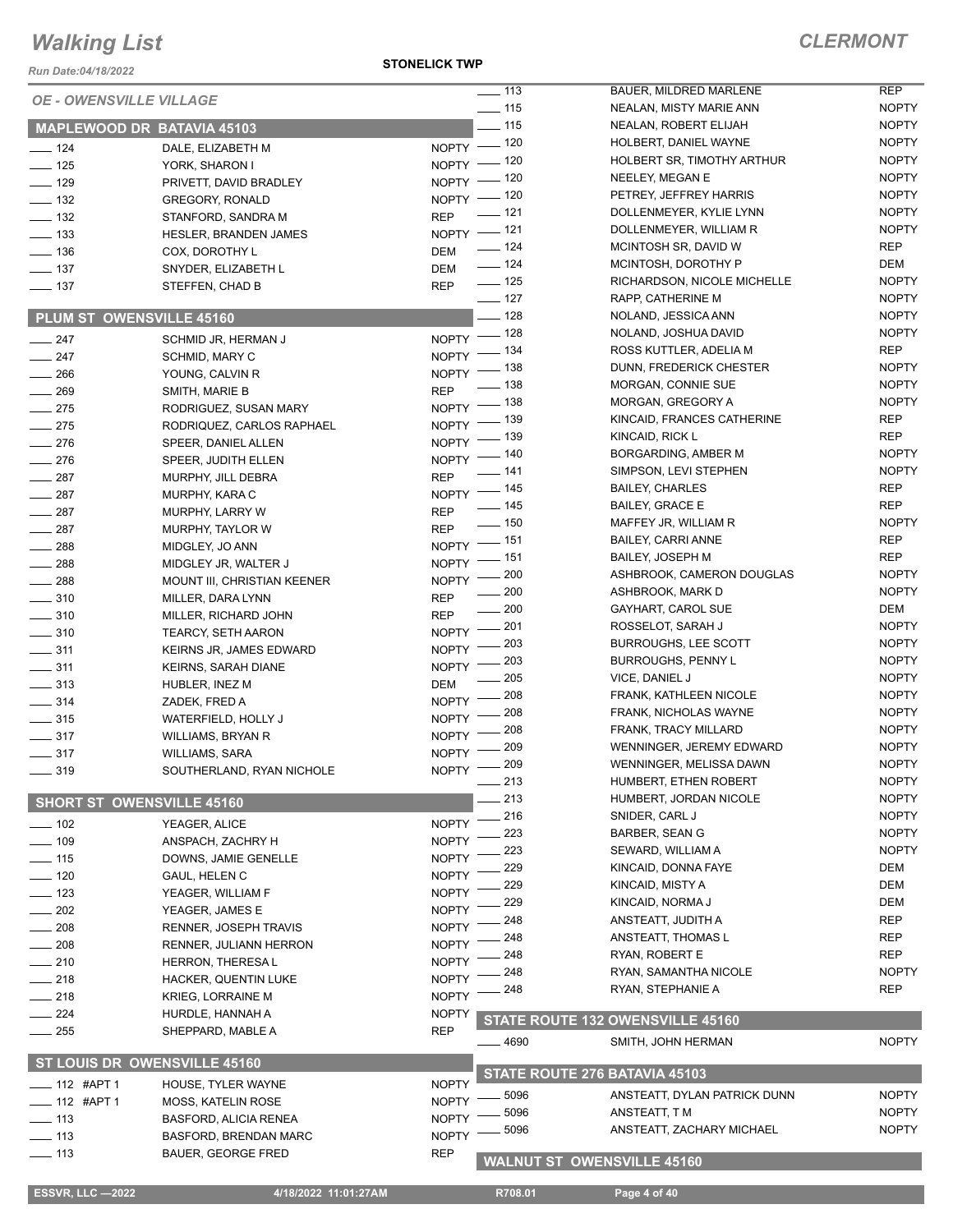# Walking List

**CLERMONT**

Run Date:04/18/2022

**STONELICK TWP**

*OE - OWENSVILLE VILLAGE*

## MAPLEWOOD DR BATAVIA 45103

| No. | Name | Party |
|---|---|---|
| 124 | DALE, ELIZABETH M | NOPTY |
| 125 | YORK, SHARON I | NOPTY |
| 129 | PRIVETT, DAVID BRADLEY | NOPTY |
| 132 | GREGORY, RONALD | NOPTY |
| 132 | STANFORD, SANDRA M | REP |
| 133 | HESLER, BRANDEN JAMES | NOPTY |
| 136 | COX, DOROTHY L | DEM |
| 137 | SNYDER, ELIZABETH L | DEM |
| 137 | STEFFEN, CHAD B | REP |

## PLUM ST OWENSVILLE 45160

| No. | Name | Party |
|---|---|---|
| 247 | SCHMID JR, HERMAN J | NOPTY |
| 247 | SCHMID, MARY C | NOPTY |
| 266 | YOUNG, CALVIN R | NOPTY |
| 269 | SMITH, MARIE B | REP |
| 275 | RODRIGUEZ, SUSAN MARY | NOPTY |
| 275 | RODRIQUEZ, CARLOS RAPHAEL | NOPTY |
| 276 | SPEER, DANIEL ALLEN | NOPTY |
| 276 | SPEER, JUDITH ELLEN | NOPTY |
| 287 | MURPHY, JILL DEBRA | REP |
| 287 | MURPHY, KARA C | NOPTY |
| 287 | MURPHY, LARRY W | REP |
| 287 | MURPHY, TAYLOR W | REP |
| 288 | MIDGLEY, JO ANN | NOPTY |
| 288 | MIDGLEY JR, WALTER J | NOPTY |
| 288 | MOUNT III, CHRISTIAN KEENER | NOPTY |
| 310 | MILLER, DARA LYNN | REP |
| 310 | MILLER, RICHARD JOHN | REP |
| 310 | TEARCY, SETH AARON | NOPTY |
| 311 | KEIRNS JR, JAMES EDWARD | NOPTY |
| 311 | KEIRNS, SARAH DIANE | NOPTY |
| 313 | HUBLER, INEZ M | DEM |
| 314 | ZADEK, FRED A | NOPTY |
| 315 | WATERFIELD, HOLLY J | NOPTY |
| 317 | WILLIAMS, BRYAN R | NOPTY |
| 317 | WILLIAMS, SARA | NOPTY |
| 319 | SOUTHERLAND, RYAN NICHOLE | NOPTY |

## SHORT ST OWENSVILLE 45160

| No. | Name | Party |
|---|---|---|
| 102 | YEAGER, ALICE | NOPTY |
| 109 | ANSPACH, ZACHRY H | NOPTY |
| 115 | DOWNS, JAMIE GENELLE | NOPTY |
| 120 | GAUL, HELEN C | NOPTY |
| 123 | YEAGER, WILLIAM F | NOPTY |
| 202 | YEAGER, JAMES E | NOPTY |
| 208 | RENNER, JOSEPH TRAVIS | NOPTY |
| 208 | RENNER, JULIANN HERRON | NOPTY |
| 210 | HERRON, THERESA L | NOPTY |
| 218 | HACKER, QUENTIN LUKE | NOPTY |
| 218 | KRIEG, LORRAINE M | NOPTY |
| 224 | HURDLE, HANNAH A | NOPTY |
| 255 | SHEPPARD, MABLE A | REP |

## ST LOUIS DR OWENSVILLE 45160

| No. | Name | Party |
|---|---|---|
| 112 #APT 1 | HOUSE, TYLER WAYNE | NOPTY |
| 112 #APT 1 | MOSS, KATELIN ROSE | NOPTY |
| 113 | BASFORD, ALICIA RENEA | NOPTY |
| 113 | BASFORD, BRENDAN MARC | NOPTY |
| 113 | BAUER, GEORGE FRED | REP |
| 113 | BAUER, MILDRED MARLENE | REP |
| 115 | NEALAN, MISTY MARIE ANN | NOPTY |
| 115 | NEALAN, ROBERT ELIJAH | NOPTY |
| 120 | HOLBERT, DANIEL WAYNE | NOPTY |
| 120 | HOLBERT SR, TIMOTHY ARTHUR | NOPTY |
| 120 | NEELEY, MEGAN E | NOPTY |
| 120 | PETREY, JEFFREY HARRIS | NOPTY |
| 121 | DOLLENMEYER, KYLIE LYNN | NOPTY |
| 121 | DOLLENMEYER, WILLIAM R | NOPTY |
| 124 | MCINTOSH SR, DAVID W | REP |
| 124 | MCINTOSH, DOROTHY P | DEM |
| 125 | RICHARDSON, NICOLE MICHELLE | NOPTY |
| 127 | RAPP, CATHERINE M | NOPTY |
| 128 | NOLAND, JESSICA ANN | NOPTY |
| 128 | NOLAND, JOSHUA DAVID | NOPTY |
| 134 | ROSS KUTTLER, ADELIA M | REP |
| 138 | DUNN, FREDERICK CHESTER | NOPTY |
| 138 | MORGAN, CONNIE SUE | NOPTY |
| 138 | MORGAN, GREGORY A | NOPTY |
| 139 | KINCAID, FRANCES CATHERINE | REP |
| 139 | KINCAID, RICK L | REP |
| 140 | BORGARDING, AMBER M | NOPTY |
| 141 | SIMPSON, LEVI STEPHEN | NOPTY |
| 145 | BAILEY, CHARLES | REP |
| 145 | BAILEY, GRACE E | REP |
| 150 | MAFFEY JR, WILLIAM R | NOPTY |
| 151 | BAILEY, CARRI ANNE | REP |
| 151 | BAILEY, JOSEPH M | REP |
| 200 | ASHBROOK, CAMERON DOUGLAS | NOPTY |
| 200 | ASHBROOK, MARK D | NOPTY |
| 200 | GAYHART, CAROL SUE | DEM |
| 201 | ROSSELOT, SARAH J | NOPTY |
| 203 | BURROUGHS, LEE SCOTT | NOPTY |
| 203 | BURROUGHS, PENNY L | NOPTY |
| 205 | VICE, DANIEL J | NOPTY |
| 208 | FRANK, KATHLEEN NICOLE | NOPTY |
| 208 | FRANK, NICHOLAS WAYNE | NOPTY |
| 208 | FRANK, TRACY MILLARD | NOPTY |
| 209 | WENNINGER, JEREMY EDWARD | NOPTY |
| 209 | WENNINGER, MELISSA DAWN | NOPTY |
| 213 | HUMBERT, ETHEN ROBERT | NOPTY |
| 213 | HUMBERT, JORDAN NICOLE | NOPTY |
| 216 | SNIDER, CARL J | NOPTY |
| 223 | BARBER, SEAN G | NOPTY |
| 223 | SEWARD, WILLIAM A | NOPTY |
| 229 | KINCAID, DONNA FAYE | DEM |
| 229 | KINCAID, MISTY A | DEM |
| 229 | KINCAID, NORMA J | DEM |
| 248 | ANSTEATT, JUDITH A | REP |
| 248 | ANSTEATT, THOMAS L | REP |
| 248 | RYAN, ROBERT E | REP |
| 248 | RYAN, SAMANTHA NICOLE | NOPTY |
| 248 | RYAN, STEPHANIE A | REP |

## STATE ROUTE 132 OWENSVILLE 45160

| No. | Name | Party |
|---|---|---|
| 4690 | SMITH, JOHN HERMAN | NOPTY |

## STATE ROUTE 276 BATAVIA 45103

| No. | Name | Party |
|---|---|---|
| 5096 | ANSTEATT, DYLAN PATRICK DUNN | NOPTY |
| 5096 | ANSTEATT, T M | NOPTY |
| 5096 | ANSTEATT, ZACHARY MICHAEL | NOPTY |

## WALNUT ST OWENSVILLE 45160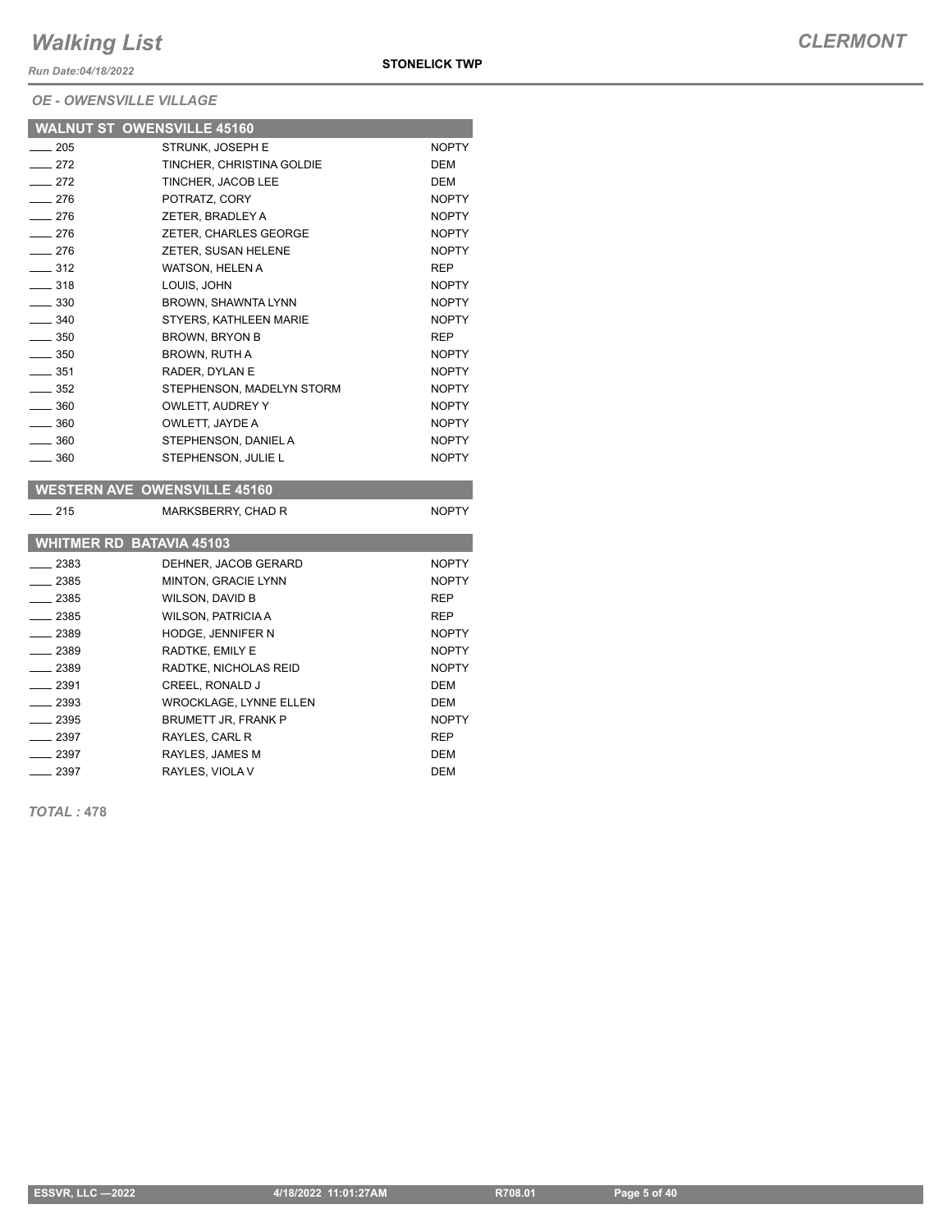# Walking List

**CLERMONT**

*Run Date:04/18/2022*

**STONELICK TWP**

*OE - OWENSVILLE VILLAGE*

## WALNUT ST OWENSVILLE 45160

| | | |
|---|---|---|
| ____ 205 | STRUNK, JOSEPH E | NOPTY |
| ____ 272 | TINCHER, CHRISTINA GOLDIE | DEM |
| ____ 272 | TINCHER, JACOB LEE | DEM |
| ____ 276 | POTRATZ, CORY | NOPTY |
| ____ 276 | ZETER, BRADLEY A | NOPTY |
| ____ 276 | ZETER, CHARLES GEORGE | NOPTY |
| ____ 276 | ZETER, SUSAN HELENE | NOPTY |
| ____ 312 | WATSON, HELEN A | REP |
| ____ 318 | LOUIS, JOHN | NOPTY |
| ____ 330 | BROWN, SHAWNTA LYNN | NOPTY |
| ____ 340 | STYERS, KATHLEEN MARIE | NOPTY |
| ____ 350 | BROWN, BRYON B | REP |
| ____ 350 | BROWN, RUTH A | NOPTY |
| ____ 351 | RADER, DYLAN E | NOPTY |
| ____ 352 | STEPHENSON, MADELYN STORM | NOPTY |
| ____ 360 | OWLETT, AUDREY Y | NOPTY |
| ____ 360 | OWLETT, JAYDE A | NOPTY |
| ____ 360 | STEPHENSON, DANIEL A | NOPTY |
| ____ 360 | STEPHENSON, JULIE L | NOPTY |

## WESTERN AVE OWENSVILLE 45160

| | | |
|---|---|---|
| ____ 215 | MARKSBERRY, CHAD R | NOPTY |

## WHITMER RD BATAVIA 45103

| | | |
|---|---|---|
| ____ 2383 | DEHNER, JACOB GERARD | NOPTY |
| ____ 2385 | MINTON, GRACIE LYNN | NOPTY |
| ____ 2385 | WILSON, DAVID B | REP |
| ____ 2385 | WILSON, PATRICIA A | REP |
| ____ 2389 | HODGE, JENNIFER N | NOPTY |
| ____ 2389 | RADTKE, EMILY E | NOPTY |
| ____ 2389 | RADTKE, NICHOLAS REID | NOPTY |
| ____ 2391 | CREEL, RONALD J | DEM |
| ____ 2393 | WROCKLAGE, LYNNE ELLEN | DEM |
| ____ 2395 | BRUMETT JR, FRANK P | NOPTY |
| ____ 2397 | RAYLES, CARL R | REP |
| ____ 2397 | RAYLES, JAMES M | DEM |
| ____ 2397 | RAYLES, VIOLA V | DEM |

*TOTAL :* **478**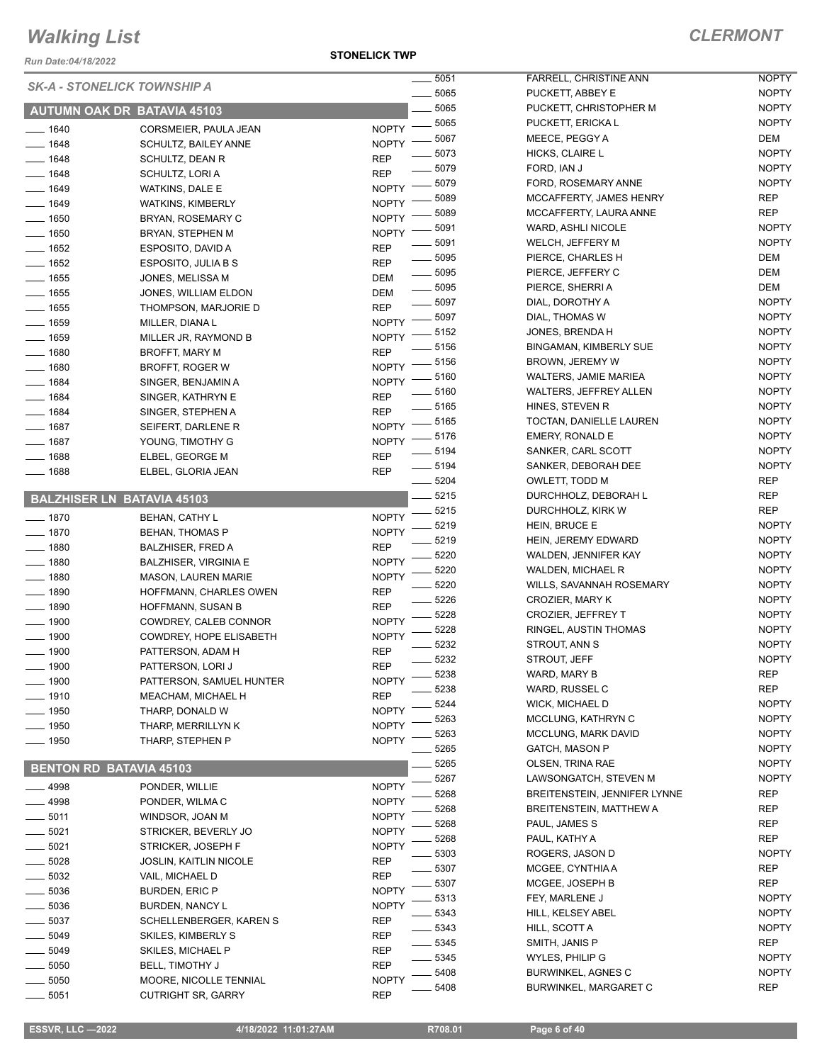# Walking List

**CLERMONT**

Run Date:04/18/2022

**STONELICK TWP**

*SK-A - STONELICK TOWNSHIP A*

## AUTUMN OAK DR BATAVIA 45103

| No. | Name | Party |
|---|---|---|
| 1640 | CORSMEIER, PAULA JEAN | NOPTY |
| 1648 | SCHULTZ, BAILEY ANNE | NOPTY |
| 1648 | SCHULTZ, DEAN R | REP |
| 1648 | SCHULTZ, LORI A | REP |
| 1649 | WATKINS, DALE E | NOPTY |
| 1649 | WATKINS, KIMBERLY | NOPTY |
| 1650 | BRYAN, ROSEMARY C | NOPTY |
| 1650 | BRYAN, STEPHEN M | NOPTY |
| 1652 | ESPOSITO, DAVID A | REP |
| 1652 | ESPOSITO, JULIA B S | REP |
| 1655 | JONES, MELISSA M | DEM |
| 1655 | JONES, WILLIAM ELDON | DEM |
| 1655 | THOMPSON, MARJORIE D | REP |
| 1659 | MILLER, DIANA L | NOPTY |
| 1659 | MILLER JR, RAYMOND B | NOPTY |
| 1680 | BROFFT, MARY M | REP |
| 1680 | BROFFT, ROGER W | NOPTY |
| 1684 | SINGER, BENJAMIN A | NOPTY |
| 1684 | SINGER, KATHRYN E | REP |
| 1684 | SINGER, STEPHEN A | REP |
| 1687 | SEIFERT, DARLENE R | NOPTY |
| 1687 | YOUNG, TIMOTHY G | NOPTY |
| 1688 | ELBEL, GEORGE M | REP |
| 1688 | ELBEL, GLORIA JEAN | REP |

## BALZHISER LN BATAVIA 45103

| No. | Name | Party |
|---|---|---|
| 1870 | BEHAN, CATHY L | NOPTY |
| 1870 | BEHAN, THOMAS P | NOPTY |
| 1880 | BALZHISER, FRED A | REP |
| 1880 | BALZHISER, VIRGINIA E | NOPTY |
| 1880 | MASON, LAUREN MARIE | NOPTY |
| 1890 | HOFFMANN, CHARLES OWEN | REP |
| 1890 | HOFFMANN, SUSAN B | REP |
| 1900 | COWDREY, CALEB CONNOR | NOPTY |
| 1900 | COWDREY, HOPE ELISABETH | NOPTY |
| 1900 | PATTERSON, ADAM H | REP |
| 1900 | PATTERSON, LORI J | REP |
| 1900 | PATTERSON, SAMUEL HUNTER | NOPTY |
| 1910 | MEACHAM, MICHAEL H | REP |
| 1950 | THARP, DONALD W | NOPTY |
| 1950 | THARP, MERRILLYN K | NOPTY |
| 1950 | THARP, STEPHEN P | NOPTY |

## BENTON RD BATAVIA 45103

| No. | Name | Party |
|---|---|---|
| 4998 | PONDER, WILLIE | NOPTY |
| 4998 | PONDER, WILMA C | NOPTY |
| 5011 | WINDSOR, JOAN M | NOPTY |
| 5021 | STRICKER, BEVERLY JO | NOPTY |
| 5021 | STRICKER, JOSEPH F | NOPTY |
| 5028 | JOSLIN, KAITLIN NICOLE | REP |
| 5032 | VAIL, MICHAEL D | REP |
| 5036 | BURDEN, ERIC P | NOPTY |
| 5036 | BURDEN, NANCY L | NOPTY |
| 5037 | SCHELLENBERGER, KAREN S | REP |
| 5049 | SKILES, KIMBERLY S | REP |
| 5049 | SKILES, MICHAEL P | REP |
| 5050 | BELL, TIMOTHY J | REP |
| 5050 | MOORE, NICOLLE TENNIAL | NOPTY |
| 5051 | CUTRIGHT SR, GARRY | REP |
| 5051 | FARRELL, CHRISTINE ANN | NOPTY |
| 5065 | PUCKETT, ABBEY E | NOPTY |
| 5065 | PUCKETT, CHRISTOPHER M | NOPTY |
| 5065 | PUCKETT, ERICKA L | NOPTY |
| 5067 | MEECE, PEGGY A | DEM |
| 5073 | HICKS, CLAIRE L | NOPTY |
| 5079 | FORD, IAN J | NOPTY |
| 5079 | FORD, ROSEMARY ANNE | NOPTY |
| 5089 | MCCAFFERTY, JAMES HENRY | REP |
| 5089 | MCCAFFERTY, LAURA ANNE | REP |
| 5091 | WARD, ASHLI NICOLE | NOPTY |
| 5091 | WELCH, JEFFERY M | NOPTY |
| 5095 | PIERCE, CHARLES H | DEM |
| 5095 | PIERCE, JEFFERY C | DEM |
| 5095 | PIERCE, SHERRI A | DEM |
| 5097 | DIAL, DOROTHY A | NOPTY |
| 5097 | DIAL, THOMAS W | NOPTY |
| 5152 | JONES, BRENDA H | NOPTY |
| 5156 | BINGAMAN, KIMBERLY SUE | NOPTY |
| 5156 | BROWN, JEREMY W | NOPTY |
| 5160 | WALTERS, JAMIE MARIEA | NOPTY |
| 5160 | WALTERS, JEFFREY ALLEN | NOPTY |
| 5165 | HINES, STEVEN R | NOPTY |
| 5165 | TOCTAN, DANIELLE LAUREN | NOPTY |
| 5176 | EMERY, RONALD E | NOPTY |
| 5194 | SANKER, CARL SCOTT | NOPTY |
| 5194 | SANKER, DEBORAH DEE | NOPTY |
| 5204 | OWLETT, TODD M | REP |
| 5215 | DURCHHOLZ, DEBORAH L | REP |
| 5215 | DURCHHOLZ, KIRK W | REP |
| 5219 | HEIN, BRUCE E | NOPTY |
| 5219 | HEIN, JEREMY EDWARD | NOPTY |
| 5220 | WALDEN, JENNIFER KAY | NOPTY |
| 5220 | WALDEN, MICHAEL R | NOPTY |
| 5220 | WILLS, SAVANNAH ROSEMARY | NOPTY |
| 5226 | CROZIER, MARY K | NOPTY |
| 5228 | CROZIER, JEFFREY T | NOPTY |
| 5228 | RINGEL, AUSTIN THOMAS | NOPTY |
| 5232 | STROUT, ANN S | NOPTY |
| 5232 | STROUT, JEFF | NOPTY |
| 5238 | WARD, MARY B | REP |
| 5238 | WARD, RUSSEL C | REP |
| 5244 | WICK, MICHAEL D | NOPTY |
| 5263 | MCCLUNG, KATHRYN C | NOPTY |
| 5263 | MCCLUNG, MARK DAVID | NOPTY |
| 5265 | GATCH, MASON P | NOPTY |
| 5265 | OLSEN, TRINA RAE | NOPTY |
| 5267 | LAWSONGATCH, STEVEN M | NOPTY |
| 5268 | BREITENSTEIN, JENNIFER LYNNE | REP |
| 5268 | BREITENSTEIN, MATTHEW A | REP |
| 5268 | PAUL, JAMES S | REP |
| 5268 | PAUL, KATHY A | REP |
| 5303 | ROGERS, JASON D | NOPTY |
| 5307 | MCGEE, CYNTHIA A | REP |
| 5307 | MCGEE, JOSEPH B | REP |
| 5313 | FEY, MARLENE J | NOPTY |
| 5343 | HILL, KELSEY ABEL | NOPTY |
| 5343 | HILL, SCOTT A | NOPTY |
| 5345 | SMITH, JANIS P | REP |
| 5345 | WYLES, PHILIP G | NOPTY |
| 5408 | BURWINKEL, AGNES C | NOPTY |
| 5408 | BURWINKEL, MARGARET C | REP |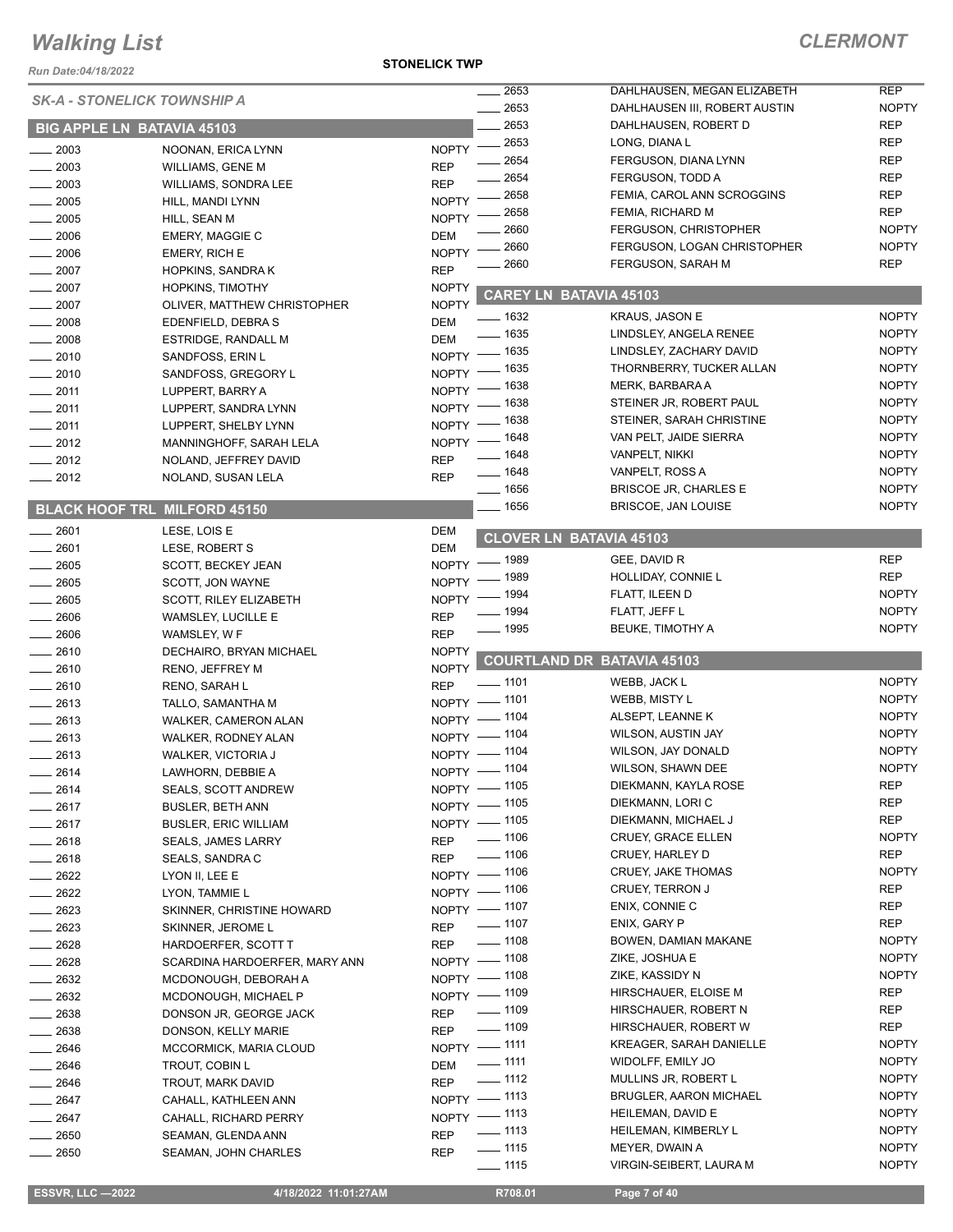# Walking List

## CLERMONT

Run Date:04/18/2022

**STONELICK TWP**

### SK-A - STONELICK TOWNSHIP A

### BIG APPLE LN BATAVIA 45103

| No. | Name | Party |
|---|---|---|
| 2003 | NOONAN, ERICA LYNN | NOPTY |
| 2003 | WILLIAMS, GENE M | REP |
| 2003 | WILLIAMS, SONDRA LEE | REP |
| 2005 | HILL, MANDI LYNN | NOPTY |
| 2005 | HILL, SEAN M | NOPTY |
| 2006 | EMERY, MAGGIE C | DEM |
| 2006 | EMERY, RICH E | NOPTY |
| 2007 | HOPKINS, SANDRA K | REP |
| 2007 | HOPKINS, TIMOTHY | NOPTY |
| 2007 | OLIVER, MATTHEW CHRISTOPHER | NOPTY |
| 2008 | EDENFIELD, DEBRA S | DEM |
| 2008 | ESTRIDGE, RANDALL M | DEM |
| 2010 | SANDFOSS, ERIN L | NOPTY |
| 2010 | SANDFOSS, GREGORY L | NOPTY |
| 2011 | LUPPERT, BARRY A | NOPTY |
| 2011 | LUPPERT, SANDRA LYNN | NOPTY |
| 2011 | LUPPERT, SHELBY LYNN | NOPTY |
| 2012 | MANNINGHOFF, SARAH LELA | NOPTY |
| 2012 | NOLAND, JEFFREY DAVID | REP |
| 2012 | NOLAND, SUSAN LELA | REP |

### BLACK HOOF TRL MILFORD 45150

| No. | Name | Party |
|---|---|---|
| 2601 | LESE, LOIS E | DEM |
| 2601 | LESE, ROBERT S | DEM |
| 2605 | SCOTT, BECKEY JEAN | NOPTY |
| 2605 | SCOTT, JON WAYNE | NOPTY |
| 2605 | SCOTT, RILEY ELIZABETH | NOPTY |
| 2606 | WAMSLEY, LUCILLE E | REP |
| 2606 | WAMSLEY, W F | REP |
| 2610 | DECHAIRO, BRYAN MICHAEL | NOPTY |
| 2610 | RENO, JEFFREY M | NOPTY |
| 2610 | RENO, SARAH L | REP |
| 2613 | TALLO, SAMANTHA M | NOPTY |
| 2613 | WALKER, CAMERON ALAN | NOPTY |
| 2613 | WALKER, RODNEY ALAN | NOPTY |
| 2613 | WALKER, VICTORIA J | NOPTY |
| 2614 | LAWHORN, DEBBIE A | NOPTY |
| 2614 | SEALS, SCOTT ANDREW | NOPTY |
| 2617 | BUSLER, BETH ANN | NOPTY |
| 2617 | BUSLER, ERIC WILLIAM | NOPTY |
| 2618 | SEALS, JAMES LARRY | REP |
| 2618 | SEALS, SANDRA C | REP |
| 2622 | LYON II, LEE E | NOPTY |
| 2622 | LYON, TAMMIE L | NOPTY |
| 2623 | SKINNER, CHRISTINE HOWARD | NOPTY |
| 2623 | SKINNER, JEROME L | REP |
| 2628 | HARDOERFER, SCOTT T | REP |
| 2628 | SCARDINA HARDOERFER, MARY ANN | NOPTY |
| 2632 | MCDONOUGH, DEBORAH A | NOPTY |
| 2632 | MCDONOUGH, MICHAEL P | NOPTY |
| 2638 | DONSON JR, GEORGE JACK | REP |
| 2638 | DONSON, KELLY MARIE | REP |
| 2646 | MCCORMICK, MARIA CLOUD | NOPTY |
| 2646 | TROUT, COBIN L | DEM |
| 2646 | TROUT, MARK DAVID | REP |
| 2647 | CAHALL, KATHLEEN ANN | NOPTY |
| 2647 | CAHALL, RICHARD PERRY | NOPTY |
| 2650 | SEAMAN, GLENDA ANN | REP |
| 2650 | SEAMAN, JOHN CHARLES | REP |
| 2653 | DAHLHAUSEN, MEGAN ELIZABETH | REP |
| 2653 | DAHLHAUSEN III, ROBERT AUSTIN | NOPTY |
| 2653 | DAHLHAUSEN, ROBERT D | REP |
| 2653 | LONG, DIANA L | REP |
| 2654 | FERGUSON, DIANA LYNN | REP |
| 2654 | FERGUSON, TODD A | REP |
| 2658 | FEMIA, CAROL ANN SCROGGINS | REP |
| 2658 | FEMIA, RICHARD M | REP |
| 2660 | FERGUSON, CHRISTOPHER | NOPTY |
| 2660 | FERGUSON, LOGAN CHRISTOPHER | NOPTY |
| 2660 | FERGUSON, SARAH M | REP |

### CAREY LN BATAVIA 45103

| No. | Name | Party |
|---|---|---|
| 1632 | KRAUS, JASON E | NOPTY |
| 1635 | LINDSLEY, ANGELA RENEE | NOPTY |
| 1635 | LINDSLEY, ZACHARY DAVID | NOPTY |
| 1635 | THORNBERRY, TUCKER ALLAN | NOPTY |
| 1638 | MERK, BARBARA A | NOPTY |
| 1638 | STEINER JR, ROBERT PAUL | NOPTY |
| 1638 | STEINER, SARAH CHRISTINE | NOPTY |
| 1648 | VAN PELT, JAIDE SIERRA | NOPTY |
| 1648 | VANPELT, NIKKI | NOPTY |
| 1648 | VANPELT, ROSS A | NOPTY |
| 1656 | BRISCOE JR, CHARLES E | NOPTY |
| 1656 | BRISCOE, JAN LOUISE | NOPTY |

### CLOVER LN BATAVIA 45103

| No. | Name | Party |
|---|---|---|
| 1989 | GEE, DAVID R | REP |
| 1989 | HOLLIDAY, CONNIE L | REP |
| 1994 | FLATT, ILEEN D | NOPTY |
| 1994 | FLATT, JEFF L | NOPTY |
| 1995 | BEUKE, TIMOTHY A | NOPTY |

### COURTLAND DR BATAVIA 45103

| No. | Name | Party |
|---|---|---|
| 1101 | WEBB, JACK L | NOPTY |
| 1101 | WEBB, MISTY L | NOPTY |
| 1104 | ALSEPT, LEANNE K | NOPTY |
| 1104 | WILSON, AUSTIN JAY | NOPTY |
| 1104 | WILSON, JAY DONALD | NOPTY |
| 1104 | WILSON, SHAWN DEE | NOPTY |
| 1105 | DIEKMANN, KAYLA ROSE | REP |
| 1105 | DIEKMANN, LORI C | REP |
| 1105 | DIEKMANN, MICHAEL J | REP |
| 1106 | CRUEY, GRACE ELLEN | NOPTY |
| 1106 | CRUEY, HARLEY D | REP |
| 1106 | CRUEY, JAKE THOMAS | NOPTY |
| 1106 | CRUEY, TERRON J | REP |
| 1107 | ENIX, CONNIE C | REP |
| 1107 | ENIX, GARY P | REP |
| 1108 | BOWEN, DAMIAN MAKANE | NOPTY |
| 1108 | ZIKE, JOSHUA E | NOPTY |
| 1108 | ZIKE, KASSIDY N | NOPTY |
| 1109 | HIRSCHAUER, ELOISE M | REP |
| 1109 | HIRSCHAUER, ROBERT N | REP |
| 1109 | HIRSCHAUER, ROBERT W | REP |
| 1111 | KREAGER, SARAH DANIELLE | NOPTY |
| 1111 | WIDOLFF, EMILY JO | NOPTY |
| 1112 | MULLINS JR, ROBERT L | NOPTY |
| 1113 | BRUGLER, AARON MICHAEL | NOPTY |
| 1113 | HEILEMAN, DAVID E | NOPTY |
| 1113 | HEILEMAN, KIMBERLY L | NOPTY |
| 1115 | MEYER, DWAIN A | NOPTY |
| 1115 | VIRGIN-SEIBERT, LAURA M | NOPTY |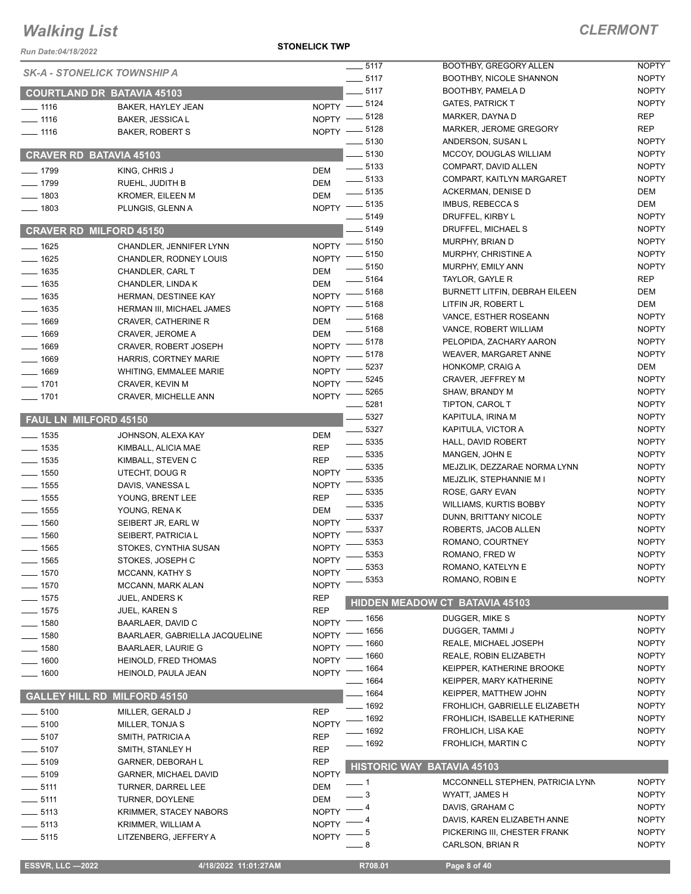# Walking List

## CLERMONT

Run Date:04/18/2022

STONELICK TWP

### SK-A - STONELICK TOWNSHIP A

#### COURTLAND DR BATAVIA 45103

| No. | Name | Party |
|---|---|---|
| 1116 | BAKER, HAYLEY JEAN | NOPTY |
| 1116 | BAKER, JESSICA L | NOPTY |
| 1116 | BAKER, ROBERT S | NOPTY |

#### CRAVER RD BATAVIA 45103

| No. | Name | Party |
|---|---|---|
| 1799 | KING, CHRIS J | DEM |
| 1799 | RUEHL, JUDITH B | DEM |
| 1803 | KROMER, EILEEN M | DEM |
| 1803 | PLUNGIS, GLENN A | NOPTY |

#### CRAVER RD MILFORD 45150

| No. | Name | Party |
|---|---|---|
| 1625 | CHANDLER, JENNIFER LYNN | NOPTY |
| 1625 | CHANDLER, RODNEY LOUIS | NOPTY |
| 1635 | CHANDLER, CARL T | DEM |
| 1635 | CHANDLER, LINDA K | DEM |
| 1635 | HERMAN, DESTINEE KAY | NOPTY |
| 1635 | HERMAN III, MICHAEL JAMES | NOPTY |
| 1669 | CRAVER, CATHERINE R | DEM |
| 1669 | CRAVER, JEROME A | DEM |
| 1669 | CRAVER, ROBERT JOSEPH | NOPTY |
| 1669 | HARRIS, CORTNEY MARIE | NOPTY |
| 1669 | WHITING, EMMALEE MARIE | NOPTY |
| 1701 | CRAVER, KEVIN M | NOPTY |
| 1701 | CRAVER, MICHELLE ANN | NOPTY |

#### FAUL LN MILFORD 45150

| No. | Name | Party |
|---|---|---|
| 1535 | JOHNSON, ALEXA KAY | DEM |
| 1535 | KIMBALL, ALICIA MAE | REP |
| 1535 | KIMBALL, STEVEN C | REP |
| 1550 | UTECHT, DOUG R | NOPTY |
| 1555 | DAVIS, VANESSA L | NOPTY |
| 1555 | YOUNG, BRENT LEE | REP |
| 1555 | YOUNG, RENA K | DEM |
| 1560 | SEIBERT JR, EARL W | NOPTY |
| 1560 | SEIBERT, PATRICIA L | NOPTY |
| 1565 | STOKES, CYNTHIA SUSAN | NOPTY |
| 1565 | STOKES, JOSEPH C | NOPTY |
| 1570 | MCCANN, KATHY S | NOPTY |
| 1570 | MCCANN, MARK ALAN | NOPTY |
| 1575 | JUEL, ANDERS K | REP |
| 1575 | JUEL, KAREN S | REP |
| 1580 | BAARLAER, DAVID C | NOPTY |
| 1580 | BAARLAER, GABRIELLA JACQUELINE | NOPTY |
| 1580 | BAARLAER, LAURIE G | NOPTY |
| 1600 | HEINOLD, FRED THOMAS | NOPTY |
| 1600 | HEINOLD, PAULA JEAN | NOPTY |

#### GALLEY HILL RD MILFORD 45150

| No. | Name | Party |
|---|---|---|
| 5100 | MILLER, GERALD J | REP |
| 5100 | MILLER, TONJA S | NOPTY |
| 5107 | SMITH, PATRICIA A | REP |
| 5107 | SMITH, STANLEY H | REP |
| 5109 | GARNER, DEBORAH L | REP |
| 5109 | GARNER, MICHAEL DAVID | NOPTY |
| 5111 | TURNER, DARREL LEE | DEM |
| 5111 | TURNER, DOYLENE | DEM |
| 5113 | KRIMMER, STACEY NABORS | NOPTY |
| 5113 | KRIMMER, WILLIAM A | NOPTY |
| 5115 | LITZENBERG, JEFFERY A | NOPTY |
| 5117 | BOOTHBY, GREGORY ALLEN | NOPTY |
| 5117 | BOOTHBY, NICOLE SHANNON | NOPTY |
| 5117 | BOOTHBY, PAMELA D | NOPTY |
| 5124 | GATES, PATRICK T | NOPTY |
| 5128 | MARKER, DAYNA D | REP |
| 5128 | MARKER, JEROME GREGORY | REP |
| 5130 | ANDERSON, SUSAN L | NOPTY |
| 5130 | MCCOY, DOUGLAS WILLIAM | NOPTY |
| 5133 | COMPART, DAVID ALLEN | NOPTY |
| 5133 | COMPART, KAITLYN MARGARET | NOPTY |
| 5135 | ACKERMAN, DENISE D | DEM |
| 5135 | IMBUS, REBECCA S | DEM |
| 5149 | DRUFFEL, KIRBY L | NOPTY |
| 5149 | DRUFFEL, MICHAEL S | NOPTY |
| 5150 | MURPHY, BRIAN D | NOPTY |
| 5150 | MURPHY, CHRISTINE A | NOPTY |
| 5150 | MURPHY, EMILY ANN | NOPTY |
| 5164 | TAYLOR, GAYLE R | REP |
| 5168 | BURNETT LITFIN, DEBRAH EILEEN | DEM |
| 5168 | LITFIN JR, ROBERT L | DEM |
| 5168 | VANCE, ESTHER ROSEANN | NOPTY |
| 5168 | VANCE, ROBERT WILLIAM | NOPTY |
| 5178 | PELOPIDA, ZACHARY AARON | NOPTY |
| 5178 | WEAVER, MARGARET ANNE | NOPTY |
| 5237 | HONKOMP, CRAIG A | DEM |
| 5245 | CRAVER, JEFFREY M | NOPTY |
| 5265 | SHAW, BRANDY M | NOPTY |
| 5281 | TIPTON, CAROL T | NOPTY |
| 5327 | KAPITULA, IRINA M | NOPTY |
| 5327 | KAPITULA, VICTOR A | NOPTY |
| 5335 | HALL, DAVID ROBERT | NOPTY |
| 5335 | MANGEN, JOHN E | NOPTY |
| 5335 | MEJZLIK, DEZZARAE NORMA LYNN | NOPTY |
| 5335 | MEJZLIK, STEPHANNIE M I | NOPTY |
| 5335 | ROSE, GARY EVAN | NOPTY |
| 5335 | WILLIAMS, KURTIS BOBBY | NOPTY |
| 5337 | DUNN, BRITTANY NICOLE | NOPTY |
| 5337 | ROBERTS, JACOB ALLEN | NOPTY |
| 5353 | ROMANO, COURTNEY | NOPTY |
| 5353 | ROMANO, FRED W | NOPTY |
| 5353 | ROMANO, KATELYN E | NOPTY |
| 5353 | ROMANO, ROBIN E | NOPTY |

#### HIDDEN MEADOW CT BATAVIA 45103

| No. | Name | Party |
|---|---|---|
| 1656 | DUGGER, MIKE S | NOPTY |
| 1656 | DUGGER, TAMMI J | NOPTY |
| 1660 | REALE, MICHAEL JOSEPH | NOPTY |
| 1660 | REALE, ROBIN ELIZABETH | NOPTY |
| 1664 | KEIPPER, KATHERINE BROOKE | NOPTY |
| 1664 | KEIPPER, MARY KATHERINE | NOPTY |
| 1664 | KEIPPER, MATTHEW JOHN | NOPTY |
| 1692 | FROHLICH, GABRIELLE ELIZABETH | NOPTY |
| 1692 | FROHLICH, ISABELLE KATHERINE | NOPTY |
| 1692 | FROHLICH, LISA KAE | NOPTY |
| 1692 | FROHLICH, MARTIN C | NOPTY |

#### HISTORIC WAY BATAVIA 45103

| No. | Name | Party |
|---|---|---|
| 1 | MCCONNELL STEPHEN, PATRICIA LYNN | NOPTY |
| 3 | WYATT, JAMES H | NOPTY |
| 4 | DAVIS, GRAHAM C | NOPTY |
| 4 | DAVIS, KAREN ELIZABETH ANNE | NOPTY |
| 5 | PICKERING III, CHESTER FRANK | NOPTY |
| 8 | CARLSON, BRIAN R | NOPTY |

ESSVR, LLC —2022 | 4/18/2022 11:01:27AM | R708.01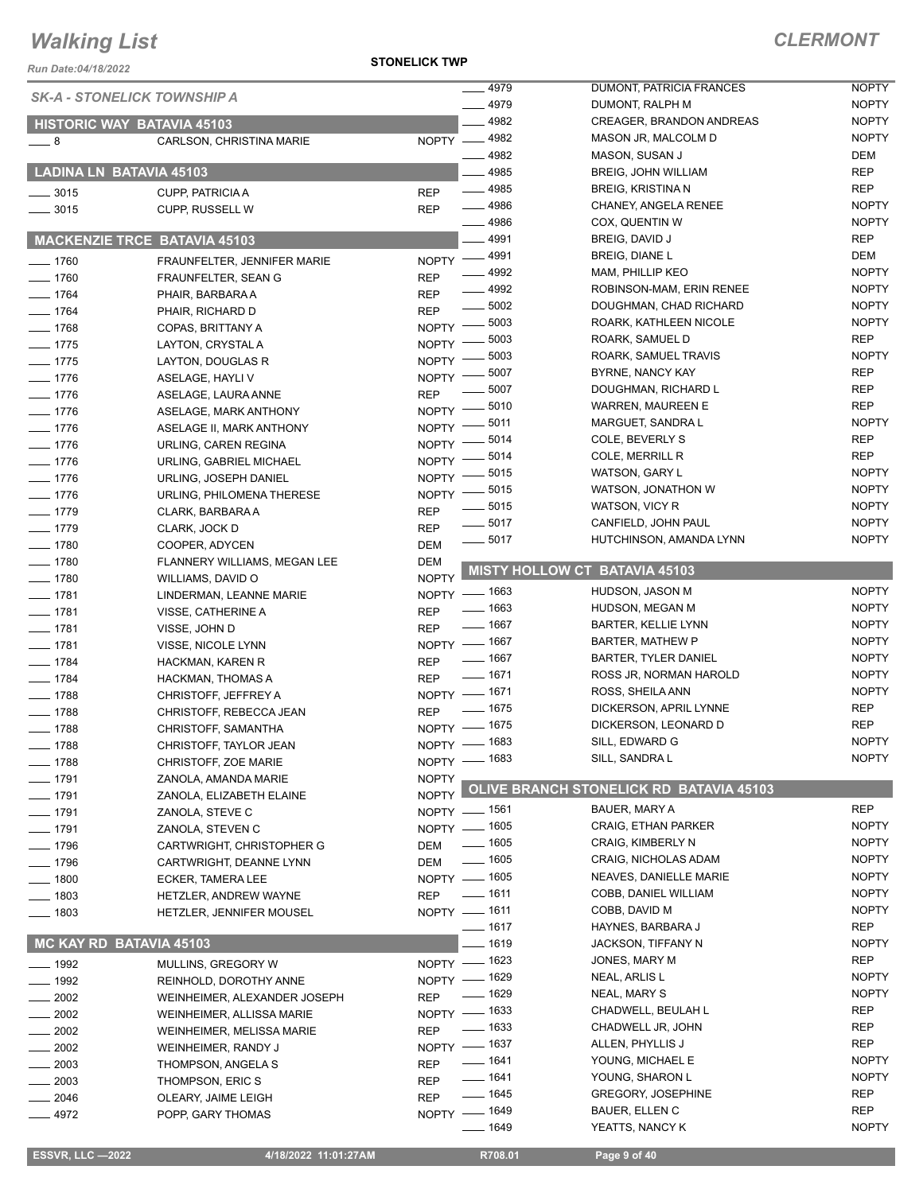# Walking List

## CLERMONT

Run Date:04/18/2022

STONELICK TWP

### SK-A - STONELICK TOWNSHIP A

#### HISTORIC WAY BATAVIA 45103

| No. | Name | Party |
|---|---|---|
| 8 | CARLSON, CHRISTINA MARIE | NOPTY |

#### LADINA LN BATAVIA 45103

| No. | Name | Party |
|---|---|---|
| 3015 | CUPP, PATRICIA A | REP |
| 3015 | CUPP, RUSSELL W | REP |

#### MACKENZIE TRCE BATAVIA 45103

| No. | Name | Party |
|---|---|---|
| 1760 | FRAUNFELTER, JENNIFER MARIE | NOPTY |
| 1760 | FRAUNFELTER, SEAN G | REP |
| 1764 | PHAIR, BARBARA A | REP |
| 1764 | PHAIR, RICHARD D | REP |
| 1768 | COPAS, BRITTANY A | NOPTY |
| 1775 | LAYTON, CRYSTAL A | NOPTY |
| 1775 | LAYTON, DOUGLAS R | NOPTY |
| 1776 | ASELAGE, HAYLI V | NOPTY |
| 1776 | ASELAGE, LAURA ANNE | REP |
| 1776 | ASELAGE, MARK ANTHONY | NOPTY |
| 1776 | ASELAGE II, MARK ANTHONY | NOPTY |
| 1776 | URLING, CAREN REGINA | NOPTY |
| 1776 | URLING, GABRIEL MICHAEL | NOPTY |
| 1776 | URLING, JOSEPH DANIEL | NOPTY |
| 1776 | URLING, PHILOMENA THERESE | NOPTY |
| 1779 | CLARK, BARBARA A | REP |
| 1779 | CLARK, JOCK D | REP |
| 1780 | COOPER, ADYCEN | DEM |
| 1780 | FLANNERY WILLIAMS, MEGAN LEE | DEM |
| 1780 | WILLIAMS, DAVID O | NOPTY |
| 1781 | LINDERMAN, LEANNE MARIE | NOPTY |
| 1781 | VISSE, CATHERINE A | REP |
| 1781 | VISSE, JOHN D | REP |
| 1781 | VISSE, NICOLE LYNN | NOPTY |
| 1784 | HACKMAN, KAREN R | REP |
| 1784 | HACKMAN, THOMAS A | REP |
| 1788 | CHRISTOFF, JEFFREY A | NOPTY |
| 1788 | CHRISTOFF, REBECCA JEAN | REP |
| 1788 | CHRISTOFF, SAMANTHA | NOPTY |
| 1788 | CHRISTOFF, TAYLOR JEAN | NOPTY |
| 1788 | CHRISTOFF, ZOE MARIE | NOPTY |
| 1791 | ZANOLA, AMANDA MARIE | NOPTY |
| 1791 | ZANOLA, ELIZABETH ELAINE | NOPTY |
| 1791 | ZANOLA, STEVE C | NOPTY |
| 1791 | ZANOLA, STEVEN C | NOPTY |
| 1796 | CARTWRIGHT, CHRISTOPHER G | DEM |
| 1796 | CARTWRIGHT, DEANNE LYNN | DEM |
| 1800 | ECKER, TAMERA LEE | NOPTY |
| 1803 | HETZLER, ANDREW WAYNE | REP |
| 1803 | HETZLER, JENNIFER MOUSEL | NOPTY |

#### MC KAY RD BATAVIA 45103

| No. | Name | Party |
|---|---|---|
| 1992 | MULLINS, GREGORY W | NOPTY |
| 1992 | REINHOLD, DOROTHY ANNE | NOPTY |
| 2002 | WEINHEIMER, ALEXANDER JOSEPH | REP |
| 2002 | WEINHEIMER, ALLISSA MARIE | NOPTY |
| 2002 | WEINHEIMER, MELISSA MARIE | REP |
| 2002 | WEINHEIMER, RANDY J | NOPTY |
| 2003 | THOMPSON, ANGELA S | REP |
| 2003 | THOMPSON, ERIC S | REP |
| 2046 | OLEARY, JAIME LEIGH | REP |
| 4972 | POPP, GARY THOMAS | NOPTY |
| 4979 | DUMONT, PATRICIA FRANCES | NOPTY |
| 4979 | DUMONT, RALPH M | NOPTY |
| 4982 | CREAGER, BRANDON ANDREAS | NOPTY |
| 4982 | MASON JR, MALCOLM D | NOPTY |
| 4982 | MASON, SUSAN J | DEM |
| 4985 | BREIG, JOHN WILLIAM | REP |
| 4985 | BREIG, KRISTINA N | REP |
| 4986 | CHANEY, ANGELA RENEE | NOPTY |
| 4986 | COX, QUENTIN W | NOPTY |
| 4991 | BREIG, DAVID J | REP |
| 4991 | BREIG, DIANE L | DEM |
| 4992 | MAM, PHILLIP KEO | NOPTY |
| 4992 | ROBINSON-MAM, ERIN RENEE | NOPTY |
| 5002 | DOUGHMAN, CHAD RICHARD | NOPTY |
| 5003 | ROARK, KATHLEEN NICOLE | NOPTY |
| 5003 | ROARK, SAMUEL D | REP |
| 5003 | ROARK, SAMUEL TRAVIS | NOPTY |
| 5007 | BYRNE, NANCY KAY | REP |
| 5007 | DOUGHMAN, RICHARD L | REP |
| 5010 | WARREN, MAUREEN E | REP |
| 5011 | MARGUET, SANDRA L | NOPTY |
| 5014 | COLE, BEVERLY S | REP |
| 5014 | COLE, MERRILL R | REP |
| 5015 | WATSON, GARY L | NOPTY |
| 5015 | WATSON, JONATHON W | NOPTY |
| 5015 | WATSON, VICY R | NOPTY |
| 5017 | CANFIELD, JOHN PAUL | NOPTY |
| 5017 | HUTCHINSON, AMANDA LYNN | NOPTY |

#### MISTY HOLLOW CT BATAVIA 45103

| No. | Name | Party |
|---|---|---|
| 1663 | HUDSON, JASON M | NOPTY |
| 1663 | HUDSON, MEGAN M | NOPTY |
| 1667 | BARTER, KELLIE LYNN | NOPTY |
| 1667 | BARTER, MATHEW P | NOPTY |
| 1667 | BARTER, TYLER DANIEL | NOPTY |
| 1671 | ROSS JR, NORMAN HAROLD | NOPTY |
| 1671 | ROSS, SHEILA ANN | NOPTY |
| 1675 | DICKERSON, APRIL LYNNE | REP |
| 1675 | DICKERSON, LEONARD D | REP |
| 1683 | SILL, EDWARD G | NOPTY |
| 1683 | SILL, SANDRA L | NOPTY |

#### OLIVE BRANCH STONELICK RD BATAVIA 45103

| No. | Name | Party |
|---|---|---|
| 1561 | BAUER, MARY A | REP |
| 1605 | CRAIG, ETHAN PARKER | NOPTY |
| 1605 | CRAIG, KIMBERLY N | NOPTY |
| 1605 | CRAIG, NICHOLAS ADAM | NOPTY |
| 1605 | NEAVES, DANIELLE MARIE | NOPTY |
| 1611 | COBB, DANIEL WILLIAM | NOPTY |
| 1611 | COBB, DAVID M | NOPTY |
| 1617 | HAYNES, BARBARA J | REP |
| 1619 | JACKSON, TIFFANY N | NOPTY |
| 1623 | JONES, MARY M | REP |
| 1629 | NEAL, ARLIS L | NOPTY |
| 1629 | NEAL, MARY S | NOPTY |
| 1633 | CHADWELL, BEULAH L | REP |
| 1633 | CHADWELL JR, JOHN | REP |
| 1637 | ALLEN, PHYLLIS J | REP |
| 1641 | YOUNG, MICHAEL E | NOPTY |
| 1641 | YOUNG, SHARON L | NOPTY |
| 1645 | GREGORY, JOSEPHINE | REP |
| 1649 | BAUER, ELLEN C | REP |
| 1649 | YEATTS, NANCY K | NOPTY |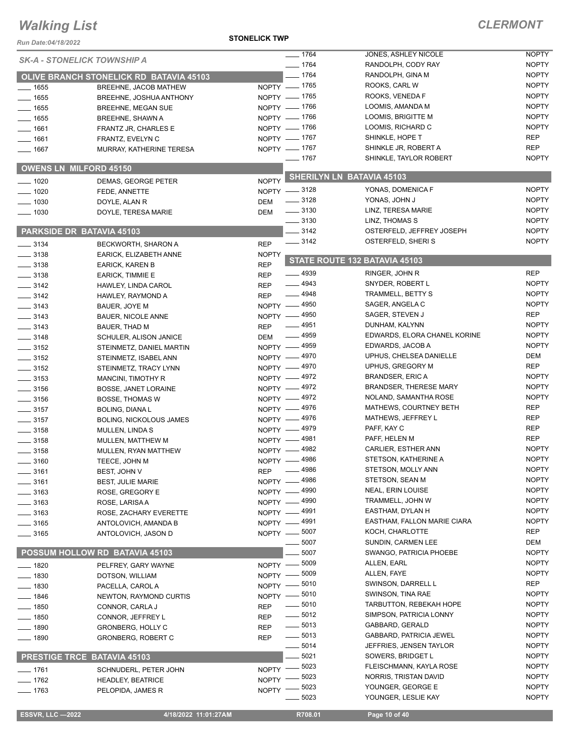# Walking List

## CLERMONT

Run Date:04/18/2022

**STONELICK TWP**

### SK-A - STONELICK TOWNSHIP A

#### OLIVE BRANCH STONELICK RD BATAVIA 45103

| No. | Name | Party |
|---|---|---|
| 1655 | BREEHNE, JACOB MATHEW | NOPTY |
| 1655 | BREEHNE, JOSHUA ANTHONY | NOPTY |
| 1655 | BREEHNE, MEGAN SUE | NOPTY |
| 1655 | BREEHNE, SHAWN A | NOPTY |
| 1661 | FRANTZ JR, CHARLES E | NOPTY |
| 1661 | FRANTZ, EVELYN C | NOPTY |
| 1667 | MURRAY, KATHERINE TERESA | NOPTY |

#### OWENS LN MILFORD 45150

| No. | Name | Party |
|---|---|---|
| 1020 | DEMAS, GEORGE PETER | NOPTY |
| 1020 | FEDE, ANNETTE | NOPTY |
| 1030 | DOYLE, ALAN R | DEM |
| 1030 | DOYLE, TERESA MARIE | DEM |

#### PARKSIDE DR BATAVIA 45103

| No. | Name | Party |
|---|---|---|
| 3134 | BECKWORTH, SHARON A | REP |
| 3138 | EARICK, ELIZABETH ANNE | NOPTY |
| 3138 | EARICK, KAREN B | REP |
| 3138 | EARICK, TIMMIE E | REP |
| 3142 | HAWLEY, LINDA CAROL | REP |
| 3142 | HAWLEY, RAYMOND A | REP |
| 3143 | BAUER, JOYE M | NOPTY |
| 3143 | BAUER, NICOLE ANNE | NOPTY |
| 3143 | BAUER, THAD M | REP |
| 3148 | SCHULER, ALISON JANICE | DEM |
| 3152 | STEINMETZ, DANIEL MARTIN | NOPTY |
| 3152 | STEINMETZ, ISABEL ANN | NOPTY |
| 3152 | STEINMETZ, TRACY LYNN | NOPTY |
| 3153 | MANCINI, TIMOTHY R | NOPTY |
| 3156 | BOSSE, JANET LORAINE | NOPTY |
| 3156 | BOSSE, THOMAS W | NOPTY |
| 3157 | BOLING, DIANA L | NOPTY |
| 3157 | BOLING, NICKOLOUS JAMES | NOPTY |
| 3158 | MULLEN, LINDA S | NOPTY |
| 3158 | MULLEN, MATTHEW M | NOPTY |
| 3158 | MULLEN, RYAN MATTHEW | NOPTY |
| 3160 | TEECE, JOHN M | NOPTY |
| 3161 | BEST, JOHN V | REP |
| 3161 | BEST, JULIE MARIE | NOPTY |
| 3163 | ROSE, GREGORY E | NOPTY |
| 3163 | ROSE, LARISA A | NOPTY |
| 3163 | ROSE, ZACHARY EVERETTE | NOPTY |
| 3165 | ANTOLOVICH, AMANDA B | NOPTY |
| 3165 | ANTOLOVICH, JASON D | NOPTY |

#### POSSUM HOLLOW RD BATAVIA 45103

| No. | Name | Party |
|---|---|---|
| 1820 | PELFREY, GARY WAYNE | NOPTY |
| 1830 | DOTSON, WILLIAM | NOPTY |
| 1830 | PACELLA, CAROL A | NOPTY |
| 1846 | NEWTON, RAYMOND CURTIS | NOPTY |
| 1850 | CONNOR, CARLA J | REP |
| 1850 | CONNOR, JEFFREY L | REP |
| 1890 | GRONBERG, HOLLY C | REP |
| 1890 | GRONBERG, ROBERT C | REP |

#### PRESTIGE TRCE BATAVIA 45103

| No. | Name | Party |
|---|---|---|
| 1761 | SCHNUDERL, PETER JOHN | NOPTY |
| 1762 | HEADLEY, BEATRICE | NOPTY |
| 1763 | PELOPIDA, JAMES R | NOPTY |
| 1764 | JONES, ASHLEY NICOLE | NOPTY |
| 1764 | RANDOLPH, CODY RAY | NOPTY |
| 1764 | RANDOLPH, GINA M | NOPTY |
| 1765 | ROOKS, CARL W | NOPTY |
| 1765 | ROOKS, VENEDA F | NOPTY |
| 1766 | LOOMIS, AMANDA M | NOPTY |
| 1766 | LOOMIS, BRIGITTE M | NOPTY |
| 1766 | LOOMIS, RICHARD C | NOPTY |
| 1767 | SHINKLE, HOPE T | REP |
| 1767 | SHINKLE JR, ROBERT A | REP |
| 1767 | SHINKLE, TAYLOR ROBERT | NOPTY |

#### SHERILYN LN BATAVIA 45103

| No. | Name | Party |
|---|---|---|
| 3128 | YONAS, DOMENICA F | NOPTY |
| 3128 | YONAS, JOHN J | NOPTY |
| 3130 | LINZ, TERESA MARIE | NOPTY |
| 3130 | LINZ, THOMAS S | NOPTY |
| 3142 | OSTERFELD, JEFFREY JOSEPH | NOPTY |
| 3142 | OSTERFELD, SHERI S | NOPTY |

#### STATE ROUTE 132 BATAVIA 45103

| No. | Name | Party |
|---|---|---|
| 4939 | RINGER, JOHN R | REP |
| 4943 | SNYDER, ROBERT L | NOPTY |
| 4948 | TRAMMELL, BETTY S | NOPTY |
| 4950 | SAGER, ANGELA C | NOPTY |
| 4950 | SAGER, STEVEN J | REP |
| 4951 | DUNHAM, KALYNN | NOPTY |
| 4959 | EDWARDS, ELORA CHANEL KORINE | NOPTY |
| 4959 | EDWARDS, JACOB A | NOPTY |
| 4970 | UPHUS, CHELSEA DANIELLE | DEM |
| 4970 | UPHUS, GREGORY M | REP |
| 4972 | BRANDSER, ERIC A | NOPTY |
| 4972 | BRANDSER, THERESE MARY | NOPTY |
| 4972 | NOLAND, SAMANTHA ROSE | NOPTY |
| 4976 | MATHEWS, COURTNEY BETH | REP |
| 4976 | MATHEWS, JEFFREY L | REP |
| 4979 | PAFF, KAY C | REP |
| 4981 | PAFF, HELEN M | REP |
| 4982 | CARLIER, ESTHER ANN | NOPTY |
| 4986 | STETSON, KATHERINE A | NOPTY |
| 4986 | STETSON, MOLLY ANN | NOPTY |
| 4986 | STETSON, SEAN M | NOPTY |
| 4990 | NEAL, ERIN LOUISE | NOPTY |
| 4990 | TRAMMELL, JOHN W | NOPTY |
| 4991 | EASTHAM, DYLAN H | NOPTY |
| 4991 | EASTHAM, FALLON MARIE CIARA | NOPTY |
| 5007 | KOCH, CHARLOTTE | REP |
| 5007 | SUNDIN, CARMEN LEE | DEM |
| 5007 | SWANGO, PATRICIA PHOEBE | NOPTY |
| 5009 | ALLEN, EARL | NOPTY |
| 5009 | ALLEN, FAYE | NOPTY |
| 5010 | SWINSON, DARRELL L | REP |
| 5010 | SWINSON, TINA RAE | NOPTY |
| 5010 | TARBUTTON, REBEKAH HOPE | NOPTY |
| 5012 | SIMPSON, PATRICIA LONNY | NOPTY |
| 5013 | GABBARD, GERALD | NOPTY |
| 5013 | GABBARD, PATRICIA JEWEL | NOPTY |
| 5014 | JEFFRIES, JENSEN TAYLOR | NOPTY |
| 5021 | SOWERS, BRIDGET L | NOPTY |
| 5023 | FLEISCHMANN, KAYLA ROSE | NOPTY |
| 5023 | NORRIS, TRISTAN DAVID | NOPTY |
| 5023 | YOUNGER, GEORGE E | NOPTY |
| 5023 | YOUNGER, LESLIE KAY | NOPTY |

ESSVR, LLC —2022 4/18/2022 11:01:27AM R708.01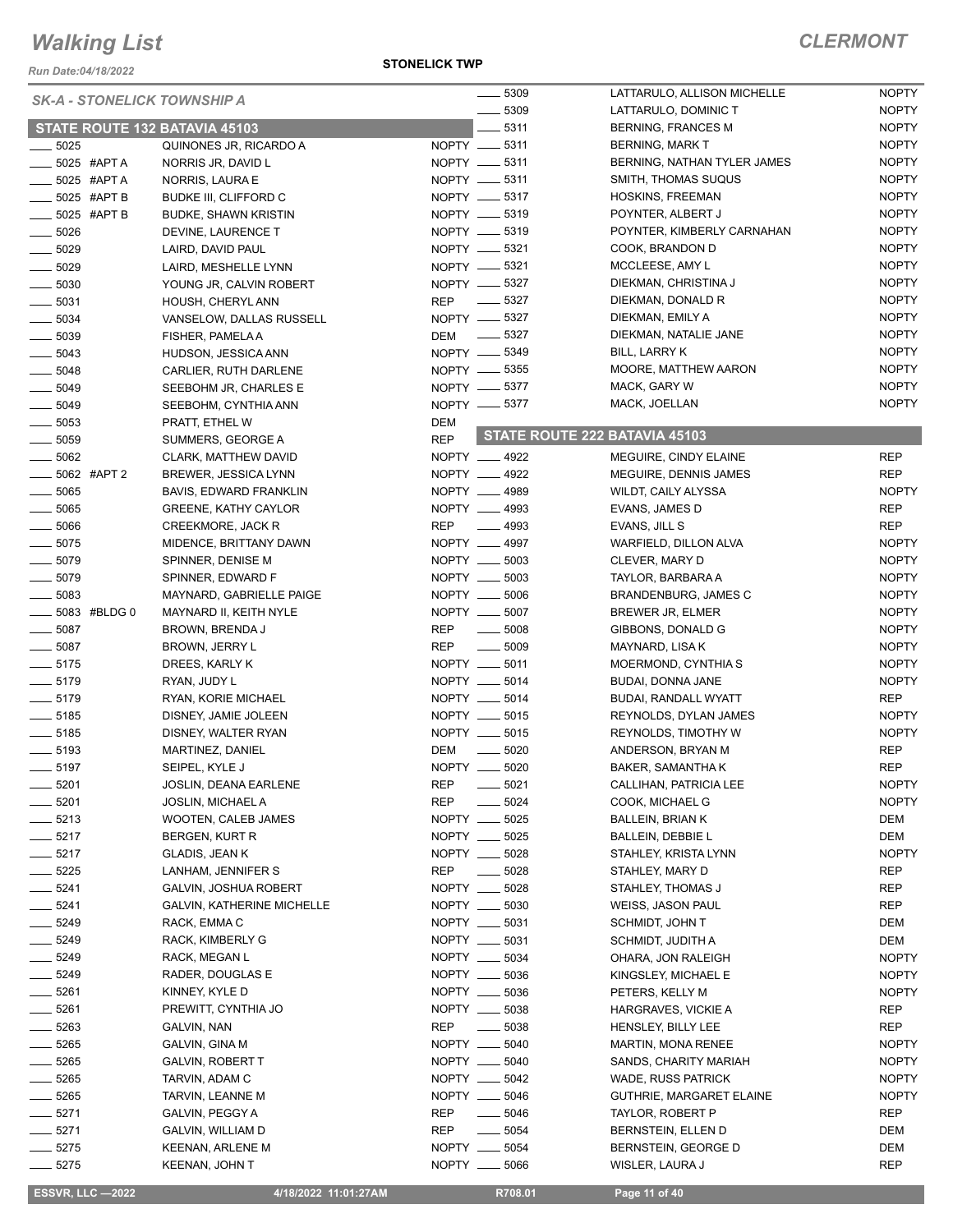# Walking List

**CLERMONT**

Run Date:04/18/2022

**STONELICK TWP**

## SK-A - STONELICK TOWNSHIP A

### STATE ROUTE 132 BATAVIA 45103

| No. | Name | Party |
|---|---|---|
| ____ 5025 | QUINONES JR, RICARDO A | NOPTY |
| ____ 5025 #APT A | NORRIS JR, DAVID L | NOPTY |
| ____ 5025 #APT A | NORRIS, LAURA E | NOPTY |
| ____ 5025 #APT B | BUDKE III, CLIFFORD C | NOPTY |
| ____ 5025 #APT B | BUDKE, SHAWN KRISTIN | NOPTY |
| ____ 5026 | DEVINE, LAURENCE T | NOPTY |
| ____ 5029 | LAIRD, DAVID PAUL | NOPTY |
| ____ 5029 | LAIRD, MESHELLE LYNN | NOPTY |
| ____ 5030 | YOUNG JR, CALVIN ROBERT | NOPTY |
| ____ 5031 | HOUSH, CHERYL ANN | REP |
| ____ 5034 | VANSELOW, DALLAS RUSSELL | NOPTY |
| ____ 5039 | FISHER, PAMELA A | DEM |
| ____ 5043 | HUDSON, JESSICA ANN | NOPTY |
| ____ 5048 | CARLIER, RUTH DARLENE | NOPTY |
| ____ 5049 | SEEBOHM JR, CHARLES E | NOPTY |
| ____ 5049 | SEEBOHM, CYNTHIA ANN | NOPTY |
| ____ 5053 | PRATT, ETHEL W | DEM |
| ____ 5059 | SUMMERS, GEORGE A | REP |
| ____ 5062 | CLARK, MATTHEW DAVID | NOPTY |
| ____ 5062 #APT 2 | BREWER, JESSICA LYNN | NOPTY |
| ____ 5065 | BAVIS, EDWARD FRANKLIN | NOPTY |
| ____ 5065 | GREENE, KATHY CAYLOR | NOPTY |
| ____ 5066 | CREEKMORE, JACK R | REP |
| ____ 5075 | MIDENCE, BRITTANY DAWN | NOPTY |
| ____ 5079 | SPINNER, DENISE M | NOPTY |
| ____ 5079 | SPINNER, EDWARD F | NOPTY |
| ____ 5083 | MAYNARD, GABRIELLE PAIGE | NOPTY |
| ____ 5083 #BLDG 0 | MAYNARD II, KEITH NYLE | NOPTY |
| ____ 5087 | BROWN, BRENDA J | REP |
| ____ 5087 | BROWN, JERRY L | REP |
| ____ 5175 | DREES, KARLY K | NOPTY |
| ____ 5179 | RYAN, JUDY L | NOPTY |
| ____ 5179 | RYAN, KORIE MICHAEL | NOPTY |
| ____ 5185 | DISNEY, JAMIE JOLEEN | NOPTY |
| ____ 5185 | DISNEY, WALTER RYAN | NOPTY |
| ____ 5193 | MARTINEZ, DANIEL | DEM |
| ____ 5197 | SEIPEL, KYLE J | NOPTY |
| ____ 5201 | JOSLIN, DEANA EARLENE | REP |
| ____ 5201 | JOSLIN, MICHAEL A | REP |
| ____ 5213 | WOOTEN, CALEB JAMES | NOPTY |
| ____ 5217 | BERGEN, KURT R | NOPTY |
| ____ 5217 | GLADIS, JEAN K | NOPTY |
| ____ 5225 | LANHAM, JENNIFER S | REP |
| ____ 5241 | GALVIN, JOSHUA ROBERT | NOPTY |
| ____ 5241 | GALVIN, KATHERINE MICHELLE | NOPTY |
| ____ 5249 | RACK, EMMA C | NOPTY |
| ____ 5249 | RACK, KIMBERLY G | NOPTY |
| ____ 5249 | RACK, MEGAN L | NOPTY |
| ____ 5249 | RADER, DOUGLAS E | NOPTY |
| ____ 5261 | KINNEY, KYLE D | NOPTY |
| ____ 5261 | PREWITT, CYNTHIA JO | NOPTY |
| ____ 5263 | GALVIN, NAN | REP |
| ____ 5265 | GALVIN, GINA M | NOPTY |
| ____ 5265 | GALVIN, ROBERT T | NOPTY |
| ____ 5265 | TARVIN, ADAM C | NOPTY |
| ____ 5265 | TARVIN, LEANNE M | NOPTY |
| ____ 5271 | GALVIN, PEGGY A | REP |
| ____ 5271 | GALVIN, WILLIAM D | REP |
| ____ 5275 | KEENAN, ARLENE M | NOPTY |
| ____ 5275 | KEENAN, JOHN T | NOPTY |
| ____ 5309 | LATTARULO, ALLISON MICHELLE | NOPTY |
| ____ 5309 | LATTARULO, DOMINIC T | NOPTY |
| ____ 5311 | BERNING, FRANCES M | NOPTY |
| ____ 5311 | BERNING, MARK T | NOPTY |
| ____ 5311 | BERNING, NATHAN TYLER JAMES | NOPTY |
| ____ 5311 | SMITH, THOMAS SUQUS | NOPTY |
| ____ 5317 | HOSKINS, FREEMAN | NOPTY |
| ____ 5319 | POYNTER, ALBERT J | NOPTY |
| ____ 5319 | POYNTER, KIMBERLY CARNAHAN | NOPTY |
| ____ 5321 | COOK, BRANDON D | NOPTY |
| ____ 5321 | MCCLEESE, AMY L | NOPTY |
| ____ 5327 | DIEKMAN, CHRISTINA J | NOPTY |
| ____ 5327 | DIEKMAN, DONALD R | NOPTY |
| ____ 5327 | DIEKMAN, EMILY A | NOPTY |
| ____ 5327 | DIEKMAN, NATALIE JANE | NOPTY |
| ____ 5349 | BILL, LARRY K | NOPTY |
| ____ 5355 | MOORE, MATTHEW AARON | NOPTY |
| ____ 5377 | MACK, GARY W | NOPTY |
| ____ 5377 | MACK, JOELLAN | NOPTY |

### STATE ROUTE 222 BATAVIA 45103

| No. | Name | Party |
|---|---|---|
| ____ 4922 | MEGUIRE, CINDY ELAINE | REP |
| ____ 4922 | MEGUIRE, DENNIS JAMES | REP |
| ____ 4989 | WILDT, CAILY ALYSSA | NOPTY |
| ____ 4993 | EVANS, JAMES D | REP |
| ____ 4993 | EVANS, JILL S | REP |
| ____ 4997 | WARFIELD, DILLON ALVA | NOPTY |
| ____ 5003 | CLEVER, MARY D | NOPTY |
| ____ 5003 | TAYLOR, BARBARA A | NOPTY |
| ____ 5006 | BRANDENBURG, JAMES C | NOPTY |
| ____ 5007 | BREWER JR, ELMER | NOPTY |
| ____ 5008 | GIBBONS, DONALD G | NOPTY |
| ____ 5009 | MAYNARD, LISA K | NOPTY |
| ____ 5011 | MOERMOND, CYNTHIA S | NOPTY |
| ____ 5014 | BUDAI, DONNA JANE | NOPTY |
| ____ 5014 | BUDAI, RANDALL WYATT | REP |
| ____ 5015 | REYNOLDS, DYLAN JAMES | NOPTY |
| ____ 5015 | REYNOLDS, TIMOTHY W | NOPTY |
| ____ 5020 | ANDERSON, BRYAN M | REP |
| ____ 5020 | BAKER, SAMANTHA K | REP |
| ____ 5021 | CALLIHAN, PATRICIA LEE | NOPTY |
| ____ 5024 | COOK, MICHAEL G | NOPTY |
| ____ 5025 | BALLEIN, BRIAN K | DEM |
| ____ 5025 | BALLEIN, DEBBIE L | DEM |
| ____ 5028 | STAHLEY, KRISTA LYNN | NOPTY |
| ____ 5028 | STAHLEY, MARY D | REP |
| ____ 5028 | STAHLEY, THOMAS J | REP |
| ____ 5030 | WEISS, JASON PAUL | REP |
| ____ 5031 | SCHMIDT, JOHN T | DEM |
| ____ 5031 | SCHMIDT, JUDITH A | DEM |
| ____ 5034 | OHARA, JON RALEIGH | NOPTY |
| ____ 5036 | KINGSLEY, MICHAEL E | NOPTY |
| ____ 5036 | PETERS, KELLY M | NOPTY |
| ____ 5038 | HARGRAVES, VICKIE A | REP |
| ____ 5038 | HENSLEY, BILLY LEE | REP |
| ____ 5040 | MARTIN, MONA RENEE | NOPTY |
| ____ 5040 | SANDS, CHARITY MARIAH | NOPTY |
| ____ 5042 | WADE, RUSS PATRICK | NOPTY |
| ____ 5046 | GUTHRIE, MARGARET ELAINE | NOPTY |
| ____ 5046 | TAYLOR, ROBERT P | REP |
| ____ 5054 | BERNSTEIN, ELLEN D | DEM |
| ____ 5054 | BERNSTEIN, GEORGE D | DEM |
| ____ 5066 | WISLER, LAURA J | REP |

ESSVR, LLC —2022 | 4/18/2022 11:01:27AM | R708.01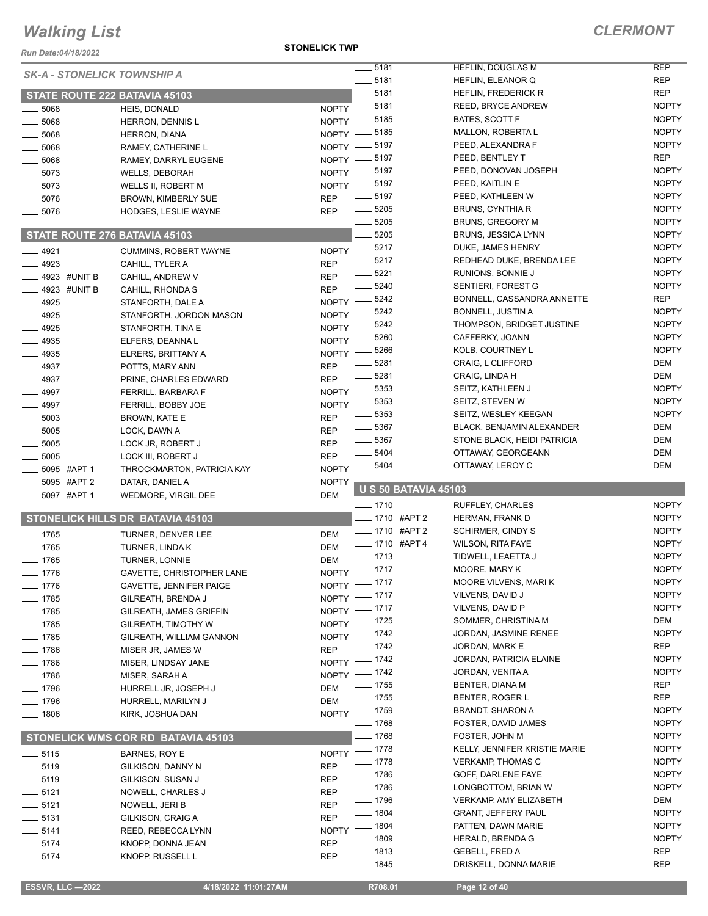# Walking List

## CLERMONT

Run Date:04/18/2022

**STONELICK TWP**

### SK-A - STONELICK TOWNSHIP A

#### STATE ROUTE 222 BATAVIA 45103

| No. | Name | Party |
|---|---|---|
| 5068 | HEIS, DONALD | NOPTY |
| 5068 | HERRON, DENNIS L | NOPTY |
| 5068 | HERRON, DIANA | NOPTY |
| 5068 | RAMEY, CATHERINE L | NOPTY |
| 5068 | RAMEY, DARRYL EUGENE | NOPTY |
| 5073 | WELLS, DEBORAH | NOPTY |
| 5073 | WELLS II, ROBERT M | NOPTY |
| 5076 | BROWN, KIMBERLY SUE | REP |
| 5076 | HODGES, LESLIE WAYNE | REP |

#### STATE ROUTE 276 BATAVIA 45103

| No. | Name | Party |
|---|---|---|
| 4921 | CUMMINS, ROBERT WAYNE | NOPTY |
| 4923 | CAHILL, TYLER A | REP |
| 4923 #UNIT B | CAHILL, ANDREW V | REP |
| 4923 #UNIT B | CAHILL, RHONDA S | REP |
| 4925 | STANFORTH, DALE A | NOPTY |
| 4925 | STANFORTH, JORDON MASON | NOPTY |
| 4925 | STANFORTH, TINA E | NOPTY |
| 4935 | ELFERS, DEANNA L | NOPTY |
| 4935 | ELRERS, BRITTANY A | NOPTY |
| 4937 | POTTS, MARY ANN | REP |
| 4937 | PRINE, CHARLES EDWARD | REP |
| 4997 | FERRILL, BARBARA F | NOPTY |
| 4997 | FERRILL, BOBBY JOE | NOPTY |
| 5003 | BROWN, KATE E | REP |
| 5005 | LOCK, DAWN A | REP |
| 5005 | LOCK JR, ROBERT J | REP |
| 5005 | LOCK III, ROBERT J | REP |
| 5095 #APT 1 | THROCKMARTON, PATRICIA KAY | NOPTY |
| 5095 #APT 2 | DATAR, DANIEL A | NOPTY |
| 5097 #APT 1 | WEDMORE, VIRGIL DEE | DEM |

#### STONELICK HILLS DR BATAVIA 45103

| No. | Name | Party |
|---|---|---|
| 1765 | TURNER, DENVER LEE | DEM |
| 1765 | TURNER, LINDA K | DEM |
| 1765 | TURNER, LONNIE | DEM |
| 1776 | GAVETTE, CHRISTOPHER LANE | NOPTY |
| 1776 | GAVETTE, JENNIFER PAIGE | NOPTY |
| 1785 | GILREATH, BRENDA J | NOPTY |
| 1785 | GILREATH, JAMES GRIFFIN | NOPTY |
| 1785 | GILREATH, TIMOTHY W | NOPTY |
| 1785 | GILREATH, WILLIAM GANNON | NOPTY |
| 1786 | MISER JR, JAMES W | REP |
| 1786 | MISER, LINDSAY JANE | NOPTY |
| 1786 | MISER, SARAH A | NOPTY |
| 1796 | HURRELL JR, JOSEPH J | DEM |
| 1796 | HURRELL, MARILYN J | DEM |
| 1806 | KIRK, JOSHUA DAN | NOPTY |

#### STONELICK WMS COR RD BATAVIA 45103

| No. | Name | Party |
|---|---|---|
| 5115 | BARNES, ROY E | NOPTY |
| 5119 | GILKISON, DANNY N | REP |
| 5119 | GILKISON, SUSAN J | REP |
| 5121 | NOWELL, CHARLES J | REP |
| 5121 | NOWELL, JERI B | REP |
| 5131 | GILKISON, CRAIG A | REP |
| 5141 | REED, REBECCA LYNN | NOPTY |
| 5174 | KNOPP, DONNA JEAN | REP |
| 5174 | KNOPP, RUSSELL L | REP |
| 5181 | HEFLIN, DOUGLAS M | REP |
| 5181 | HEFLIN, ELEANOR Q | REP |
| 5181 | HEFLIN, FREDERICK R | REP |
| 5181 | REED, BRYCE ANDREW | NOPTY |
| 5185 | BATES, SCOTT F | NOPTY |
| 5185 | MALLON, ROBERTA L | NOPTY |
| 5197 | PEED, ALEXANDRA F | NOPTY |
| 5197 | PEED, BENTLEY T | REP |
| 5197 | PEED, DONOVAN JOSEPH | NOPTY |
| 5197 | PEED, KAITLIN E | NOPTY |
| 5197 | PEED, KATHLEEN W | NOPTY |
| 5205 | BRUNS, CYNTHIA R | NOPTY |
| 5205 | BRUNS, GREGORY M | NOPTY |
| 5205 | BRUNS, JESSICA LYNN | NOPTY |
| 5217 | DUKE, JAMES HENRY | NOPTY |
| 5217 | REDHEAD DUKE, BRENDA LEE | NOPTY |
| 5221 | RUNIONS, BONNIE J | NOPTY |
| 5240 | SENTIERI, FOREST G | NOPTY |
| 5242 | BONNELL, CASSANDRA ANNETTE | REP |
| 5242 | BONNELL, JUSTIN A | NOPTY |
| 5242 | THOMPSON, BRIDGET JUSTINE | NOPTY |
| 5260 | CAFFERKY, JOANN | NOPTY |
| 5266 | KOLB, COURTNEY L | NOPTY |
| 5281 | CRAIG, L CLIFFORD | DEM |
| 5281 | CRAIG, LINDA H | DEM |
| 5353 | SEITZ, KATHLEEN J | NOPTY |
| 5353 | SEITZ, STEVEN W | NOPTY |
| 5353 | SEITZ, WESLEY KEEGAN | NOPTY |
| 5367 | BLACK, BENJAMIN ALEXANDER | DEM |
| 5367 | STONE BLACK, HEIDI PATRICIA | DEM |
| 5404 | OTTAWAY, GEORGEANN | DEM |
| 5404 | OTTAWAY, LEROY C | DEM |

#### U S 50 BATAVIA 45103

| No. | Name | Party |
|---|---|---|
| 1710 | RUFFLEY, CHARLES | NOPTY |
| 1710 #APT 2 | HERMAN, FRANK D | NOPTY |
| 1710 #APT 2 | SCHIRMER, CINDY S | NOPTY |
| 1710 #APT 4 | WILSON, RITA FAYE | NOPTY |
| 1713 | TIDWELL, LEAETTA J | NOPTY |
| 1717 | MOORE, MARY K | NOPTY |
| 1717 | MOORE VILVENS, MARI K | NOPTY |
| 1717 | VILVENS, DAVID J | NOPTY |
| 1717 | VILVENS, DAVID P | NOPTY |
| 1725 | SOMMER, CHRISTINA M | DEM |
| 1742 | JORDAN, JASMINE RENEE | NOPTY |
| 1742 | JORDAN, MARK E | REP |
| 1742 | JORDAN, PATRICIA ELAINE | NOPTY |
| 1742 | JORDAN, VENITA A | NOPTY |
| 1755 | BENTER, DIANA M | REP |
| 1755 | BENTER, ROGER L | REP |
| 1759 | BRANDT, SHARON A | NOPTY |
| 1768 | FOSTER, DAVID JAMES | NOPTY |
| 1768 | FOSTER, JOHN M | NOPTY |
| 1778 | KELLY, JENNIFER KRISTIE MARIE | NOPTY |
| 1778 | VERKAMP, THOMAS C | NOPTY |
| 1786 | GOFF, DARLENE FAYE | NOPTY |
| 1786 | LONGBOTTOM, BRIAN W | NOPTY |
| 1796 | VERKAMP, AMY ELIZABETH | DEM |
| 1804 | GRANT, JEFFERY PAUL | NOPTY |
| 1804 | PATTEN, DAWN MARIE | NOPTY |
| 1809 | HERALD, BRENDA G | NOPTY |
| 1813 | GEBELL, FRED A | REP |
| 1845 | DRISKELL, DONNA MARIE | REP |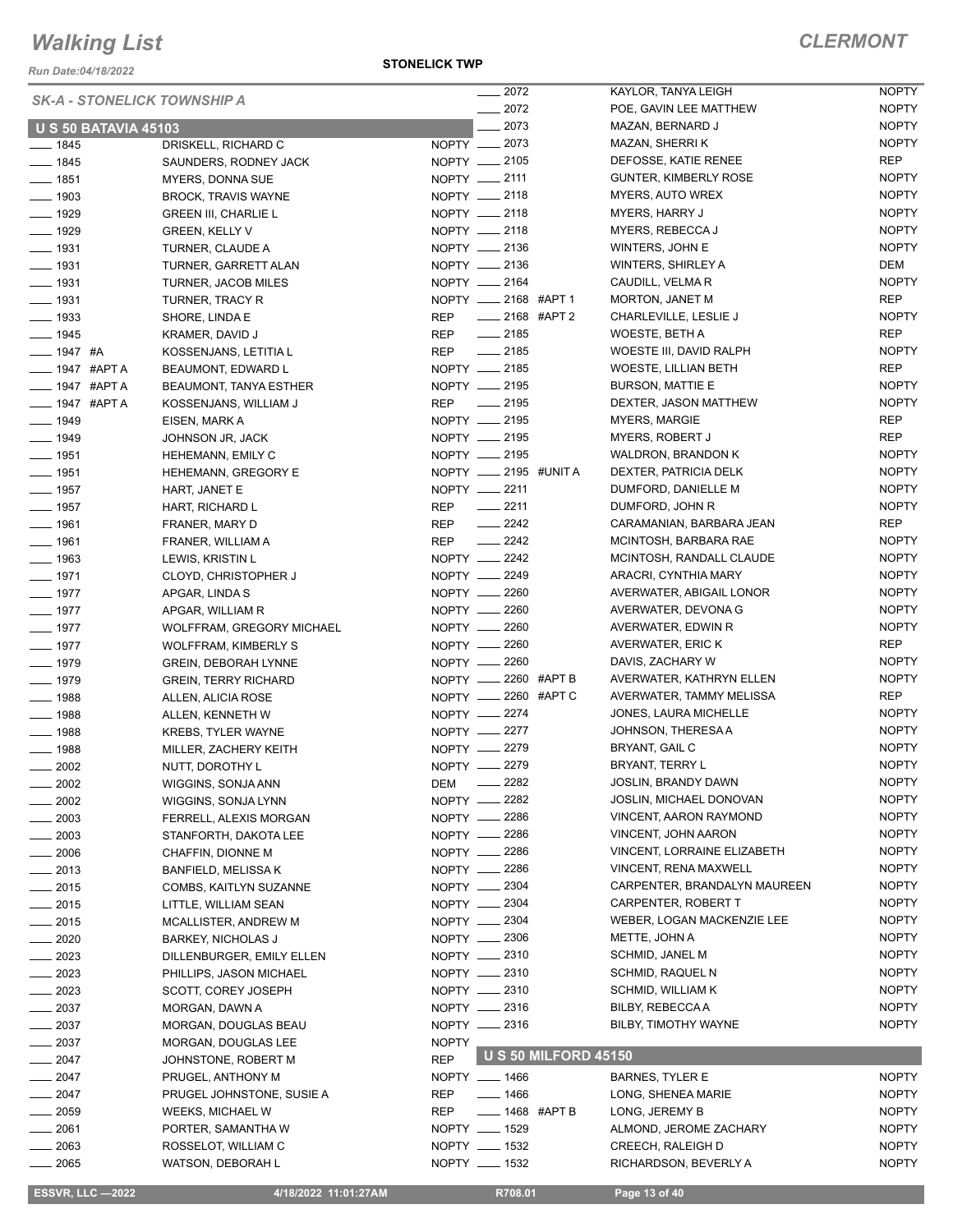# Walking List

## CLERMONT

Run Date:04/18/2022

STONELICK TWP

### SK-A - STONELICK TOWNSHIP A

### U S 50 BATAVIA 45103

| Number | Name | Party |
|---|---|---|
| 1845 | DRISKELL, RICHARD C | NOPTY |
| 1845 | SAUNDERS, RODNEY JACK | NOPTY |
| 1851 | MYERS, DONNA SUE | NOPTY |
| 1903 | BROCK, TRAVIS WAYNE | NOPTY |
| 1929 | GREEN III, CHARLIE L | NOPTY |
| 1929 | GREEN, KELLY V | NOPTY |
| 1931 | TURNER, CLAUDE A | NOPTY |
| 1931 | TURNER, GARRETT ALAN | NOPTY |
| 1931 | TURNER, JACOB MILES | NOPTY |
| 1931 | TURNER, TRACY R | NOPTY |
| 1933 | SHORE, LINDA E | REP |
| 1945 | KRAMER, DAVID J | REP |
| 1947 #A | KOSSENJANS, LETITIA L | REP |
| 1947 #APT A | BEAUMONT, EDWARD L | NOPTY |
| 1947 #APT A | BEAUMONT, TANYA ESTHER | NOPTY |
| 1947 #APT A | KOSSENJANS, WILLIAM J | REP |
| 1949 | EISEN, MARK A | NOPTY |
| 1949 | JOHNSON JR, JACK | NOPTY |
| 1951 | HEHEMANN, EMILY C | NOPTY |
| 1951 | HEHEMANN, GREGORY E | NOPTY |
| 1957 | HART, JANET E | NOPTY |
| 1957 | HART, RICHARD L | REP |
| 1961 | FRANER, MARY D | REP |
| 1961 | FRANER, WILLIAM A | REP |
| 1963 | LEWIS, KRISTIN L | NOPTY |
| 1971 | CLOYD, CHRISTOPHER J | NOPTY |
| 1977 | APGAR, LINDA S | NOPTY |
| 1977 | APGAR, WILLIAM R | NOPTY |
| 1977 | WOLFFRAM, GREGORY MICHAEL | NOPTY |
| 1977 | WOLFFRAM, KIMBERLY S | NOPTY |
| 1979 | GREIN, DEBORAH LYNNE | NOPTY |
| 1979 | GREIN, TERRY RICHARD | NOPTY |
| 1988 | ALLEN, ALICIA ROSE | NOPTY |
| 1988 | ALLEN, KENNETH W | NOPTY |
| 1988 | KREBS, TYLER WAYNE | NOPTY |
| 1988 | MILLER, ZACHERY KEITH | NOPTY |
| 2002 | NUTT, DOROTHY L | NOPTY |
| 2002 | WIGGINS, SONJA ANN | DEM |
| 2002 | WIGGINS, SONJA LYNN | NOPTY |
| 2003 | FERRELL, ALEXIS MORGAN | NOPTY |
| 2003 | STANFORTH, DAKOTA LEE | NOPTY |
| 2006 | CHAFFIN, DIONNE M | NOPTY |
| 2013 | BANFIELD, MELISSA K | NOPTY |
| 2015 | COMBS, KAITLYN SUZANNE | NOPTY |
| 2015 | LITTLE, WILLIAM SEAN | NOPTY |
| 2015 | MCALLISTER, ANDREW M | NOPTY |
| 2020 | BARKEY, NICHOLAS J | NOPTY |
| 2023 | DILLENBURGER, EMILY ELLEN | NOPTY |
| 2023 | PHILLIPS, JASON MICHAEL | NOPTY |
| 2023 | SCOTT, COREY JOSEPH | NOPTY |
| 2037 | MORGAN, DAWN A | NOPTY |
| 2037 | MORGAN, DOUGLAS BEAU | NOPTY |
| 2037 | MORGAN, DOUGLAS LEE | NOPTY |
| 2047 | JOHNSTONE, ROBERT M | REP |
| 2047 | PRUGEL, ANTHONY M | NOPTY |
| 2047 | PRUGEL JOHNSTONE, SUSIE A | REP |
| 2059 | WEEKS, MICHAEL W | REP |
| 2061 | PORTER, SAMANTHA W | NOPTY |
| 2063 | ROSSELOT, WILLIAM C | NOPTY |
| 2065 | WATSON, DEBORAH L | NOPTY |
| 2072 | KAYLOR, TANYA LEIGH | NOPTY |
| 2072 | POE, GAVIN LEE MATTHEW | NOPTY |
| 2073 | MAZAN, BERNARD J | NOPTY |
| 2073 | MAZAN, SHERRI K | NOPTY |
| 2105 | DEFOSSE, KATIE RENEE | REP |
| 2111 | GUNTER, KIMBERLY ROSE | NOPTY |
| 2118 | MYERS, AUTO WREX | NOPTY |
| 2118 | MYERS, HARRY J | NOPTY |
| 2118 | MYERS, REBECCA J | NOPTY |
| 2136 | WINTERS, JOHN E | NOPTY |
| 2136 | WINTERS, SHIRLEY A | DEM |
| 2164 | CAUDILL, VELMA R | NOPTY |
| 2168 #APT 1 | MORTON, JANET M | REP |
| 2168 #APT 2 | CHARLEVILLE, LESLIE J | NOPTY |
| 2185 | WOESTE, BETH A | REP |
| 2185 | WOESTE III, DAVID RALPH | NOPTY |
| 2185 | WOESTE, LILLIAN BETH | REP |
| 2195 | BURSON, MATTIE E | NOPTY |
| 2195 | DEXTER, JASON MATTHEW | NOPTY |
| 2195 | MYERS, MARGIE | REP |
| 2195 | MYERS, ROBERT J | REP |
| 2195 | WALDRON, BRANDON K | NOPTY |
| 2195 #UNIT A | DEXTER, PATRICIA DELK | NOPTY |
| 2211 | DUMFORD, DANIELLE M | NOPTY |
| 2211 | DUMFORD, JOHN R | NOPTY |
| 2242 | CARAMANIAN, BARBARA JEAN | REP |
| 2242 | MCINTOSH, BARBARA RAE | NOPTY |
| 2242 | MCINTOSH, RANDALL CLAUDE | NOPTY |
| 2249 | ARACRI, CYNTHIA MARY | NOPTY |
| 2260 | AVERWATER, ABIGAIL LONOR | NOPTY |
| 2260 | AVERWATER, DEVONA G | NOPTY |
| 2260 | AVERWATER, EDWIN R | NOPTY |
| 2260 | AVERWATER, ERIC K | REP |
| 2260 | DAVIS, ZACHARY W | NOPTY |
| 2260 #APT B | AVERWATER, KATHRYN ELLEN | NOPTY |
| 2260 #APT C | AVERWATER, TAMMY MELISSA | REP |
| 2274 | JONES, LAURA MICHELLE | NOPTY |
| 2277 | JOHNSON, THERESA A | NOPTY |
| 2279 | BRYANT, GAIL C | NOPTY |
| 2279 | BRYANT, TERRY L | NOPTY |
| 2282 | JOSLIN, BRANDY DAWN | NOPTY |
| 2282 | JOSLIN, MICHAEL DONOVAN | NOPTY |
| 2286 | VINCENT, AARON RAYMOND | NOPTY |
| 2286 | VINCENT, JOHN AARON | NOPTY |
| 2286 | VINCENT, LORRAINE ELIZABETH | NOPTY |
| 2286 | VINCENT, RENA MAXWELL | NOPTY |
| 2304 | CARPENTER, BRANDALYN MAUREEN | NOPTY |
| 2304 | CARPENTER, ROBERT T | NOPTY |
| 2304 | WEBER, LOGAN MACKENZIE LEE | NOPTY |
| 2306 | METTE, JOHN A | NOPTY |
| 2310 | SCHMID, JANEL M | NOPTY |
| 2310 | SCHMID, RAQUEL N | NOPTY |
| 2310 | SCHMID, WILLIAM K | NOPTY |
| 2316 | BILBY, REBECCA A | NOPTY |
| 2316 | BILBY, TIMOTHY WAYNE | NOPTY |

### U S 50 MILFORD 45150

| Number | Name | Party |
|---|---|---|
| 1466 | BARNES, TYLER E | NOPTY |
| 1466 | LONG, SHENEA MARIE | NOPTY |
| 1468 #APT B | LONG, JEREMY B | NOPTY |
| 1529 | ALMOND, JEROME ZACHARY | NOPTY |
| 1532 | CREECH, RALEIGH D | NOPTY |
| 1532 | RICHARDSON, BEVERLY A | NOPTY |

ESSVR, LLC —2022 4/18/2022 11:01:27AM R708.01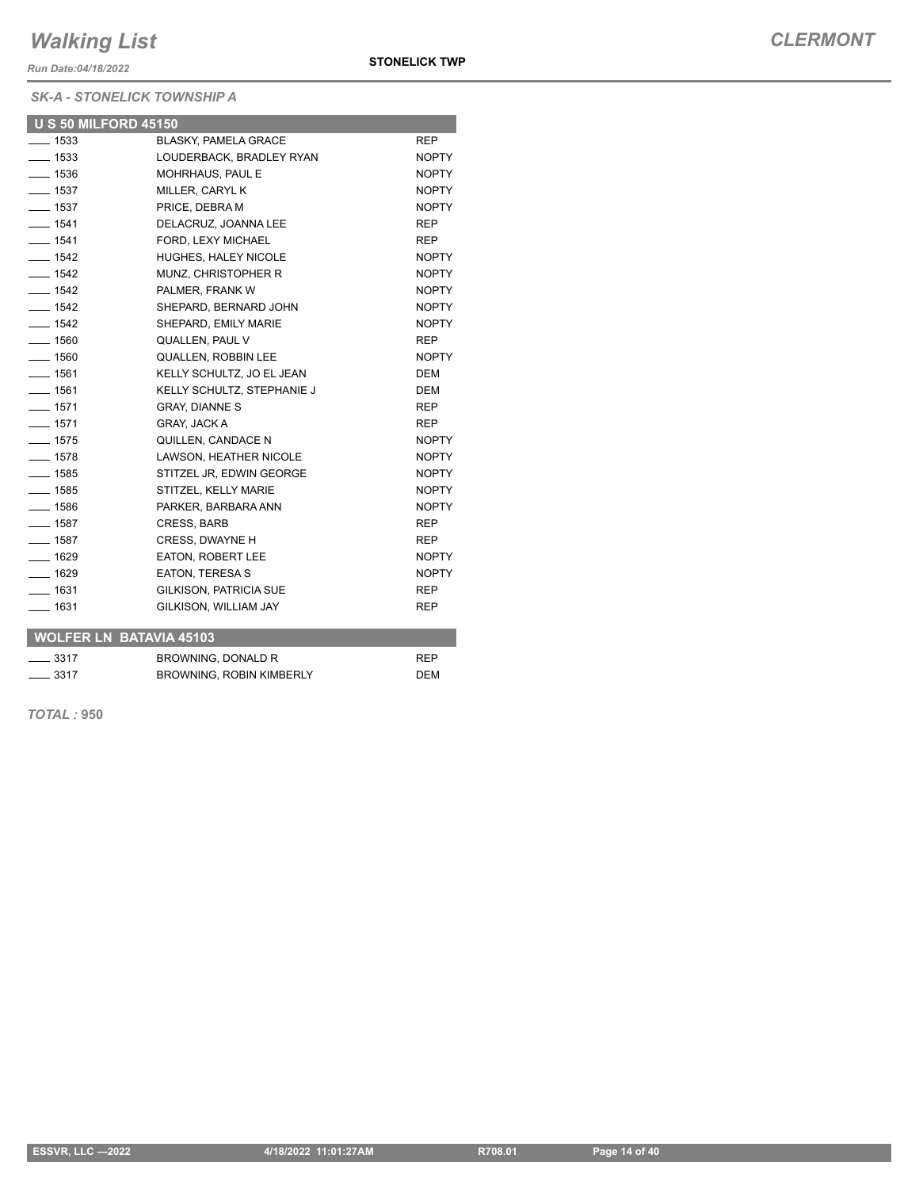# Walking List

**CLERMONT**

*Run Date:04/18/2022*

**STONELICK TWP**

*SK-A - STONELICK TOWNSHIP A*

| U S 50 MILFORD 45150 | | |
|---|---|---|
| ____ 1533 | BLASKY, PAMELA GRACE | REP |
| ____ 1533 | LOUDERBACK, BRADLEY RYAN | NOPTY |
| ____ 1536 | MOHRHAUS, PAUL E | NOPTY |
| ____ 1537 | MILLER, CARYL K | NOPTY |
| ____ 1537 | PRICE, DEBRA M | NOPTY |
| ____ 1541 | DELACRUZ, JOANNA LEE | REP |
| ____ 1541 | FORD, LEXY MICHAEL | REP |
| ____ 1542 | HUGHES, HALEY NICOLE | NOPTY |
| ____ 1542 | MUNZ, CHRISTOPHER R | NOPTY |
| ____ 1542 | PALMER, FRANK W | NOPTY |
| ____ 1542 | SHEPARD, BERNARD JOHN | NOPTY |
| ____ 1542 | SHEPARD, EMILY MARIE | NOPTY |
| ____ 1560 | QUALLEN, PAUL V | REP |
| ____ 1560 | QUALLEN, ROBBIN LEE | NOPTY |
| ____ 1561 | KELLY SCHULTZ, JO EL JEAN | DEM |
| ____ 1561 | KELLY SCHULTZ, STEPHANIE J | DEM |
| ____ 1571 | GRAY, DIANNE S | REP |
| ____ 1571 | GRAY, JACK A | REP |
| ____ 1575 | QUILLEN, CANDACE N | NOPTY |
| ____ 1578 | LAWSON, HEATHER NICOLE | NOPTY |
| ____ 1585 | STITZEL JR, EDWIN GEORGE | NOPTY |
| ____ 1585 | STITZEL, KELLY MARIE | NOPTY |
| ____ 1586 | PARKER, BARBARA ANN | NOPTY |
| ____ 1587 | CRESS, BARB | REP |
| ____ 1587 | CRESS, DWAYNE H | REP |
| ____ 1629 | EATON, ROBERT LEE | NOPTY |
| ____ 1629 | EATON, TERESA S | NOPTY |
| ____ 1631 | GILKISON, PATRICIA SUE | REP |
| ____ 1631 | GILKISON, WILLIAM JAY | REP |

| WOLFER LN BATAVIA 45103 | | |
|---|---|---|
| ____ 3317 | BROWNING, DONALD R | REP |
| ____ 3317 | BROWNING, ROBIN KIMBERLY | DEM |

***TOTAL :* 950**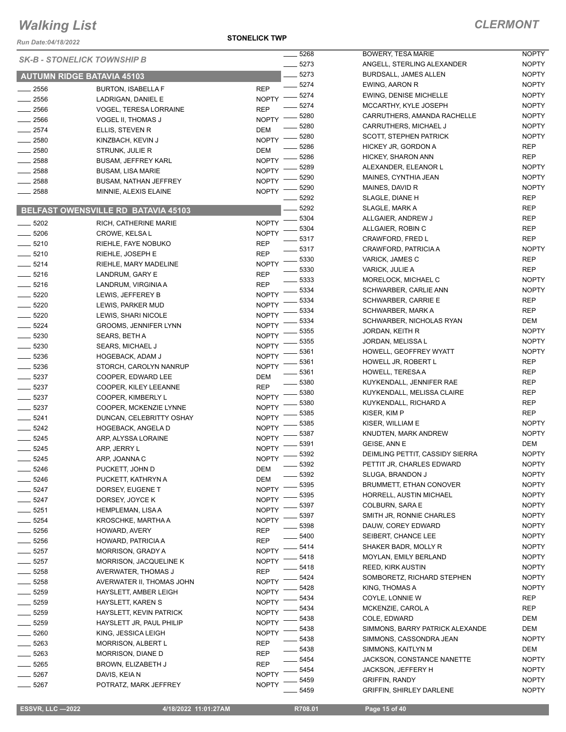# Walking List

## CLERMONT

Run Date:04/18/2022

**STONELICK TWP**

*SK-B - STONELICK TOWNSHIP B*

### AUTUMN RIDGE BATAVIA 45103

| | | |
|---|---|---|
| ___ 2556 | BURTON, ISABELLA F | REP |
| ___ 2556 | LADRIGAN, DANIEL E | NOPTY |
| ___ 2566 | VOGEL, TERESA LORRAINE | REP |
| ___ 2566 | VOGEL II, THOMAS J | NOPTY |
| ___ 2574 | ELLIS, STEVEN R | DEM |
| ___ 2580 | KINZBACH, KEVIN J | NOPTY |
| ___ 2580 | STRUNK, JULIE R | DEM |
| ___ 2588 | BUSAM, JEFFREY KARL | NOPTY |
| ___ 2588 | BUSAM, LISA MARIE | NOPTY |
| ___ 2588 | BUSAM, NATHAN JEFFREY | NOPTY |
| ___ 2588 | MINNIE, ALEXIS ELAINE | NOPTY |

### BELFAST OWENSVILLE RD BATAVIA 45103

| | | |
|---|---|---|
| ___ 5202 | RICH, CATHERINE MARIE | NOPTY |
| ___ 5206 | CROWE, KELSA L | NOPTY |
| ___ 5210 | RIEHLE, FAYE NOBUKO | REP |
| ___ 5210 | RIEHLE, JOSEPH E | REP |
| ___ 5214 | RIEHLE, MARY MADELINE | NOPTY |
| ___ 5216 | LANDRUM, GARY E | REP |
| ___ 5216 | LANDRUM, VIRGINIA A | REP |
| ___ 5220 | LEWIS, JEFFEREY B | NOPTY |
| ___ 5220 | LEWIS, PARKER MUD | NOPTY |
| ___ 5220 | LEWIS, SHARI NICOLE | NOPTY |
| ___ 5224 | GROOMS, JENNIFER LYNN | NOPTY |
| ___ 5230 | SEARS, BETH A | NOPTY |
| ___ 5230 | SEARS, MICHAEL J | NOPTY |
| ___ 5236 | HOGEBACK, ADAM J | NOPTY |
| ___ 5236 | STORCH, CAROLYN NANRUP | NOPTY |
| ___ 5237 | COOPER, EDWARD LEE | DEM |
| ___ 5237 | COOPER, KILEY LEEANNE | REP |
| ___ 5237 | COOPER, KIMBERLY L | NOPTY |
| ___ 5237 | COOPER, MCKENZIE LYNNE | NOPTY |
| ___ 5241 | DUNCAN, CELEBRITTY OSHAY | NOPTY |
| ___ 5242 | HOGEBACK, ANGELA D | NOPTY |
| ___ 5245 | ARP, ALYSSA LORAINE | NOPTY |
| ___ 5245 | ARP, JERRY L | NOPTY |
| ___ 5245 | ARP, JOANNA C | NOPTY |
| ___ 5246 | PUCKETT, JOHN D | DEM |
| ___ 5246 | PUCKETT, KATHRYN A | DEM |
| ___ 5247 | DORSEY, EUGENE T | NOPTY |
| ___ 5247 | DORSEY, JOYCE K | NOPTY |
| ___ 5251 | HEMPLEMAN, LISA A | NOPTY |
| ___ 5254 | KROSCHKE, MARTHA A | NOPTY |
| ___ 5256 | HOWARD, AVERY | REP |
| ___ 5256 | HOWARD, PATRICIA A | REP |
| ___ 5257 | MORRISON, GRADY A | NOPTY |
| ___ 5257 | MORRISON, JACQUELINE K | NOPTY |
| ___ 5258 | AVERWATER, THOMAS J | REP |
| ___ 5258 | AVERWATER II, THOMAS JOHN | NOPTY |
| ___ 5259 | HAYSLETT, AMBER LEIGH | NOPTY |
| ___ 5259 | HAYSLETT, KAREN S | NOPTY |
| ___ 5259 | HAYSLETT, KEVIN PATRICK | NOPTY |
| ___ 5259 | HAYSLETT JR, PAUL PHILIP | NOPTY |
| ___ 5260 | KING, JESSICA LEIGH | NOPTY |
| ___ 5263 | MORRISON, ALBERT L | REP |
| ___ 5263 | MORRISON, DIANE D | REP |
| ___ 5265 | BROWN, ELIZABETH J | REP |
| ___ 5267 | DAVIS, KEIA N | NOPTY |
| ___ 5267 | POTRATZ, MARK JEFFREY | NOPTY |
| ___ 5268 | BOWERY, TESA MARIE | NOPTY |
| ___ 5273 | ANGELL, STERLING ALEXANDER | NOPTY |
| ___ 5273 | BURDSALL, JAMES ALLEN | NOPTY |
| ___ 5274 | EWING, AARON R | NOPTY |
| ___ 5274 | EWING, DENISE MICHELLE | NOPTY |
| ___ 5274 | MCCARTHY, KYLE JOSEPH | NOPTY |
| ___ 5280 | CARRUTHERS, AMANDA RACHELLE | NOPTY |
| ___ 5280 | CARRUTHERS, MICHAEL J | NOPTY |
| ___ 5280 | SCOTT, STEPHEN PATRICK | NOPTY |
| ___ 5286 | HICKEY JR, GORDON A | REP |
| ___ 5286 | HICKEY, SHARON ANN | REP |
| ___ 5289 | ALEXANDER, ELEANOR L | NOPTY |
| ___ 5290 | MAINES, CYNTHIA JEAN | NOPTY |
| ___ 5290 | MAINES, DAVID R | NOPTY |
| ___ 5292 | SLAGLE, DIANE H | REP |
| ___ 5292 | SLAGLE, MARK A | REP |
| ___ 5304 | ALLGAIER, ANDREW J | REP |
| ___ 5304 | ALLGAIER, ROBIN C | REP |
| ___ 5317 | CRAWFORD, FRED L | REP |
| ___ 5317 | CRAWFORD, PATRICIA A | NOPTY |
| ___ 5330 | VARICK, JAMES C | REP |
| ___ 5330 | VARICK, JULIE A | REP |
| ___ 5333 | MORELOCK, MICHAEL C | NOPTY |
| ___ 5334 | SCHWARBER, CARLIE ANN | NOPTY |
| ___ 5334 | SCHWARBER, CARRIE E | REP |
| ___ 5334 | SCHWARBER, MARK A | REP |
| ___ 5334 | SCHWARBER, NICHOLAS RYAN | DEM |
| ___ 5355 | JORDAN, KEITH R | NOPTY |
| ___ 5355 | JORDAN, MELISSA L | NOPTY |
| ___ 5361 | HOWELL, GEOFFREY WYATT | NOPTY |
| ___ 5361 | HOWELL JR, ROBERT L | REP |
| ___ 5361 | HOWELL, TERESA A | REP |
| ___ 5380 | KUYKENDALL, JENNIFER RAE | REP |
| ___ 5380 | KUYKENDALL, MELISSA CLAIRE | REP |
| ___ 5380 | KUYKENDALL, RICHARD A | REP |
| ___ 5385 | KISER, KIM P | REP |
| ___ 5385 | KISER, WILLIAM E | NOPTY |
| ___ 5387 | KNUDTEN, MARK ANDREW | NOPTY |
| ___ 5391 | GEISE, ANN E | DEM |
| ___ 5392 | DEIMLING PETTIT, CASSIDY SIERRA | NOPTY |
| ___ 5392 | PETTIT JR, CHARLES EDWARD | NOPTY |
| ___ 5392 | SLUGA, BRANDON J | NOPTY |
| ___ 5395 | BRUMMETT, ETHAN CONOVER | NOPTY |
| ___ 5395 | HORRELL, AUSTIN MICHAEL | NOPTY |
| ___ 5397 | COLBURN, SARA E | NOPTY |
| ___ 5397 | SMITH JR, RONNIE CHARLES | NOPTY |
| ___ 5398 | DAUW, COREY EDWARD | NOPTY |
| ___ 5400 | SEIBERT, CHANCE LEE | NOPTY |
| ___ 5414 | SHAKER BADR, MOLLY R | NOPTY |
| ___ 5418 | MOYLAN, EMILY BERLAND | NOPTY |
| ___ 5418 | REED, KIRK AUSTIN | NOPTY |
| ___ 5424 | SOMBORETZ, RICHARD STEPHEN | NOPTY |
| ___ 5428 | KING, THOMAS A | NOPTY |
| ___ 5434 | COYLE, LONNIE W | REP |
| ___ 5434 | MCKENZIE, CAROL A | REP |
| ___ 5438 | COLE, EDWARD | DEM |
| ___ 5438 | SIMMONS, BARRY PATRICK ALEXANDE | DEM |
| ___ 5438 | SIMMONS, CASSONDRA JEAN | NOPTY |
| ___ 5438 | SIMMONS, KAITLYN M | DEM |
| ___ 5454 | JACKSON, CONSTANCE NANETTE | NOPTY |
| ___ 5454 | JACKSON, JEFFERY H | NOPTY |
| ___ 5459 | GRIFFIN, RANDY | NOPTY |
| ___ 5459 | GRIFFIN, SHIRLEY DARLENE | NOPTY |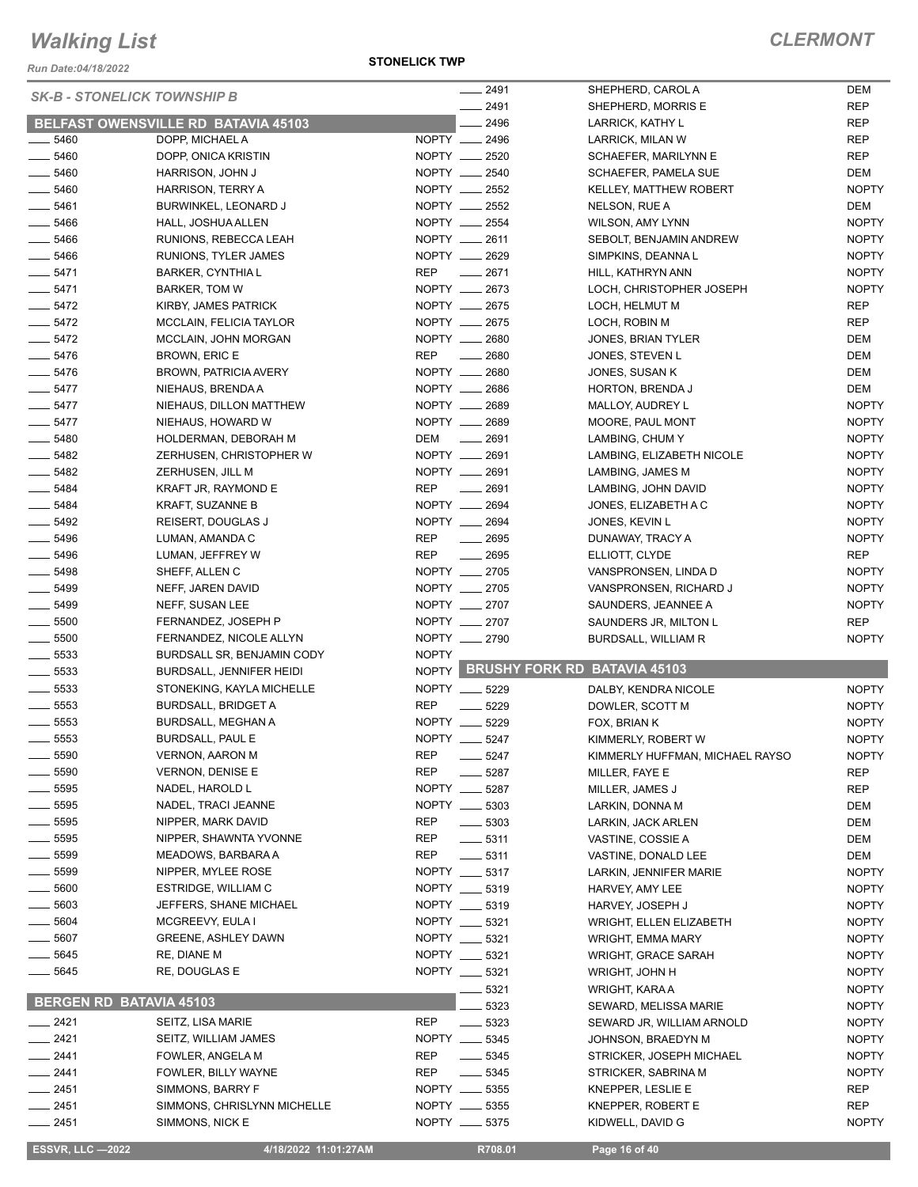# Walking List

**CLERMONT**

Run Date:04/18/2022

**STONELICK TWP**

## SK-B - STONELICK TOWNSHIP B

### BELFAST OWENSVILLE RD BATAVIA 45103

| No. | Name | Party |
|---|---|---|
| 5460 | DOPP, MICHAEL A | NOPTY |
| 5460 | DOPP, ONICA KRISTIN | NOPTY |
| 5460 | HARRISON, JOHN J | NOPTY |
| 5460 | HARRISON, TERRY A | NOPTY |
| 5461 | BURWINKEL, LEONARD J | NOPTY |
| 5466 | HALL, JOSHUA ALLEN | NOPTY |
| 5466 | RUNIONS, REBECCA LEAH | NOPTY |
| 5466 | RUNIONS, TYLER JAMES | NOPTY |
| 5471 | BARKER, CYNTHIA L | REP |
| 5471 | BARKER, TOM W | NOPTY |
| 5472 | KIRBY, JAMES PATRICK | NOPTY |
| 5472 | MCCLAIN, FELICIA TAYLOR | NOPTY |
| 5472 | MCCLAIN, JOHN MORGAN | NOPTY |
| 5476 | BROWN, ERIC E | REP |
| 5476 | BROWN, PATRICIA AVERY | NOPTY |
| 5477 | NIEHAUS, BRENDA A | NOPTY |
| 5477 | NIEHAUS, DILLON MATTHEW | NOPTY |
| 5477 | NIEHAUS, HOWARD W | NOPTY |
| 5480 | HOLDERMAN, DEBORAH M | DEM |
| 5482 | ZERHUSEN, CHRISTOPHER W | NOPTY |
| 5482 | ZERHUSEN, JILL M | NOPTY |
| 5484 | KRAFT JR, RAYMOND E | REP |
| 5484 | KRAFT, SUZANNE B | NOPTY |
| 5492 | REISERT, DOUGLAS J | NOPTY |
| 5496 | LUMAN, AMANDA C | REP |
| 5496 | LUMAN, JEFFREY W | REP |
| 5498 | SHEFF, ALLEN C | NOPTY |
| 5499 | NEFF, JAREN DAVID | NOPTY |
| 5499 | NEFF, SUSAN LEE | NOPTY |
| 5500 | FERNANDEZ, JOSEPH P | NOPTY |
| 5500 | FERNANDEZ, NICOLE ALLYN | NOPTY |
| 5533 | BURDSALL SR, BENJAMIN CODY | NOPTY |
| 5533 | BURDSALL, JENNIFER HEIDI | NOPTY |
| 5533 | STONEKING, KAYLA MICHELLE | NOPTY |
| 5553 | BURDSALL, BRIDGET A | REP |
| 5553 | BURDSALL, MEGHAN A | NOPTY |
| 5553 | BURDSALL, PAUL E | NOPTY |
| 5590 | VERNON, AARON M | REP |
| 5590 | VERNON, DENISE E | REP |
| 5595 | NADEL, HAROLD L | NOPTY |
| 5595 | NADEL, TRACI JEANNE | NOPTY |
| 5595 | NIPPER, MARK DAVID | REP |
| 5595 | NIPPER, SHAWNTA YVONNE | REP |
| 5599 | MEADOWS, BARBARA A | REP |
| 5599 | NIPPER, MYLEE ROSE | NOPTY |
| 5600 | ESTRIDGE, WILLIAM C | NOPTY |
| 5603 | JEFFERS, SHANE MICHAEL | NOPTY |
| 5604 | MCGREEVY, EULA I | NOPTY |
| 5607 | GREENE, ASHLEY DAWN | NOPTY |
| 5645 | RE, DIANE M | NOPTY |
| 5645 | RE, DOUGLAS E | NOPTY |

### BERGEN RD BATAVIA 45103

| No. | Name | Party |
|---|---|---|
| 2421 | SEITZ, LISA MARIE | REP |
| 2421 | SEITZ, WILLIAM JAMES | NOPTY |
| 2441 | FOWLER, ANGELA M | REP |
| 2441 | FOWLER, BILLY WAYNE | REP |
| 2451 | SIMMONS, BARRY F | NOPTY |
| 2451 | SIMMONS, CHRISLYNN MICHELLE | NOPTY |
| 2451 | SIMMONS, NICK E | NOPTY |
| 2491 | SHEPHERD, CAROL A | DEM |
| 2491 | SHEPHERD, MORRIS E | REP |
| 2496 | LARRICK, KATHY L | REP |
| 2496 | LARRICK, MILAN W | REP |
| 2520 | SCHAEFER, MARILYNN E | REP |
| 2540 | SCHAEFER, PAMELA SUE | DEM |
| 2552 | KELLEY, MATTHEW ROBERT | NOPTY |
| 2552 | NELSON, RUE A | DEM |
| 2554 | WILSON, AMY LYNN | NOPTY |
| 2611 | SEBOLT, BENJAMIN ANDREW | NOPTY |
| 2629 | SIMPKINS, DEANNA L | NOPTY |
| 2671 | HILL, KATHRYN ANN | NOPTY |
| 2673 | LOCH, CHRISTOPHER JOSEPH | NOPTY |
| 2675 | LOCH, HELMUT M | REP |
| 2675 | LOCH, ROBIN M | REP |
| 2680 | JONES, BRIAN TYLER | DEM |
| 2680 | JONES, STEVEN L | DEM |
| 2680 | JONES, SUSAN K | DEM |
| 2686 | HORTON, BRENDA J | DEM |
| 2689 | MALLOY, AUDREY L | NOPTY |
| 2689 | MOORE, PAUL MONT | NOPTY |
| 2691 | LAMBING, CHUM Y | NOPTY |
| 2691 | LAMBING, ELIZABETH NICOLE | NOPTY |
| 2691 | LAMBING, JAMES M | NOPTY |
| 2691 | LAMBING, JOHN DAVID | NOPTY |
| 2694 | JONES, ELIZABETH A C | NOPTY |
| 2694 | JONES, KEVIN L | NOPTY |
| 2695 | DUNAWAY, TRACY A | NOPTY |
| 2695 | ELLIOTT, CLYDE | REP |
| 2705 | VANSPRONSEN, LINDA D | NOPTY |
| 2705 | VANSPRONSEN, RICHARD J | NOPTY |
| 2707 | SAUNDERS, JEANNEE A | NOPTY |
| 2707 | SAUNDERS JR, MILTON L | REP |
| 2790 | BURDSALL, WILLIAM R | NOPTY |

### BRUSHY FORK RD BATAVIA 45103

| No. | Name | Party |
|---|---|---|
| 5229 | DALBY, KENDRA NICOLE | NOPTY |
| 5229 | DOWLER, SCOTT M | NOPTY |
| 5229 | FOX, BRIAN K | NOPTY |
| 5247 | KIMMERLY, ROBERT W | NOPTY |
| 5247 | KIMMERLY HUFFMAN, MICHAEL RAYSO | NOPTY |
| 5287 | MILLER, FAYE E | REP |
| 5287 | MILLER, JAMES J | REP |
| 5303 | LARKIN, DONNA M | DEM |
| 5303 | LARKIN, JACK ARLEN | DEM |
| 5311 | VASTINE, COSSIE A | DEM |
| 5311 | VASTINE, DONALD LEE | DEM |
| 5317 | LARKIN, JENNIFER MARIE | NOPTY |
| 5319 | HARVEY, AMY LEE | NOPTY |
| 5319 | HARVEY, JOSEPH J | NOPTY |
| 5321 | WRIGHT, ELLEN ELIZABETH | NOPTY |
| 5321 | WRIGHT, EMMA MARY | NOPTY |
| 5321 | WRIGHT, GRACE SARAH | NOPTY |
| 5321 | WRIGHT, JOHN H | NOPTY |
| 5321 | WRIGHT, KARA A | NOPTY |
| 5323 | SEWARD, MELISSA MARIE | NOPTY |
| 5323 | SEWARD JR, WILLIAM ARNOLD | NOPTY |
| 5345 | JOHNSON, BRAEDYN M | NOPTY |
| 5345 | STRICKER, JOSEPH MICHAEL | NOPTY |
| 5345 | STRICKER, SABRINA M | NOPTY |
| 5355 | KNEPPER, LESLIE E | REP |
| 5355 | KNEPPER, ROBERT E | REP |
| 5375 | KIDWELL, DAVID G | NOPTY |

ESSVR, LLC —2022 | 4/18/2022 11:01:27AM | R708.01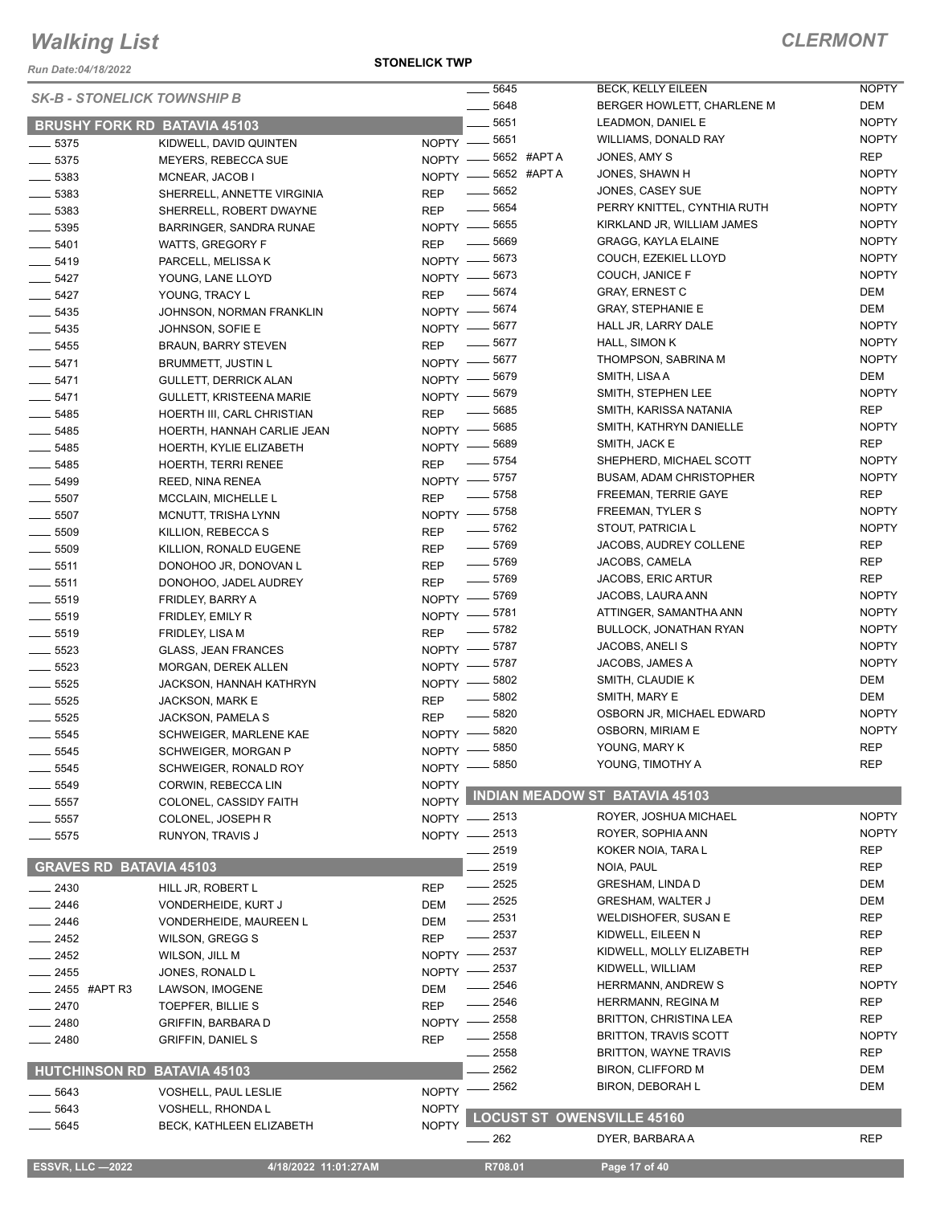# Walking List

**CLERMONT**

Run Date:04/18/2022

**STONELICK TWP**

*SK-B - STONELICK TOWNSHIP B*

## BRUSHY FORK RD BATAVIA 45103

| No. | Name | Party |
|---|---|---|
| 5375 | KIDWELL, DAVID QUINTEN | NOPTY |
| 5375 | MEYERS, REBECCA SUE | NOPTY |
| 5383 | MCNEAR, JACOB I | NOPTY |
| 5383 | SHERRELL, ANNETTE VIRGINIA | REP |
| 5383 | SHERRELL, ROBERT DWAYNE | REP |
| 5395 | BARRINGER, SANDRA RUNAE | NOPTY |
| 5401 | WATTS, GREGORY F | REP |
| 5419 | PARCELL, MELISSA K | NOPTY |
| 5427 | YOUNG, LANE LLOYD | NOPTY |
| 5427 | YOUNG, TRACY L | REP |
| 5435 | JOHNSON, NORMAN FRANKLIN | NOPTY |
| 5435 | JOHNSON, SOFIE E | NOPTY |
| 5455 | BRAUN, BARRY STEVEN | REP |
| 5471 | BRUMMETT, JUSTIN L | NOPTY |
| 5471 | GULLETT, DERRICK ALAN | NOPTY |
| 5471 | GULLETT, KRISTEENA MARIE | NOPTY |
| 5485 | HOERTH III, CARL CHRISTIAN | REP |
| 5485 | HOERTH, HANNAH CARLIE JEAN | NOPTY |
| 5485 | HOERTH, KYLIE ELIZABETH | NOPTY |
| 5485 | HOERTH, TERRI RENEE | REP |
| 5499 | REED, NINA RENEA | NOPTY |
| 5507 | MCCLAIN, MICHELLE L | REP |
| 5507 | MCNUTT, TRISHA LYNN | NOPTY |
| 5509 | KILLION, REBECCA S | REP |
| 5509 | KILLION, RONALD EUGENE | REP |
| 5511 | DONOHOO JR, DONOVAN L | REP |
| 5511 | DONOHOO, JADEL AUDREY | REP |
| 5519 | FRIDLEY, BARRY A | NOPTY |
| 5519 | FRIDLEY, EMILY R | NOPTY |
| 5519 | FRIDLEY, LISA M | REP |
| 5523 | GLASS, JEAN FRANCES | NOPTY |
| 5523 | MORGAN, DEREK ALLEN | NOPTY |
| 5525 | JACKSON, HANNAH KATHRYN | NOPTY |
| 5525 | JACKSON, MARK E | REP |
| 5525 | JACKSON, PAMELA S | REP |
| 5545 | SCHWEIGER, MARLENE KAE | NOPTY |
| 5545 | SCHWEIGER, MORGAN P | NOPTY |
| 5545 | SCHWEIGER, RONALD ROY | NOPTY |
| 5549 | CORWIN, REBECCA LIN | NOPTY |
| 5557 | COLONEL, CASSIDY FAITH | NOPTY |
| 5557 | COLONEL, JOSEPH R | NOPTY |
| 5575 | RUNYON, TRAVIS J | NOPTY |

## GRAVES RD BATAVIA 45103

| No. | Name | Party |
|---|---|---|
| 2430 | HILL JR, ROBERT L | REP |
| 2446 | VONDERHEIDE, KURT J | DEM |
| 2446 | VONDERHEIDE, MAUREEN L | DEM |
| 2452 | WILSON, GREGG S | REP |
| 2452 | WILSON, JILL M | NOPTY |
| 2455 | JONES, RONALD L | NOPTY |
| 2455 #APT R3 | LAWSON, IMOGENE | DEM |
| 2470 | TOEPFER, BILLIE S | REP |
| 2480 | GRIFFIN, BARBARA D | NOPTY |
| 2480 | GRIFFIN, DANIEL S | REP |

## HUTCHINSON RD BATAVIA 45103

| No. | Name | Party |
|---|---|---|
| 5643 | VOSHELL, PAUL LESLIE | NOPTY |
| 5643 | VOSHELL, RHONDA L | NOPTY |
| 5645 | BECK, KATHLEEN ELIZABETH | NOPTY |
| 5645 | BECK, KELLY EILEEN | NOPTY |
| 5648 | BERGER HOWLETT, CHARLENE M | DEM |
| 5651 | LEADMON, DANIEL E | NOPTY |
| 5651 | WILLIAMS, DONALD RAY | NOPTY |
| 5652 #APT A | JONES, AMY S | REP |
| 5652 #APT A | JONES, SHAWN H | NOPTY |
| 5652 | JONES, CASEY SUE | NOPTY |
| 5654 | PERRY KNITTEL, CYNTHIA RUTH | NOPTY |
| 5655 | KIRKLAND JR, WILLIAM JAMES | NOPTY |
| 5669 | GRAGG, KAYLA ELAINE | NOPTY |
| 5673 | COUCH, EZEKIEL LLOYD | NOPTY |
| 5673 | COUCH, JANICE F | NOPTY |
| 5674 | GRAY, ERNEST C | DEM |
| 5674 | GRAY, STEPHANIE E | DEM |
| 5677 | HALL JR, LARRY DALE | NOPTY |
| 5677 | HALL, SIMON K | NOPTY |
| 5677 | THOMPSON, SABRINA M | NOPTY |
| 5679 | SMITH, LISA A | DEM |
| 5679 | SMITH, STEPHEN LEE | NOPTY |
| 5685 | SMITH, KARISSA NATANIA | REP |
| 5685 | SMITH, KATHRYN DANIELLE | NOPTY |
| 5689 | SMITH, JACK E | REP |
| 5754 | SHEPHERD, MICHAEL SCOTT | NOPTY |
| 5757 | BUSAM, ADAM CHRISTOPHER | NOPTY |
| 5758 | FREEMAN, TERRIE GAYE | REP |
| 5758 | FREEMAN, TYLER S | NOPTY |
| 5762 | STOUT, PATRICIA L | NOPTY |
| 5769 | JACOBS, AUDREY COLLENE | REP |
| 5769 | JACOBS, CAMELA | REP |
| 5769 | JACOBS, ERIC ARTUR | REP |
| 5769 | JACOBS, LAURA ANN | NOPTY |
| 5781 | ATTINGER, SAMANTHA ANN | NOPTY |
| 5782 | BULLOCK, JONATHAN RYAN | NOPTY |
| 5787 | JACOBS, ANELI S | NOPTY |
| 5787 | JACOBS, JAMES A | NOPTY |
| 5802 | SMITH, CLAUDIE K | DEM |
| 5802 | SMITH, MARY E | DEM |
| 5820 | OSBORN JR, MICHAEL EDWARD | NOPTY |
| 5820 | OSBORN, MIRIAM E | NOPTY |
| 5850 | YOUNG, MARY K | REP |
| 5850 | YOUNG, TIMOTHY A | REP |

## INDIAN MEADOW ST BATAVIA 45103

| No. | Name | Party |
|---|---|---|
| 2513 | ROYER, JOSHUA MICHAEL | NOPTY |
| 2513 | ROYER, SOPHIA ANN | NOPTY |
| 2519 | KOKER NOIA, TARA L | REP |
| 2519 | NOIA, PAUL | REP |
| 2525 | GRESHAM, LINDA D | DEM |
| 2525 | GRESHAM, WALTER J | DEM |
| 2531 | WELDISHOFER, SUSAN E | REP |
| 2537 | KIDWELL, EILEEN N | REP |
| 2537 | KIDWELL, MOLLY ELIZABETH | REP |
| 2537 | KIDWELL, WILLIAM | REP |
| 2546 | HERRMANN, ANDREW S | NOPTY |
| 2546 | HERRMANN, REGINA M | REP |
| 2558 | BRITTON, CHRISTINA LEA | REP |
| 2558 | BRITTON, TRAVIS SCOTT | NOPTY |
| 2558 | BRITTON, WAYNE TRAVIS | REP |
| 2562 | BIRON, CLIFFORD M | DEM |
| 2562 | BIRON, DEBORAH L | DEM |

## LOCUST ST OWENSVILLE 45160

| No. | Name | Party |
|---|---|---|
| 262 | DYER, BARBARA A | REP |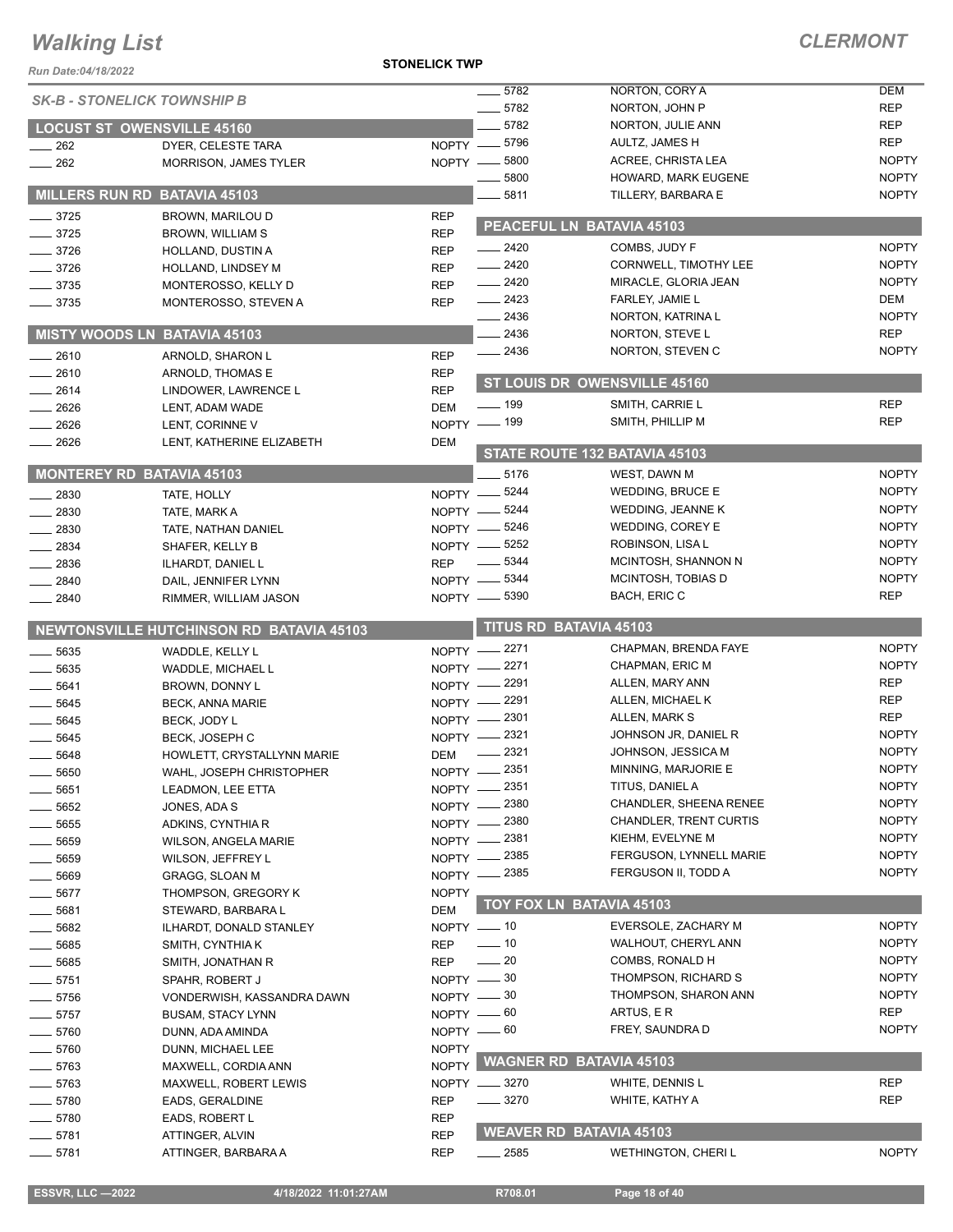# Walking List

**CLERMONT**

Run Date:04/18/2022

**STONELICK TWP**

## SK-B - STONELICK TOWNSHIP B

### LOCUST ST OWENSVILLE 45160

| No. | Name | Party |
|---|---|---|
| 262 | DYER, CELESTE TARA | NOPTY |
| 262 | MORRISON, JAMES TYLER | NOPTY |

### MILLERS RUN RD BATAVIA 45103

| No. | Name | Party |
|---|---|---|
| 3725 | BROWN, MARILOU D | REP |
| 3725 | BROWN, WILLIAM S | REP |
| 3726 | HOLLAND, DUSTIN A | REP |
| 3726 | HOLLAND, LINDSEY M | REP |
| 3735 | MONTEROSSO, KELLY D | REP |
| 3735 | MONTEROSSO, STEVEN A | REP |

### MISTY WOODS LN BATAVIA 45103

| No. | Name | Party |
|---|---|---|
| 2610 | ARNOLD, SHARON L | REP |
| 2610 | ARNOLD, THOMAS E | REP |
| 2614 | LINDOWER, LAWRENCE L | REP |
| 2626 | LENT, ADAM WADE | DEM |
| 2626 | LENT, CORINNE V | NOPTY |
| 2626 | LENT, KATHERINE ELIZABETH | DEM |

### MONTEREY RD BATAVIA 45103

| No. | Name | Party |
|---|---|---|
| 2830 | TATE, HOLLY | NOPTY |
| 2830 | TATE, MARK A | NOPTY |
| 2830 | TATE, NATHAN DANIEL | NOPTY |
| 2834 | SHAFER, KELLY B | NOPTY |
| 2836 | ILHARDT, DANIEL L | REP |
| 2840 | DAIL, JENNIFER LYNN | NOPTY |
| 2840 | RIMMER, WILLIAM JASON | NOPTY |

### NEWTONSVILLE HUTCHINSON RD BATAVIA 45103

| No. | Name | Party |
|---|---|---|
| 5635 | WADDLE, KELLY L | NOPTY |
| 5635 | WADDLE, MICHAEL L | NOPTY |
| 5641 | BROWN, DONNY L | NOPTY |
| 5645 | BECK, ANNA MARIE | NOPTY |
| 5645 | BECK, JODY L | NOPTY |
| 5645 | BECK, JOSEPH C | NOPTY |
| 5648 | HOWLETT, CRYSTALLYNN MARIE | DEM |
| 5650 | WAHL, JOSEPH CHRISTOPHER | NOPTY |
| 5651 | LEADMON, LEE ETTA | NOPTY |
| 5652 | JONES, ADA S | NOPTY |
| 5655 | ADKINS, CYNTHIA R | NOPTY |
| 5659 | WILSON, ANGELA MARIE | NOPTY |
| 5659 | WILSON, JEFFREY L | NOPTY |
| 5669 | GRAGG, SLOAN M | NOPTY |
| 5677 | THOMPSON, GREGORY K | NOPTY |
| 5681 | STEWARD, BARBARA L | DEM |
| 5682 | ILHARDT, DONALD STANLEY | NOPTY |
| 5685 | SMITH, CYNTHIA K | REP |
| 5685 | SMITH, JONATHAN R | REP |
| 5751 | SPAHR, ROBERT J | NOPTY |
| 5756 | VONDERWISH, KASSANDRA DAWN | NOPTY |
| 5757 | BUSAM, STACY LYNN | NOPTY |
| 5760 | DUNN, ADA AMINDA | NOPTY |
| 5760 | DUNN, MICHAEL LEE | NOPTY |
| 5763 | MAXWELL, CORDIA ANN | NOPTY |
| 5763 | MAXWELL, ROBERT LEWIS | NOPTY |
| 5780 | EADS, GERALDINE | REP |
| 5780 | EADS, ROBERT L | REP |
| 5781 | ATTINGER, ALVIN | REP |
| 5781 | ATTINGER, BARBARA A | REP |
| 5782 | NORTON, CORY A | DEM |
| 5782 | NORTON, JOHN P | REP |
| 5782 | NORTON, JULIE ANN | REP |
| 5796 | AULTZ, JAMES H | REP |
| 5800 | ACREE, CHRISTA LEA | NOPTY |
| 5800 | HOWARD, MARK EUGENE | NOPTY |
| 5811 | TILLERY, BARBARA E | NOPTY |

### PEACEFUL LN BATAVIA 45103

| No. | Name | Party |
|---|---|---|
| 2420 | COMBS, JUDY F | NOPTY |
| 2420 | CORNWELL, TIMOTHY LEE | NOPTY |
| 2420 | MIRACLE, GLORIA JEAN | NOPTY |
| 2423 | FARLEY, JAMIE L | DEM |
| 2436 | NORTON, KATRINA L | NOPTY |
| 2436 | NORTON, STEVE L | REP |
| 2436 | NORTON, STEVEN C | NOPTY |

### ST LOUIS DR OWENSVILLE 45160

| No. | Name | Party |
|---|---|---|
| 199 | SMITH, CARRIE L | REP |
| 199 | SMITH, PHILLIP M | REP |

### STATE ROUTE 132 BATAVIA 45103

| No. | Name | Party |
|---|---|---|
| 5176 | WEST, DAWN M | NOPTY |
| 5244 | WEDDING, BRUCE E | NOPTY |
| 5244 | WEDDING, JEANNE K | NOPTY |
| 5246 | WEDDING, COREY E | NOPTY |
| 5252 | ROBINSON, LISA L | NOPTY |
| 5344 | MCINTOSH, SHANNON N | NOPTY |
| 5344 | MCINTOSH, TOBIAS D | NOPTY |
| 5390 | BACH, ERIC C | REP |

### TITUS RD BATAVIA 45103

| No. | Name | Party |
|---|---|---|
| 2271 | CHAPMAN, BRENDA FAYE | NOPTY |
| 2271 | CHAPMAN, ERIC M | NOPTY |
| 2291 | ALLEN, MARY ANN | REP |
| 2291 | ALLEN, MICHAEL K | REP |
| 2301 | ALLEN, MARK S | REP |
| 2321 | JOHNSON JR, DANIEL R | NOPTY |
| 2321 | JOHNSON, JESSICA M | NOPTY |
| 2351 | MINNING, MARJORIE E | NOPTY |
| 2351 | TITUS, DANIEL A | NOPTY |
| 2380 | CHANDLER, SHEENA RENEE | NOPTY |
| 2380 | CHANDLER, TRENT CURTIS | NOPTY |
| 2381 | KIEHM, EVELYNE M | NOPTY |
| 2385 | FERGUSON, LYNNELL MARIE | NOPTY |
| 2385 | FERGUSON II, TODD A | NOPTY |

### TOY FOX LN BATAVIA 45103

| No. | Name | Party |
|---|---|---|
| 10 | EVERSOLE, ZACHARY M | NOPTY |
| 10 | WALHOUT, CHERYL ANN | NOPTY |
| 20 | COMBS, RONALD H | NOPTY |
| 30 | THOMPSON, RICHARD S | NOPTY |
| 30 | THOMPSON, SHARON ANN | NOPTY |
| 60 | ARTUS, E R | REP |
| 60 | FREY, SAUNDRA D | NOPTY |

### WAGNER RD BATAVIA 45103

| No. | Name | Party |
|---|---|---|
| 3270 | WHITE, DENNIS L | REP |
| 3270 | WHITE, KATHY A | REP |

### WEAVER RD BATAVIA 45103

| No. | Name | Party |
|---|---|---|
| 2585 | WETHINGTON, CHERI L | NOPTY |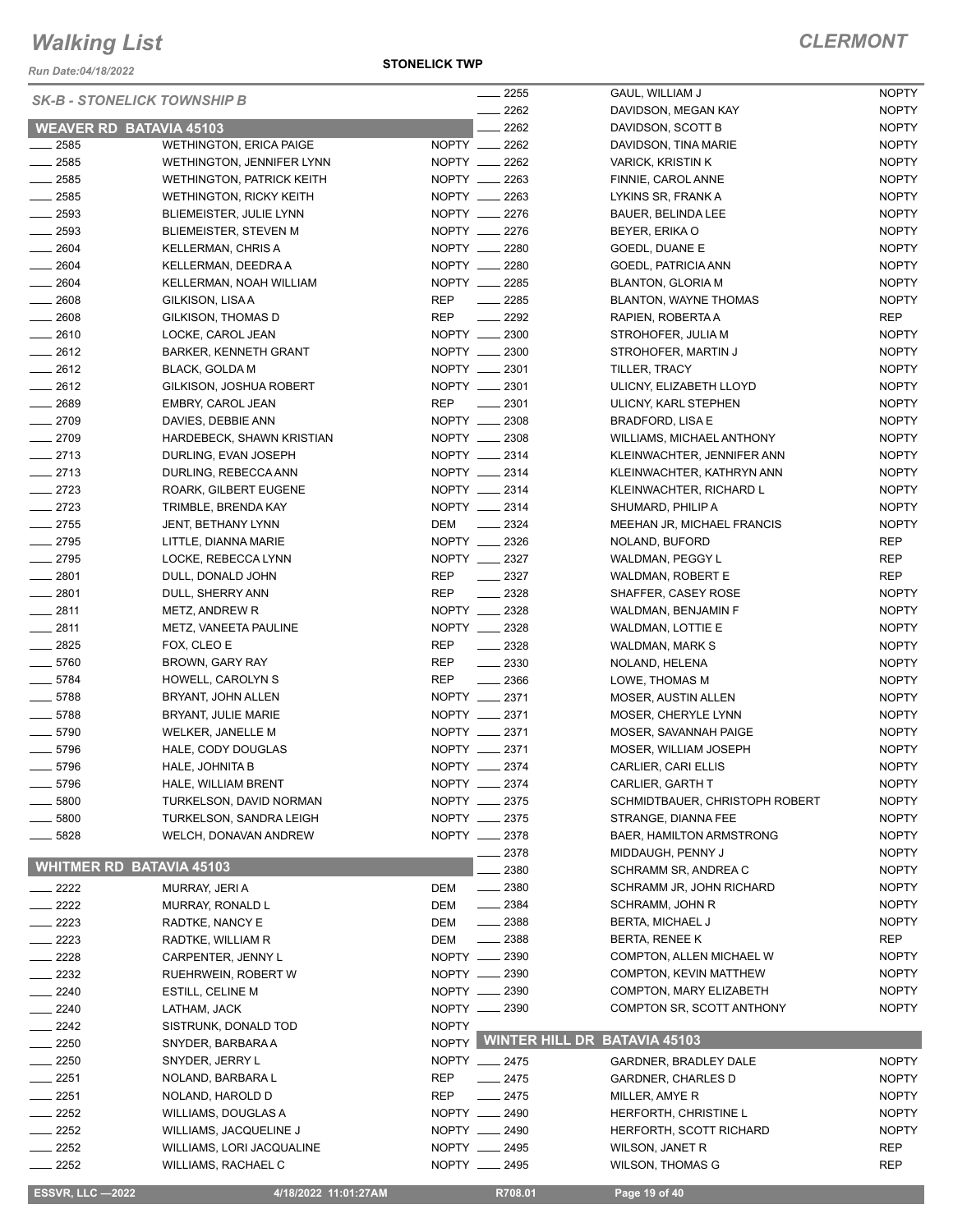# Walking List

## CLERMONT

Run Date:04/18/2022

STONELICK TWP

### SK-B - STONELICK TOWNSHIP B

#### WEAVER RD BATAVIA 45103

| No. | Name | Party |
|---|---|---|
| ____ 2585 | WETHINGTON, ERICA PAIGE | NOPTY |
| ____ 2585 | WETHINGTON, JENNIFER LYNN | NOPTY |
| ____ 2585 | WETHINGTON, PATRICK KEITH | NOPTY |
| ____ 2585 | WETHINGTON, RICKY KEITH | NOPTY |
| ____ 2593 | BLIEMEISTER, JULIE LYNN | NOPTY |
| ____ 2593 | BLIEMEISTER, STEVEN M | NOPTY |
| ____ 2604 | KELLERMAN, CHRIS A | NOPTY |
| ____ 2604 | KELLERMAN, DEEDRA A | NOPTY |
| ____ 2604 | KELLERMAN, NOAH WILLIAM | NOPTY |
| ____ 2608 | GILKISON, LISA A | REP |
| ____ 2608 | GILKISON, THOMAS D | REP |
| ____ 2610 | LOCKE, CAROL JEAN | NOPTY |
| ____ 2612 | BARKER, KENNETH GRANT | NOPTY |
| ____ 2612 | BLACK, GOLDA M | NOPTY |
| ____ 2612 | GILKISON, JOSHUA ROBERT | NOPTY |
| ____ 2689 | EMBRY, CAROL JEAN | REP |
| ____ 2709 | DAVIES, DEBBIE ANN | NOPTY |
| ____ 2709 | HARDEBECK, SHAWN KRISTIAN | NOPTY |
| ____ 2713 | DURLING, EVAN JOSEPH | NOPTY |
| ____ 2713 | DURLING, REBECCA ANN | NOPTY |
| ____ 2723 | ROARK, GILBERT EUGENE | NOPTY |
| ____ 2723 | TRIMBLE, BRENDA KAY | NOPTY |
| ____ 2755 | JENT, BETHANY LYNN | DEM |
| ____ 2795 | LITTLE, DIANNA MARIE | NOPTY |
| ____ 2795 | LOCKE, REBECCA LYNN | NOPTY |
| ____ 2801 | DULL, DONALD JOHN | REP |
| ____ 2801 | DULL, SHERRY ANN | REP |
| ____ 2811 | METZ, ANDREW R | NOPTY |
| ____ 2811 | METZ, VANEETA PAULINE | NOPTY |
| ____ 2825 | FOX, CLEO E | REP |
| ____ 5760 | BROWN, GARY RAY | REP |
| ____ 5784 | HOWELL, CAROLYN S | REP |
| ____ 5788 | BRYANT, JOHN ALLEN | NOPTY |
| ____ 5788 | BRYANT, JULIE MARIE | NOPTY |
| ____ 5790 | WELKER, JANELLE M | NOPTY |
| ____ 5796 | HALE, CODY DOUGLAS | NOPTY |
| ____ 5796 | HALE, JOHNITA B | NOPTY |
| ____ 5796 | HALE, WILLIAM BRENT | NOPTY |
| ____ 5800 | TURKELSON, DAVID NORMAN | NOPTY |
| ____ 5800 | TURKELSON, SANDRA LEIGH | NOPTY |
| ____ 5828 | WELCH, DONAVAN ANDREW | NOPTY |

#### WHITMER RD BATAVIA 45103

| No. | Name | Party |
|---|---|---|
| ____ 2222 | MURRAY, JERI A | DEM |
| ____ 2222 | MURRAY, RONALD L | DEM |
| ____ 2223 | RADTKE, NANCY E | DEM |
| ____ 2223 | RADTKE, WILLIAM R | DEM |
| ____ 2228 | CARPENTER, JENNY L | NOPTY |
| ____ 2232 | RUEHRWEIN, ROBERT W | NOPTY |
| ____ 2240 | ESTILL, CELINE M | NOPTY |
| ____ 2240 | LATHAM, JACK | NOPTY |
| ____ 2242 | SISTRUNK, DONALD TOD | NOPTY |
| ____ 2250 | SNYDER, BARBARA A | NOPTY |
| ____ 2250 | SNYDER, JERRY L | NOPTY |
| ____ 2251 | NOLAND, BARBARA L | REP |
| ____ 2251 | NOLAND, HAROLD D | REP |
| ____ 2252 | WILLIAMS, DOUGLAS A | NOPTY |
| ____ 2252 | WILLIAMS, JACQUELINE J | NOPTY |
| ____ 2252 | WILLIAMS, LORI JACQUALINE | NOPTY |
| ____ 2252 | WILLIAMS, RACHAEL C | NOPTY |
| ____ 2255 | GAUL, WILLIAM J | NOPTY |
| ____ 2262 | DAVIDSON, MEGAN KAY | NOPTY |
| ____ 2262 | DAVIDSON, SCOTT B | NOPTY |
| ____ 2262 | DAVIDSON, TINA MARIE | NOPTY |
| ____ 2262 | VARICK, KRISTIN K | NOPTY |
| ____ 2263 | FINNIE, CAROL ANNE | NOPTY |
| ____ 2263 | LYKINS SR, FRANK A | NOPTY |
| ____ 2276 | BAUER, BELINDA LEE | NOPTY |
| ____ 2276 | BEYER, ERIKA O | NOPTY |
| ____ 2280 | GOEDL, DUANE E | NOPTY |
| ____ 2280 | GOEDL, PATRICIA ANN | NOPTY |
| ____ 2285 | BLANTON, GLORIA M | NOPTY |
| ____ 2285 | BLANTON, WAYNE THOMAS | NOPTY |
| ____ 2292 | RAPIEN, ROBERTA A | REP |
| ____ 2300 | STROHOFER, JULIA M | NOPTY |
| ____ 2300 | STROHOFER, MARTIN J | NOPTY |
| ____ 2301 | TILLER, TRACY | NOPTY |
| ____ 2301 | ULICNY, ELIZABETH LLOYD | NOPTY |
| ____ 2301 | ULICNY, KARL STEPHEN | NOPTY |
| ____ 2308 | BRADFORD, LISA E | NOPTY |
| ____ 2308 | WILLIAMS, MICHAEL ANTHONY | NOPTY |
| ____ 2314 | KLEINWACHTER, JENNIFER ANN | NOPTY |
| ____ 2314 | KLEINWACHTER, KATHRYN ANN | NOPTY |
| ____ 2314 | KLEINWACHTER, RICHARD L | NOPTY |
| ____ 2314 | SHUMARD, PHILIP A | NOPTY |
| ____ 2324 | MEEHAN JR, MICHAEL FRANCIS | NOPTY |
| ____ 2326 | NOLAND, BUFORD | REP |
| ____ 2327 | WALDMAN, PEGGY L | REP |
| ____ 2327 | WALDMAN, ROBERT E | REP |
| ____ 2328 | SHAFFER, CASEY ROSE | NOPTY |
| ____ 2328 | WALDMAN, BENJAMIN F | NOPTY |
| ____ 2328 | WALDMAN, LOTTIE E | NOPTY |
| ____ 2328 | WALDMAN, MARK S | NOPTY |
| ____ 2330 | NOLAND, HELENA | NOPTY |
| ____ 2366 | LOWE, THOMAS M | NOPTY |
| ____ 2371 | MOSER, AUSTIN ALLEN | NOPTY |
| ____ 2371 | MOSER, CHERYLE LYNN | NOPTY |
| ____ 2371 | MOSER, SAVANNAH PAIGE | NOPTY |
| ____ 2371 | MOSER, WILLIAM JOSEPH | NOPTY |
| ____ 2374 | CARLIER, CARI ELLIS | NOPTY |
| ____ 2374 | CARLIER, GARTH T | NOPTY |
| ____ 2375 | SCHMIDTBAUER, CHRISTOPH ROBERT | NOPTY |
| ____ 2375 | STRANGE, DIANNA FEE | NOPTY |
| ____ 2378 | BAER, HAMILTON ARMSTRONG | NOPTY |
| ____ 2378 | MIDDAUGH, PENNY J | NOPTY |
| ____ 2380 | SCHRAMM SR, ANDREA C | NOPTY |
| ____ 2380 | SCHRAMM JR, JOHN RICHARD | NOPTY |
| ____ 2384 | SCHRAMM, JOHN R | NOPTY |
| ____ 2388 | BERTA, MICHAEL J | NOPTY |
| ____ 2388 | BERTA, RENEE K | REP |
| ____ 2390 | COMPTON, ALLEN MICHAEL W | NOPTY |
| ____ 2390 | COMPTON, KEVIN MATTHEW | NOPTY |
| ____ 2390 | COMPTON, MARY ELIZABETH | NOPTY |
| ____ 2390 | COMPTON SR, SCOTT ANTHONY | NOPTY |

#### WINTER HILL DR BATAVIA 45103

| No. | Name | Party |
|---|---|---|
| ____ 2475 | GARDNER, BRADLEY DALE | NOPTY |
| ____ 2475 | GARDNER, CHARLES D | NOPTY |
| ____ 2475 | MILLER, AMYE R | NOPTY |
| ____ 2490 | HERFORTH, CHRISTINE L | NOPTY |
| ____ 2490 | HERFORTH, SCOTT RICHARD | NOPTY |
| ____ 2495 | WILSON, JANET R | REP |
| ____ 2495 | WILSON, THOMAS G | REP |

ESSVR, LLC —2022 4/18/2022 11:01:27AM R708.01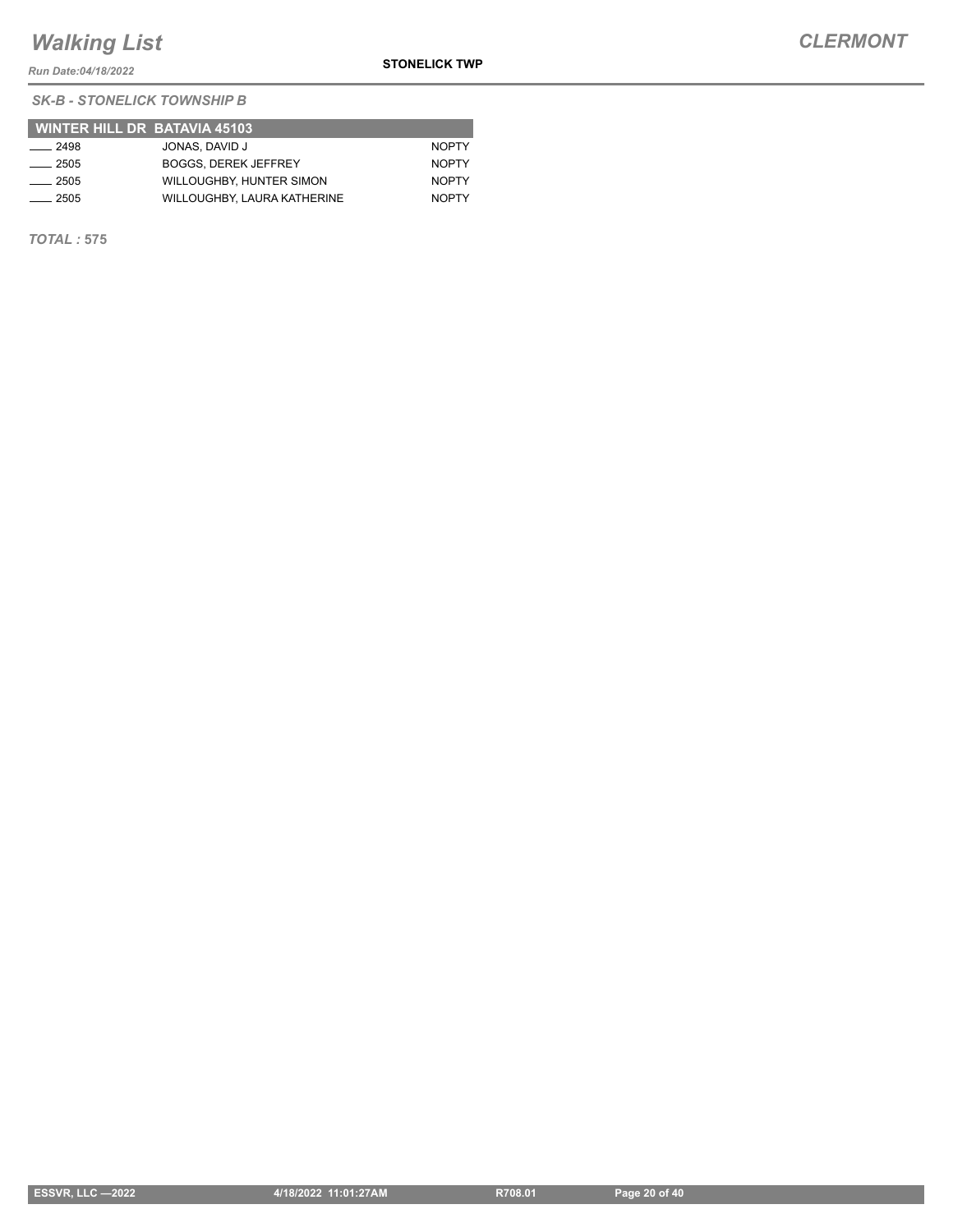### SK-B - STONELICK TOWNSHIP B

| WINTER HILL DR BATAVIA 45103 | | |
|---|---|---|
| ____ 2498 | JONAS, DAVID J | NOPTY |
| ____ 2505 | BOGGS, DEREK JEFFREY | NOPTY |
| ____ 2505 | WILLOUGHBY, HUNTER SIMON | NOPTY |
| ____ 2505 | WILLOUGHBY, LAURA KATHERINE | NOPTY |

***TOTAL :*** **575**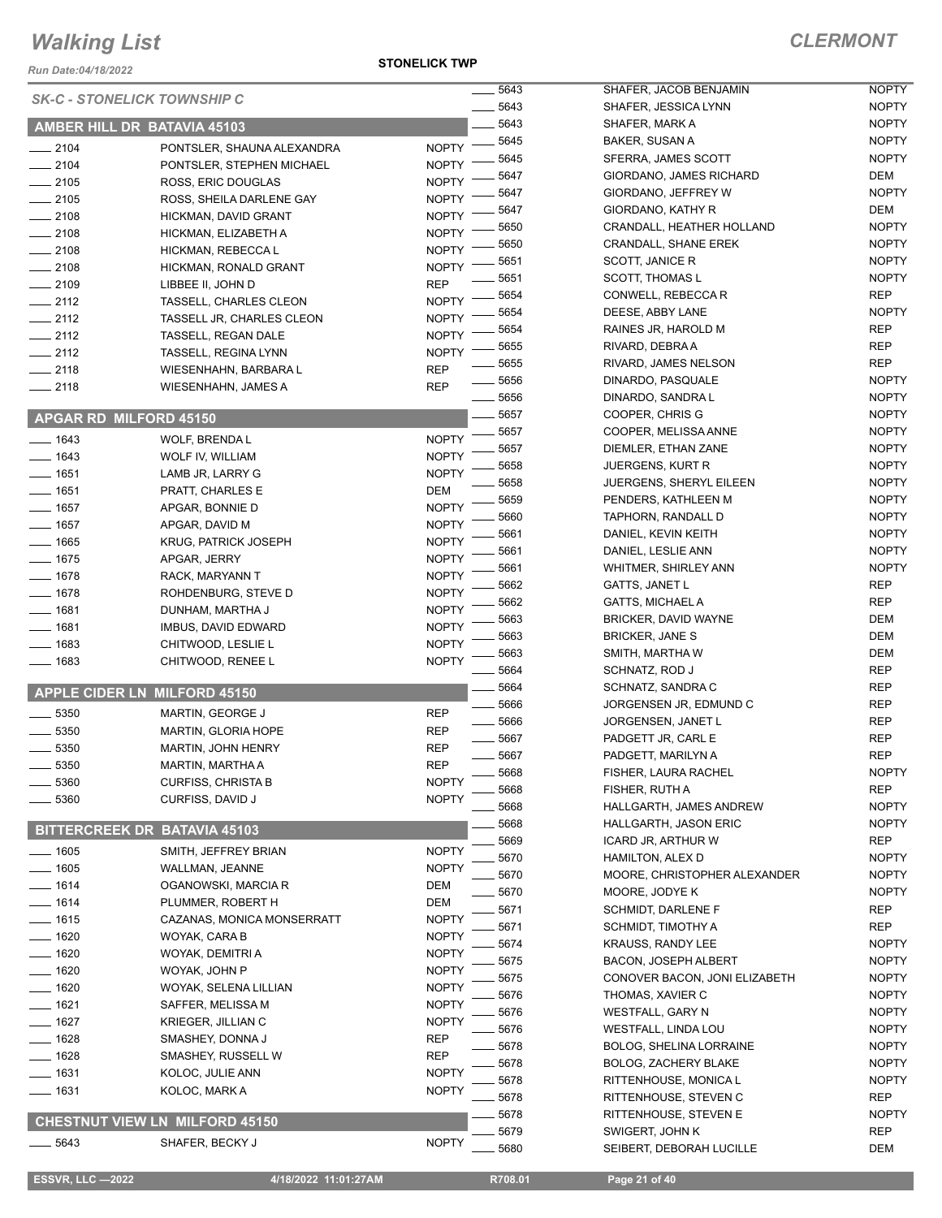# Walking List

**CLERMONT**

Run Date:04/18/2022

**STONELICK TWP**

*SK-C - STONELICK TOWNSHIP C*

## AMBER HILL DR BATAVIA 45103

| No. | Name | Party |
|---|---|---|
| 2104 | PONTSLER, SHAUNA ALEXANDRA | NOPTY |
| 2104 | PONTSLER, STEPHEN MICHAEL | NOPTY |
| 2105 | ROSS, ERIC DOUGLAS | NOPTY |
| 2105 | ROSS, SHEILA DARLENE GAY | NOPTY |
| 2108 | HICKMAN, DAVID GRANT | NOPTY |
| 2108 | HICKMAN, ELIZABETH A | NOPTY |
| 2108 | HICKMAN, REBECCA L | NOPTY |
| 2108 | HICKMAN, RONALD GRANT | NOPTY |
| 2109 | LIBBEE II, JOHN D | REP |
| 2112 | TASSELL, CHARLES CLEON | NOPTY |
| 2112 | TASSELL JR, CHARLES CLEON | NOPTY |
| 2112 | TASSELL, REGAN DALE | NOPTY |
| 2112 | TASSELL, REGINA LYNN | NOPTY |
| 2118 | WIESENHAHN, BARBARA L | REP |
| 2118 | WIESENHAHN, JAMES A | REP |

## APGAR RD MILFORD 45150

| No. | Name | Party |
|---|---|---|
| 1643 | WOLF, BRENDA L | NOPTY |
| 1643 | WOLF IV, WILLIAM | NOPTY |
| 1651 | LAMB JR, LARRY G | NOPTY |
| 1651 | PRATT, CHARLES E | DEM |
| 1657 | APGAR, BONNIE D | NOPTY |
| 1657 | APGAR, DAVID M | NOPTY |
| 1665 | KRUG, PATRICK JOSEPH | NOPTY |
| 1675 | APGAR, JERRY | NOPTY |
| 1678 | RACK, MARYANN T | NOPTY |
| 1678 | ROHDENBURG, STEVE D | NOPTY |
| 1681 | DUNHAM, MARTHA J | NOPTY |
| 1681 | IMBUS, DAVID EDWARD | NOPTY |
| 1683 | CHITWOOD, LESLIE L | NOPTY |
| 1683 | CHITWOOD, RENEE L | NOPTY |

## APPLE CIDER LN MILFORD 45150

| No. | Name | Party |
|---|---|---|
| 5350 | MARTIN, GEORGE J | REP |
| 5350 | MARTIN, GLORIA HOPE | REP |
| 5350 | MARTIN, JOHN HENRY | REP |
| 5350 | MARTIN, MARTHA A | REP |
| 5360 | CURFISS, CHRISTA B | NOPTY |
| 5360 | CURFISS, DAVID J | NOPTY |

## BITTERCREEK DR BATAVIA 45103

| No. | Name | Party |
|---|---|---|
| 1605 | SMITH, JEFFREY BRIAN | NOPTY |
| 1605 | WALLMAN, JEANNE | NOPTY |
| 1614 | OGANOWSKI, MARCIA R | DEM |
| 1614 | PLUMMER, ROBERT H | DEM |
| 1615 | CAZANAS, MONICA MONSERRATT | NOPTY |
| 1620 | WOYAK, CARA B | NOPTY |
| 1620 | WOYAK, DEMITRI A | NOPTY |
| 1620 | WOYAK, JOHN P | NOPTY |
| 1620 | WOYAK, SELENA LILLIAN | NOPTY |
| 1621 | SAFFER, MELISSA M | NOPTY |
| 1627 | KRIEGER, JILLIAN C | NOPTY |
| 1628 | SMASHEY, DONNA J | REP |
| 1628 | SMASHEY, RUSSELL W | REP |
| 1631 | KOLOC, JULIE ANN | NOPTY |
| 1631 | KOLOC, MARK A | NOPTY |

## CHESTNUT VIEW LN MILFORD 45150

| No. | Name | Party |
|---|---|---|
| 5643 | SHAFER, BECKY J | NOPTY |
| 5643 | SHAFER, JACOB BENJAMIN | NOPTY |
| 5643 | SHAFER, JESSICA LYNN | NOPTY |
| 5643 | SHAFER, MARK A | NOPTY |
| 5645 | BAKER, SUSAN A | NOPTY |
| 5645 | SFERRA, JAMES SCOTT | NOPTY |
| 5647 | GIORDANO, JAMES RICHARD | DEM |
| 5647 | GIORDANO, JEFFREY W | NOPTY |
| 5647 | GIORDANO, KATHY R | DEM |
| 5650 | CRANDALL, HEATHER HOLLAND | NOPTY |
| 5650 | CRANDALL, SHANE EREK | NOPTY |
| 5651 | SCOTT, JANICE R | NOPTY |
| 5651 | SCOTT, THOMAS L | NOPTY |
| 5654 | CONWELL, REBECCA R | REP |
| 5654 | DEESE, ABBY LANE | NOPTY |
| 5654 | RAINES JR, HAROLD M | REP |
| 5655 | RIVARD, DEBRA A | REP |
| 5655 | RIVARD, JAMES NELSON | REP |
| 5656 | DINARDO, PASQUALE | NOPTY |
| 5656 | DINARDO, SANDRA L | NOPTY |
| 5657 | COOPER, CHRIS G | NOPTY |
| 5657 | COOPER, MELISSA ANNE | NOPTY |
| 5657 | DIEMLER, ETHAN ZANE | NOPTY |
| 5658 | JUERGENS, KURT R | NOPTY |
| 5658 | JUERGENS, SHERYL EILEEN | NOPTY |
| 5659 | PENDERS, KATHLEEN M | NOPTY |
| 5660 | TAPHORN, RANDALL D | NOPTY |
| 5661 | DANIEL, KEVIN KEITH | NOPTY |
| 5661 | DANIEL, LESLIE ANN | NOPTY |
| 5661 | WHITMER, SHIRLEY ANN | NOPTY |
| 5662 | GATTS, JANET L | REP |
| 5662 | GATTS, MICHAEL A | REP |
| 5663 | BRICKER, DAVID WAYNE | DEM |
| 5663 | BRICKER, JANE S | DEM |
| 5663 | SMITH, MARTHA W | DEM |
| 5664 | SCHNATZ, ROD J | REP |
| 5664 | SCHNATZ, SANDRA C | REP |
| 5666 | JORGENSEN JR, EDMUND C | REP |
| 5666 | JORGENSEN, JANET L | REP |
| 5667 | PADGETT JR, CARL E | REP |
| 5667 | PADGETT, MARILYN A | REP |
| 5668 | FISHER, LAURA RACHEL | NOPTY |
| 5668 | FISHER, RUTH A | REP |
| 5668 | HALLGARTH, JAMES ANDREW | NOPTY |
| 5668 | HALLGARTH, JASON ERIC | NOPTY |
| 5669 | ICARD JR, ARTHUR W | REP |
| 5670 | HAMILTON, ALEX D | NOPTY |
| 5670 | MOORE, CHRISTOPHER ALEXANDER | NOPTY |
| 5670 | MOORE, JODYE K | NOPTY |
| 5671 | SCHMIDT, DARLENE F | REP |
| 5671 | SCHMIDT, TIMOTHY A | REP |
| 5674 | KRAUSS, RANDY LEE | NOPTY |
| 5675 | BACON, JOSEPH ALBERT | NOPTY |
| 5675 | CONOVER BACON, JONI ELIZABETH | NOPTY |
| 5676 | THOMAS, XAVIER C | NOPTY |
| 5676 | WESTFALL, GARY N | NOPTY |
| 5676 | WESTFALL, LINDA LOU | NOPTY |
| 5678 | BOLOG, SHELINA LORRAINE | NOPTY |
| 5678 | BOLOG, ZACHERY BLAKE | NOPTY |
| 5678 | RITTENHOUSE, MONICA L | NOPTY |
| 5678 | RITTENHOUSE, STEVEN C | REP |
| 5678 | RITTENHOUSE, STEVEN E | NOPTY |
| 5679 | SWIGERT, JOHN K | REP |
| 5680 | SEIBERT, DEBORAH LUCILLE | DEM |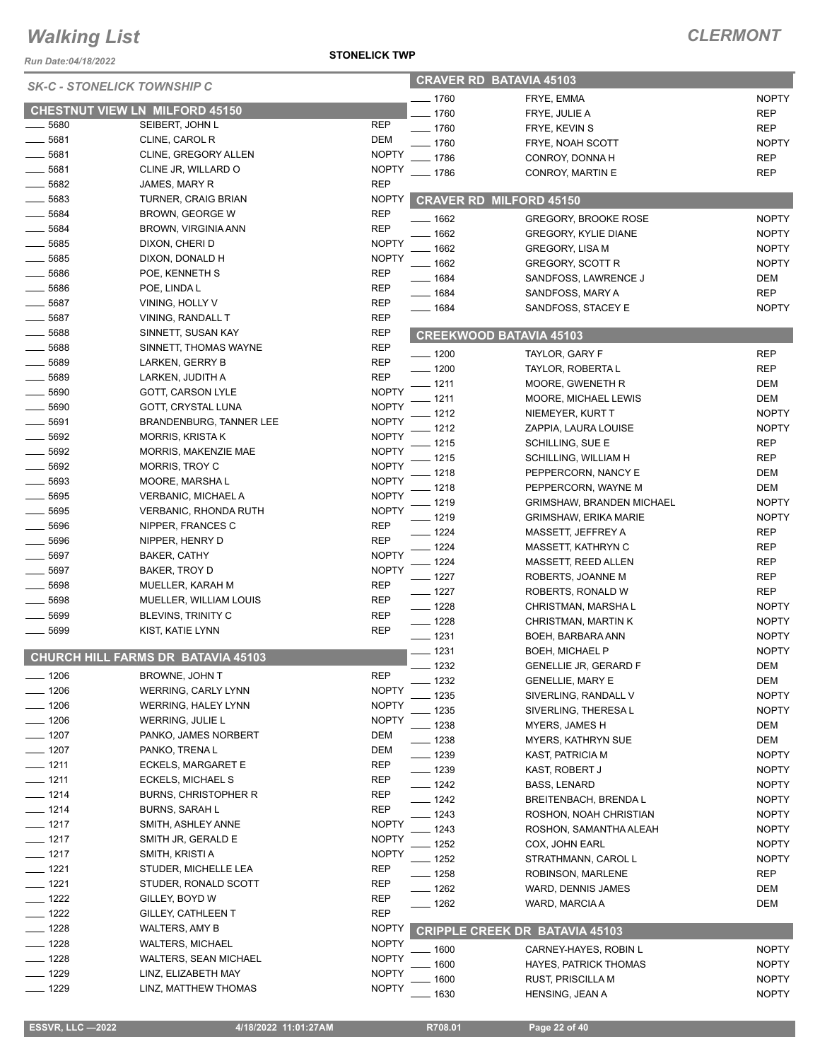# Walking List

## CLERMONT

Run Date:04/18/2022

STONELICK TWP

### SK-C - STONELICK TOWNSHIP C

#### CHESTNUT VIEW LN MILFORD 45150

| No. | Name | Party |
|---|---|---|
| 5680 | SEIBERT, JOHN L | REP |
| 5681 | CLINE, CAROL R | DEM |
| 5681 | CLINE, GREGORY ALLEN | NOPTY |
| 5681 | CLINE JR, WILLARD O | NOPTY |
| 5682 | JAMES, MARY R | REP |
| 5683 | TURNER, CRAIG BRIAN | NOPTY |
| 5684 | BROWN, GEORGE W | REP |
| 5684 | BROWN, VIRGINIA ANN | REP |
| 5685 | DIXON, CHERI D | NOPTY |
| 5685 | DIXON, DONALD H | NOPTY |
| 5686 | POE, KENNETH S | REP |
| 5686 | POE, LINDA L | REP |
| 5687 | VINING, HOLLY V | REP |
| 5687 | VINING, RANDALL T | REP |
| 5688 | SINNETT, SUSAN KAY | REP |
| 5688 | SINNETT, THOMAS WAYNE | REP |
| 5689 | LARKEN, GERRY B | REP |
| 5689 | LARKEN, JUDITH A | REP |
| 5690 | GOTT, CARSON LYLE | NOPTY |
| 5690 | GOTT, CRYSTAL LUNA | NOPTY |
| 5691 | BRANDENBURG, TANNER LEE | NOPTY |
| 5692 | MORRIS, KRISTA K | NOPTY |
| 5692 | MORRIS, MAKENZIE MAE | NOPTY |
| 5692 | MORRIS, TROY C | NOPTY |
| 5693 | MOORE, MARSHA L | NOPTY |
| 5695 | VERBANIC, MICHAEL A | NOPTY |
| 5695 | VERBANIC, RHONDA RUTH | NOPTY |
| 5696 | NIPPER, FRANCES C | REP |
| 5696 | NIPPER, HENRY D | REP |
| 5697 | BAKER, CATHY | NOPTY |
| 5697 | BAKER, TROY D | NOPTY |
| 5698 | MUELLER, KARAH M | REP |
| 5698 | MUELLER, WILLIAM LOUIS | REP |
| 5699 | BLEVINS, TRINITY C | REP |
| 5699 | KIST, KATIE LYNN | REP |

#### CHURCH HILL FARMS DR BATAVIA 45103

| No. | Name | Party |
|---|---|---|
| 1206 | BROWNE, JOHN T | REP |
| 1206 | WERRING, CARLY LYNN | NOPTY |
| 1206 | WERRING, HALEY LYNN | NOPTY |
| 1206 | WERRING, JULIE L | NOPTY |
| 1207 | PANKO, JAMES NORBERT | DEM |
| 1207 | PANKO, TRENA L | DEM |
| 1211 | ECKELS, MARGARET E | REP |
| 1211 | ECKELS, MICHAEL S | REP |
| 1214 | BURNS, CHRISTOPHER R | REP |
| 1214 | BURNS, SARAH L | REP |
| 1217 | SMITH, ASHLEY ANNE | NOPTY |
| 1217 | SMITH JR, GERALD E | NOPTY |
| 1217 | SMITH, KRISTI A | NOPTY |
| 1221 | STUDER, MICHELLE LEA | REP |
| 1221 | STUDER, RONALD SCOTT | REP |
| 1222 | GILLEY, BOYD W | REP |
| 1222 | GILLEY, CATHLEEN T | REP |
| 1228 | WALTERS, AMY B | NOPTY |
| 1228 | WALTERS, MICHAEL | NOPTY |
| 1228 | WALTERS, SEAN MICHAEL | NOPTY |
| 1229 | LINZ, ELIZABETH MAY | NOPTY |
| 1229 | LINZ, MATTHEW THOMAS | NOPTY |

#### CRAVER RD BATAVIA 45103

| No. | Name | Party |
|---|---|---|
| 1760 | FRYE, EMMA | NOPTY |
| 1760 | FRYE, JULIE A | REP |
| 1760 | FRYE, KEVIN S | REP |
| 1760 | FRYE, NOAH SCOTT | NOPTY |
| 1786 | CONROY, DONNA H | REP |
| 1786 | CONROY, MARTIN E | REP |

#### CRAVER RD MILFORD 45150

| No. | Name | Party |
|---|---|---|
| 1662 | GREGORY, BROOKE ROSE | NOPTY |
| 1662 | GREGORY, KYLIE DIANE | NOPTY |
| 1662 | GREGORY, LISA M | NOPTY |
| 1662 | GREGORY, SCOTT R | NOPTY |
| 1684 | SANDFOSS, LAWRENCE J | DEM |
| 1684 | SANDFOSS, MARY A | REP |
| 1684 | SANDFOSS, STACEY E | NOPTY |

#### CREEKWOOD BATAVIA 45103

| No. | Name | Party |
|---|---|---|
| 1200 | TAYLOR, GARY F | REP |
| 1200 | TAYLOR, ROBERTA L | REP |
| 1211 | MOORE, GWENETH R | DEM |
| 1211 | MOORE, MICHAEL LEWIS | DEM |
| 1212 | NIEMEYER, KURT T | NOPTY |
| 1212 | ZAPPIA, LAURA LOUISE | NOPTY |
| 1215 | SCHILLING, SUE E | REP |
| 1215 | SCHILLING, WILLIAM H | REP |
| 1218 | PEPPERCORN, NANCY E | DEM |
| 1218 | PEPPERCORN, WAYNE M | DEM |
| 1219 | GRIMSHAW, BRANDEN MICHAEL | NOPTY |
| 1219 | GRIMSHAW, ERIKA MARIE | NOPTY |
| 1224 | MASSETT, JEFFREY A | REP |
| 1224 | MASSETT, KATHRYN C | REP |
| 1224 | MASSETT, REED ALLEN | REP |
| 1227 | ROBERTS, JOANNE M | REP |
| 1227 | ROBERTS, RONALD W | REP |
| 1228 | CHRISTMAN, MARSHA L | NOPTY |
| 1228 | CHRISTMAN, MARTIN K | NOPTY |
| 1231 | BOEH, BARBARA ANN | NOPTY |
| 1231 | BOEH, MICHAEL P | NOPTY |
| 1232 | GENELLIE JR, GERARD F | DEM |
| 1232 | GENELLIE, MARY E | DEM |
| 1235 | SIVERLING, RANDALL V | NOPTY |
| 1235 | SIVERLING, THERESA L | NOPTY |
| 1238 | MYERS, JAMES H | DEM |
| 1238 | MYERS, KATHRYN SUE | DEM |
| 1239 | KAST, PATRICIA M | NOPTY |
| 1239 | KAST, ROBERT J | NOPTY |
| 1242 | BASS, LENARD | NOPTY |
| 1242 | BREITENBACH, BRENDA L | NOPTY |
| 1243 | ROSHON, NOAH CHRISTIAN | NOPTY |
| 1243 | ROSHON, SAMANTHA ALEAH | NOPTY |
| 1252 | COX, JOHN EARL | NOPTY |
| 1252 | STRATHMANN, CAROL L | NOPTY |
| 1258 | ROBINSON, MARLENE | REP |
| 1262 | WARD, DENNIS JAMES | DEM |
| 1262 | WARD, MARCIA A | DEM |

#### CRIPPLE CREEK DR BATAVIA 45103

| No. | Name | Party |
|---|---|---|
| 1600 | CARNEY-HAYES, ROBIN L | NOPTY |
| 1600 | HAYES, PATRICK THOMAS | NOPTY |
| 1600 | RUST, PRISCILLA M | NOPTY |
| 1630 | HENSING, JEAN A | NOPTY |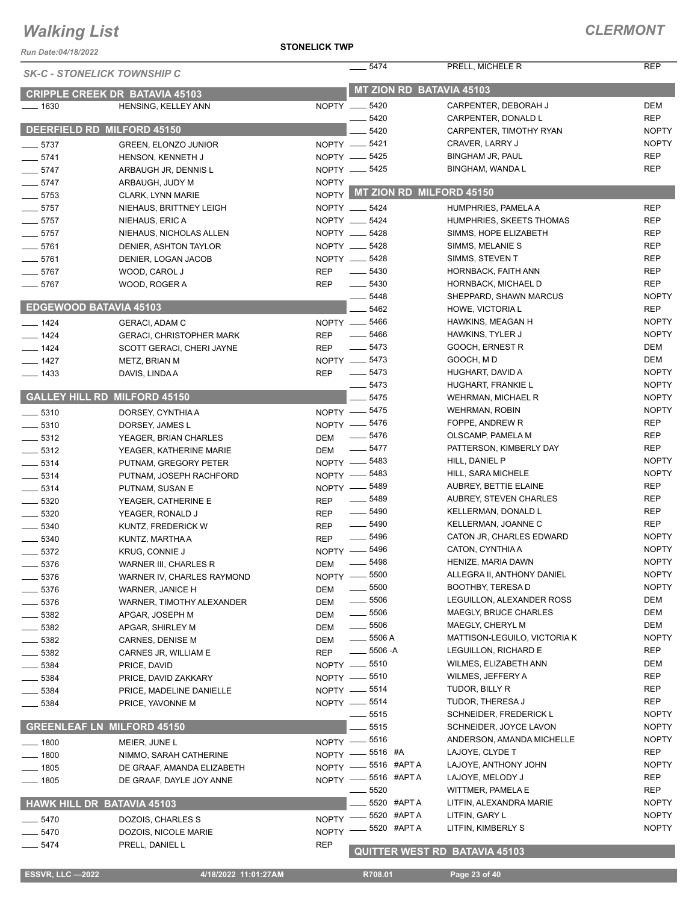# Walking List

## CLERMONT

Run Date:04/18/2022

STONELICK TWP

*SK-C - STONELICK TOWNSHIP C*

### CRIPPLE CREEK DR BATAVIA 45103

| | | |
|---|---|---|
| 1630 | HENSING, KELLEY ANN | NOPTY |

### DEERFIELD RD MILFORD 45150

| | | |
|---|---|---|
| 5737 | GREEN, ELONZO JUNIOR | NOPTY |
| 5741 | HENSON, KENNETH J | NOPTY |
| 5747 | ARBAUGH JR, DENNIS L | NOPTY |
| 5747 | ARBAUGH, JUDY M | NOPTY |
| 5753 | CLARK, LYNN MARIE | NOPTY |
| 5757 | NIEHAUS, BRITTNEY LEIGH | NOPTY |
| 5757 | NIEHAUS, ERIC A | NOPTY |
| 5757 | NIEHAUS, NICHOLAS ALLEN | NOPTY |
| 5761 | DENIER, ASHTON TAYLOR | NOPTY |
| 5761 | DENIER, LOGAN JACOB | NOPTY |
| 5767 | WOOD, CAROL J | REP |
| 5767 | WOOD, ROGER A | REP |

### EDGEWOOD BATAVIA 45103

| | | |
|---|---|---|
| 1424 | GERACI, ADAM C | NOPTY |
| 1424 | GERACI, CHRISTOPHER MARK | REP |
| 1424 | SCOTT GERACI, CHERI JAYNE | REP |
| 1427 | METZ, BRIAN M | NOPTY |
| 1433 | DAVIS, LINDA A | REP |

### GALLEY HILL RD MILFORD 45150

| | | |
|---|---|---|
| 5310 | DORSEY, CYNTHIA A | NOPTY |
| 5310 | DORSEY, JAMES L | NOPTY |
| 5312 | YEAGER, BRIAN CHARLES | DEM |
| 5312 | YEAGER, KATHERINE MARIE | DEM |
| 5314 | PUTNAM, GREGORY PETER | NOPTY |
| 5314 | PUTNAM, JOSEPH RACHFORD | NOPTY |
| 5314 | PUTNAM, SUSAN E | NOPTY |
| 5320 | YEAGER, CATHERINE E | REP |
| 5320 | YEAGER, RONALD J | REP |
| 5340 | KUNTZ, FREDERICK W | REP |
| 5340 | KUNTZ, MARTHA A | REP |
| 5372 | KRUG, CONNIE J | NOPTY |
| 5376 | WARNER III, CHARLES R | DEM |
| 5376 | WARNER IV, CHARLES RAYMOND | NOPTY |
| 5376 | WARNER, JANICE H | DEM |
| 5376 | WARNER, TIMOTHY ALEXANDER | DEM |
| 5382 | APGAR, JOSEPH M | DEM |
| 5382 | APGAR, SHIRLEY M | DEM |
| 5382 | CARNES, DENISE M | DEM |
| 5382 | CARNES JR, WILLIAM E | REP |
| 5384 | PRICE, DAVID | NOPTY |
| 5384 | PRICE, DAVID ZAKKARY | NOPTY |
| 5384 | PRICE, MADELINE DANIELLE | NOPTY |
| 5384 | PRICE, YAVONNE M | NOPTY |

### GREENLEAF LN MILFORD 45150

| | | |
|---|---|---|
| 1800 | MEIER, JUNE L | NOPTY |
| 1800 | NIMMO, SARAH CATHERINE | NOPTY |
| 1805 | DE GRAAF, AMANDA ELIZABETH | NOPTY |
| 1805 | DE GRAAF, DAYLE JOY ANNE | NOPTY |

### HAWK HILL DR BATAVIA 45103

| | | |
|---|---|---|
| 5470 | DOZOIS, CHARLES S | NOPTY |
| 5470 | DOZOIS, NICOLE MARIE | NOPTY |
| 5474 | PRELL, DANIEL L | REP |
| 5474 | PRELL, MICHELE R | REP |

### MT ZION RD BATAVIA 45103

| | | |
|---|---|---|
| 5420 | CARPENTER, DEBORAH J | DEM |
| 5420 | CARPENTER, DONALD L | REP |
| 5420 | CARPENTER, TIMOTHY RYAN | NOPTY |
| 5421 | CRAVER, LARRY J | NOPTY |
| 5425 | BINGHAM JR, PAUL | REP |
| 5425 | BINGHAM, WANDA L | REP |

### MT ZION RD MILFORD 45150

| | | |
|---|---|---|
| 5424 | HUMPHRIES, PAMELA A | REP |
| 5424 | HUMPHRIES, SKEETS THOMAS | REP |
| 5428 | SIMMS, HOPE ELIZABETH | REP |
| 5428 | SIMMS, MELANIE S | REP |
| 5428 | SIMMS, STEVEN T | REP |
| 5430 | HORNBACK, FAITH ANN | REP |
| 5430 | HORNBACK, MICHAEL D | REP |
| 5448 | SHEPPARD, SHAWN MARCUS | NOPTY |
| 5462 | HOWE, VICTORIA L | REP |
| 5466 | HAWKINS, MEAGAN H | NOPTY |
| 5466 | HAWKINS, TYLER J | NOPTY |
| 5473 | GOOCH, ERNEST R | DEM |
| 5473 | GOOCH, M D | DEM |
| 5473 | HUGHART, DAVID A | NOPTY |
| 5473 | HUGHART, FRANKIE L | NOPTY |
| 5475 | WEHRMAN, MICHAEL R | NOPTY |
| 5475 | WEHRMAN, ROBIN | NOPTY |
| 5476 | FOPPE, ANDREW R | REP |
| 5476 | OLSCAMP, PAMELA M | REP |
| 5477 | PATTERSON, KIMBERLY DAY | REP |
| 5483 | HILL, DANIEL P | NOPTY |
| 5483 | HILL, SARA MICHELE | NOPTY |
| 5489 | AUBREY, BETTIE ELAINE | REP |
| 5489 | AUBREY, STEVEN CHARLES | REP |
| 5490 | KELLERMAN, DONALD L | REP |
| 5490 | KELLERMAN, JOANNE C | REP |
| 5496 | CATON JR, CHARLES EDWARD | NOPTY |
| 5496 | CATON, CYNTHIA A | NOPTY |
| 5498 | HENIZE, MARIA DAWN | NOPTY |
| 5500 | ALLEGRA II, ANTHONY DANIEL | NOPTY |
| 5500 | BOOTHBY, TERESA D | NOPTY |
| 5506 | LEGUILLON, ALEXANDER ROSS | DEM |
| 5506 | MAEGLY, BRUCE CHARLES | DEM |
| 5506 | MAEGLY, CHERYL M | DEM |
| 5506 A | MATTISON-LEGUILO, VICTORIA K | NOPTY |
| 5506 -A | LEGUILLON, RICHARD E | REP |
| 5510 | WILMES, ELIZABETH ANN | DEM |
| 5510 | WILMES, JEFFERY A | REP |
| 5514 | TUDOR, BILLY R | REP |
| 5514 | TUDOR, THERESA J | REP |
| 5515 | SCHNEIDER, FREDERICK L | NOPTY |
| 5515 | SCHNEIDER, JOYCE LAVON | NOPTY |
| 5516 | ANDERSON, AMANDA MICHELLE | NOPTY |
| 5516 #A | LAJOYE, CLYDE T | REP |
| 5516 #APT A | LAJOYE, ANTHONY JOHN | NOPTY |
| 5516 #APT A | LAJOYE, MELODY J | REP |
| 5520 | WITTMER, PAMELA E | REP |
| 5520 #APT A | LITFIN, ALEXANDRA MARIE | NOPTY |
| 5520 #APT A | LITFIN, GARY L | NOPTY |
| 5520 #APT A | LITFIN, KIMBERLY S | NOPTY |

### QUITTER WEST RD BATAVIA 45103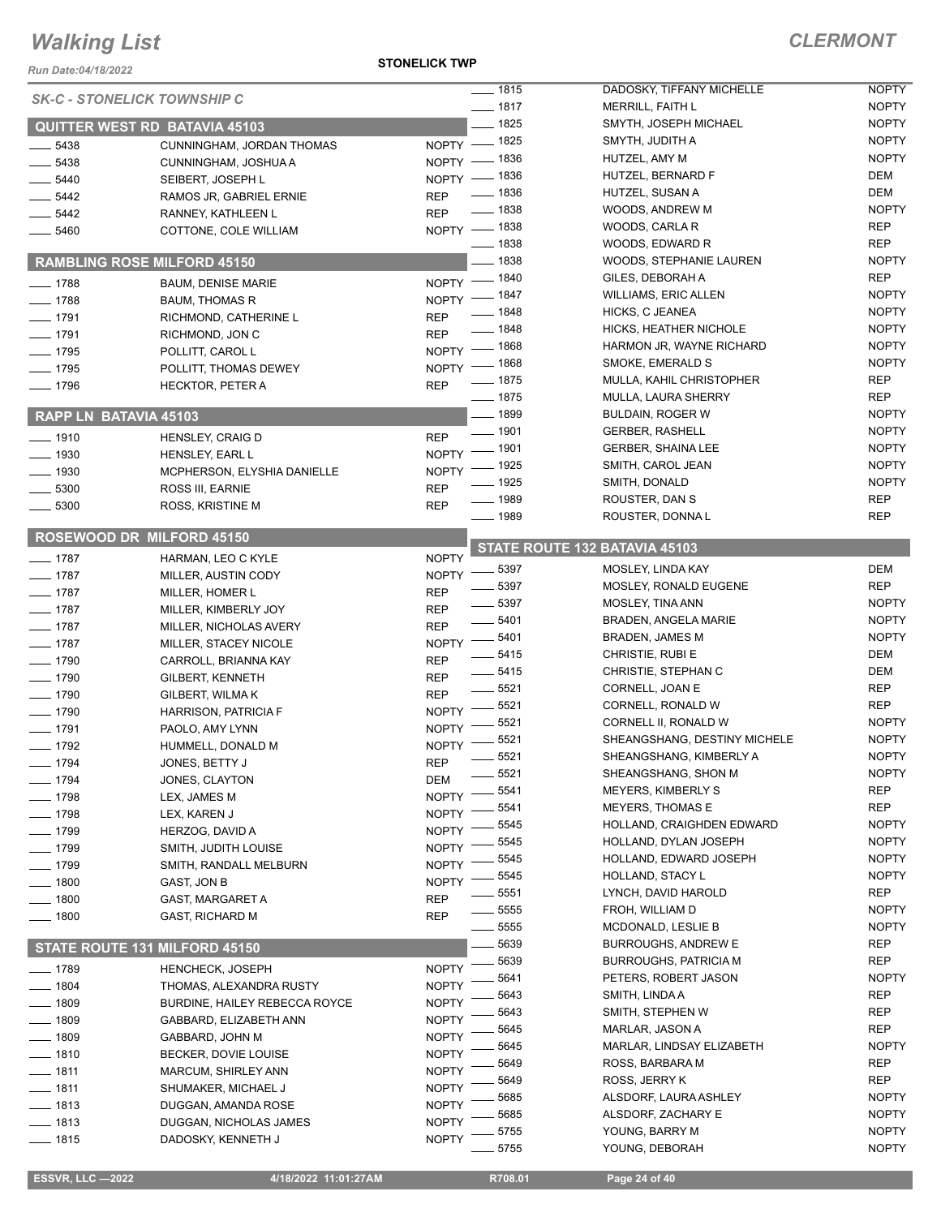# Walking List

## CLERMONT

**STONELICK TWP**

*Run Date:04/18/2022*

### SK-C - STONELICK TOWNSHIP C

#### QUITTER WEST RD BATAVIA 45103

| No. | Name | Party |
|---|---|---|
| 5438 | CUNNINGHAM, JORDAN THOMAS | NOPTY |
| 5438 | CUNNINGHAM, JOSHUA A | NOPTY |
| 5440 | SEIBERT, JOSEPH L | NOPTY |
| 5442 | RAMOS JR, GABRIEL ERNIE | REP |
| 5442 | RANNEY, KATHLEEN L | REP |
| 5460 | COTTONE, COLE WILLIAM | NOPTY |

#### RAMBLING ROSE MILFORD 45150

| No. | Name | Party |
|---|---|---|
| 1788 | BAUM, DENISE MARIE | NOPTY |
| 1788 | BAUM, THOMAS R | NOPTY |
| 1791 | RICHMOND, CATHERINE L | REP |
| 1791 | RICHMOND, JON C | REP |
| 1795 | POLLITT, CAROL L | NOPTY |
| 1795 | POLLITT, THOMAS DEWEY | NOPTY |
| 1796 | HECKTOR, PETER A | REP |

#### RAPP LN BATAVIA 45103

| No. | Name | Party |
|---|---|---|
| 1910 | HENSLEY, CRAIG D | REP |
| 1930 | HENSLEY, EARL L | NOPTY |
| 1930 | MCPHERSON, ELYSHIA DANIELLE | NOPTY |
| 5300 | ROSS III, EARNIE | REP |
| 5300 | ROSS, KRISTINE M | REP |

#### ROSEWOOD DR MILFORD 45150

| No. | Name | Party |
|---|---|---|
| 1787 | HARMAN, LEO C KYLE | NOPTY |
| 1787 | MILLER, AUSTIN CODY | NOPTY |
| 1787 | MILLER, HOMER L | REP |
| 1787 | MILLER, KIMBERLY JOY | REP |
| 1787 | MILLER, NICHOLAS AVERY | REP |
| 1787 | MILLER, STACEY NICOLE | NOPTY |
| 1790 | CARROLL, BRIANNA KAY | REP |
| 1790 | GILBERT, KENNETH | REP |
| 1790 | GILBERT, WILMA K | REP |
| 1790 | HARRISON, PATRICIA F | NOPTY |
| 1791 | PAOLO, AMY LYNN | NOPTY |
| 1792 | HUMMELL, DONALD M | NOPTY |
| 1794 | JONES, BETTY J | REP |
| 1794 | JONES, CLAYTON | DEM |
| 1798 | LEX, JAMES M | NOPTY |
| 1798 | LEX, KAREN J | NOPTY |
| 1799 | HERZOG, DAVID A | NOPTY |
| 1799 | SMITH, JUDITH LOUISE | NOPTY |
| 1799 | SMITH, RANDALL MELBURN | NOPTY |
| 1800 | GAST, JON B | NOPTY |
| 1800 | GAST, MARGARET A | REP |
| 1800 | GAST, RICHARD M | REP |

#### STATE ROUTE 131 MILFORD 45150

| No. | Name | Party |
|---|---|---|
| 1789 | HENCHECK, JOSEPH | NOPTY |
| 1804 | THOMAS, ALEXANDRA RUSTY | NOPTY |
| 1809 | BURDINE, HAILEY REBECCA ROYCE | NOPTY |
| 1809 | GABBARD, ELIZABETH ANN | NOPTY |
| 1809 | GABBARD, JOHN M | NOPTY |
| 1810 | BECKER, DOVIE LOUISE | NOPTY |
| 1811 | MARCUM, SHIRLEY ANN | NOPTY |
| 1811 | SHUMAKER, MICHAEL J | NOPTY |
| 1813 | DUGGAN, AMANDA ROSE | NOPTY |
| 1813 | DUGGAN, NICHOLAS JAMES | NOPTY |
| 1815 | DADOSKY, KENNETH J | NOPTY |
| 1815 | DADOSKY, TIFFANY MICHELLE | NOPTY |
| 1817 | MERRILL, FAITH L | NOPTY |
| 1825 | SMYTH, JOSEPH MICHAEL | NOPTY |
| 1825 | SMYTH, JUDITH A | NOPTY |
| 1836 | HUTZEL, AMY M | NOPTY |
| 1836 | HUTZEL, BERNARD F | DEM |
| 1836 | HUTZEL, SUSAN A | DEM |
| 1838 | WOODS, ANDREW M | NOPTY |
| 1838 | WOODS, CARLA R | REP |
| 1838 | WOODS, EDWARD R | REP |
| 1838 | WOODS, STEPHANIE LAUREN | NOPTY |
| 1840 | GILES, DEBORAH A | REP |
| 1847 | WILLIAMS, ERIC ALLEN | NOPTY |
| 1848 | HICKS, C JEANEA | NOPTY |
| 1848 | HICKS, HEATHER NICHOLE | NOPTY |
| 1868 | HARMON JR, WAYNE RICHARD | NOPTY |
| 1868 | SMOKE, EMERALD S | NOPTY |
| 1875 | MULLA, KAHIL CHRISTOPHER | REP |
| 1875 | MULLA, LAURA SHERRY | REP |
| 1899 | BULDAIN, ROGER W | NOPTY |
| 1901 | GERBER, RASHELL | NOPTY |
| 1901 | GERBER, SHAINA LEE | NOPTY |
| 1925 | SMITH, CAROL JEAN | NOPTY |
| 1925 | SMITH, DONALD | NOPTY |
| 1989 | ROUSTER, DAN S | REP |
| 1989 | ROUSTER, DONNA L | REP |

#### STATE ROUTE 132 BATAVIA 45103

| No. | Name | Party |
|---|---|---|
| 5397 | MOSLEY, LINDA KAY | DEM |
| 5397 | MOSLEY, RONALD EUGENE | REP |
| 5397 | MOSLEY, TINA ANN | NOPTY |
| 5401 | BRADEN, ANGELA MARIE | NOPTY |
| 5401 | BRADEN, JAMES M | NOPTY |
| 5415 | CHRISTIE, RUBI E | DEM |
| 5415 | CHRISTIE, STEPHAN C | DEM |
| 5521 | CORNELL, JOAN E | REP |
| 5521 | CORNELL, RONALD W | REP |
| 5521 | CORNELL II, RONALD W | NOPTY |
| 5521 | SHEANGSHANG, DESTINY MICHELE | NOPTY |
| 5521 | SHEANGSHANG, KIMBERLY A | NOPTY |
| 5521 | SHEANGSHANG, SHON M | NOPTY |
| 5541 | MEYERS, KIMBERLY S | REP |
| 5541 | MEYERS, THOMAS E | REP |
| 5545 | HOLLAND, CRAIGHDEN EDWARD | NOPTY |
| 5545 | HOLLAND, DYLAN JOSEPH | NOPTY |
| 5545 | HOLLAND, EDWARD JOSEPH | NOPTY |
| 5545 | HOLLAND, STACY L | NOPTY |
| 5551 | LYNCH, DAVID HAROLD | REP |
| 5555 | FROH, WILLIAM D | NOPTY |
| 5555 | MCDONALD, LESLIE B | NOPTY |
| 5639 | BURROUGHS, ANDREW E | REP |
| 5639 | BURROUGHS, PATRICIA M | REP |
| 5641 | PETERS, ROBERT JASON | NOPTY |
| 5643 | SMITH, LINDA A | REP |
| 5643 | SMITH, STEPHEN W | REP |
| 5645 | MARLAR, JASON A | REP |
| 5645 | MARLAR, LINDSAY ELIZABETH | NOPTY |
| 5649 | ROSS, BARBARA M | REP |
| 5649 | ROSS, JERRY K | REP |
| 5685 | ALSDORF, LAURA ASHLEY | NOPTY |
| 5685 | ALSDORF, ZACHARY E | NOPTY |
| 5755 | YOUNG, BARRY M | NOPTY |
| 5755 | YOUNG, DEBORAH | NOPTY |

ESSVR, LLC —2022 4/18/2022 11:01:27AM R708.01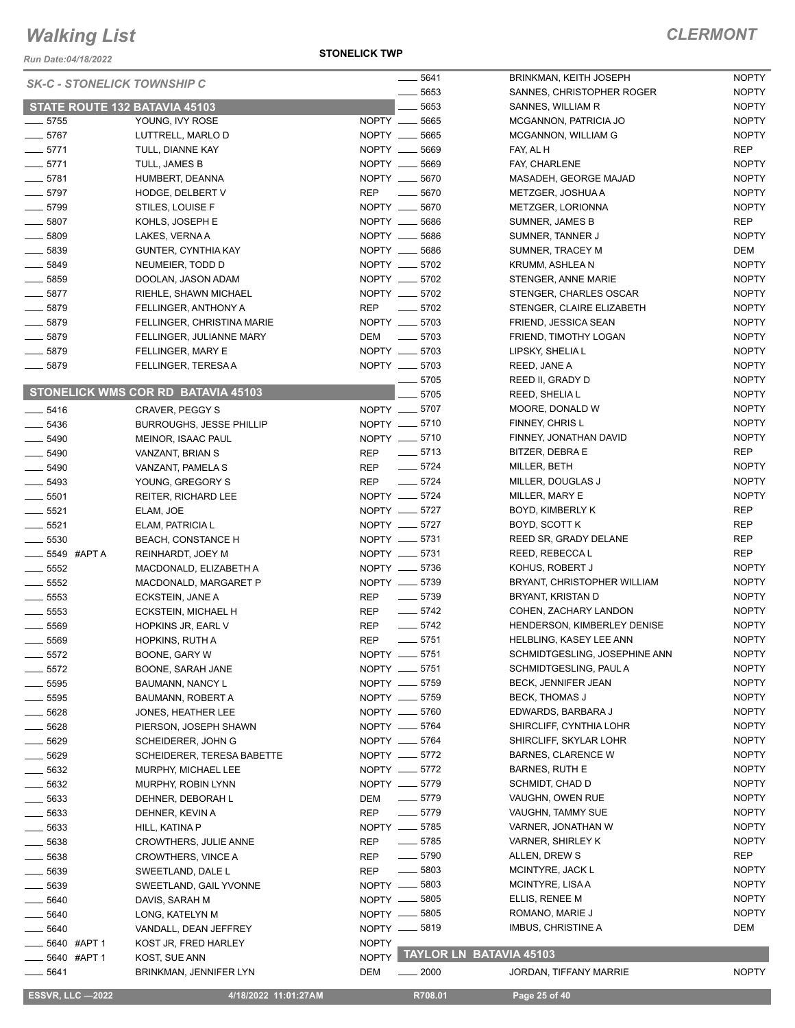# Walking List

**CLERMONT**

Run Date:04/18/2022

**STONELICK TWP**

*SK-C - STONELICK TOWNSHIP C*

## STATE ROUTE 132 BATAVIA 45103

| No. | Name | Party |
|---|---|---|
| 5755 | YOUNG, IVY ROSE | NOPTY |
| 5767 | LUTTRELL, MARLO D | NOPTY |
| 5771 | TULL, DIANNE KAY | NOPTY |
| 5771 | TULL, JAMES B | NOPTY |
| 5781 | HUMBERT, DEANNA | NOPTY |
| 5797 | HODGE, DELBERT V | REP |
| 5799 | STILES, LOUISE F | NOPTY |
| 5807 | KOHLS, JOSEPH E | NOPTY |
| 5809 | LAKES, VERNA A | NOPTY |
| 5839 | GUNTER, CYNTHIA KAY | NOPTY |
| 5849 | NEUMEIER, TODD D | NOPTY |
| 5859 | DOOLAN, JASON ADAM | NOPTY |
| 5877 | RIEHLE, SHAWN MICHAEL | NOPTY |
| 5879 | FELLINGER, ANTHONY A | REP |
| 5879 | FELLINGER, CHRISTINA MARIE | NOPTY |
| 5879 | FELLINGER, JULIANNE MARY | DEM |
| 5879 | FELLINGER, MARY E | NOPTY |
| 5879 | FELLINGER, TERESA A | NOPTY |

## STONELICK WMS COR RD BATAVIA 45103

| No. | Name | Party |
|---|---|---|
| 5416 | CRAVER, PEGGY S | NOPTY |
| 5436 | BURROUGHS, JESSE PHILLIP | NOPTY |
| 5490 | MEINOR, ISAAC PAUL | NOPTY |
| 5490 | VANZANT, BRIAN S | REP |
| 5490 | VANZANT, PAMELA S | REP |
| 5493 | YOUNG, GREGORY S | REP |
| 5501 | REITER, RICHARD LEE | NOPTY |
| 5521 | ELAM, JOE | NOPTY |
| 5521 | ELAM, PATRICIA L | NOPTY |
| 5530 | BEACH, CONSTANCE H | NOPTY |
| 5549 #APT A | REINHARDT, JOEY M | NOPTY |
| 5552 | MACDONALD, ELIZABETH A | NOPTY |
| 5552 | MACDONALD, MARGARET P | NOPTY |
| 5553 | ECKSTEIN, JANE A | REP |
| 5553 | ECKSTEIN, MICHAEL H | REP |
| 5569 | HOPKINS JR, EARL V | REP |
| 5569 | HOPKINS, RUTH A | REP |
| 5572 | BOONE, GARY W | NOPTY |
| 5572 | BOONE, SARAH JANE | NOPTY |
| 5595 | BAUMANN, NANCY L | NOPTY |
| 5595 | BAUMANN, ROBERT A | NOPTY |
| 5628 | JONES, HEATHER LEE | NOPTY |
| 5628 | PIERSON, JOSEPH SHAWN | NOPTY |
| 5629 | SCHEIDERER, JOHN G | NOPTY |
| 5629 | SCHEIDERER, TERESA BABETTE | NOPTY |
| 5632 | MURPHY, MICHAEL LEE | NOPTY |
| 5632 | MURPHY, ROBIN LYNN | NOPTY |
| 5633 | DEHNER, DEBORAH L | DEM |
| 5633 | DEHNER, KEVIN A | REP |
| 5633 | HILL, KATINA P | NOPTY |
| 5638 | CROWTHERS, JULIE ANNE | REP |
| 5638 | CROWTHERS, VINCE A | REP |
| 5639 | SWEETLAND, DALE L | REP |
| 5639 | SWEETLAND, GAIL YVONNE | NOPTY |
| 5640 | DAVIS, SARAH M | NOPTY |
| 5640 | LONG, KATELYN M | NOPTY |
| 5640 | VANDALL, DEAN JEFFREY | NOPTY |
| 5640 #APT 1 | KOST JR, FRED HARLEY | NOPTY |
| 5640 #APT 1 | KOST, SUE ANN | NOPTY |
| 5641 | BRINKMAN, JENNIFER LYN | DEM |
| 5641 | BRINKMAN, KEITH JOSEPH | NOPTY |
| 5653 | SANNES, CHRISTOPHER ROGER | NOPTY |
| 5653 | SANNES, WILLIAM R | NOPTY |
| 5665 | MCGANNON, PATRICIA JO | NOPTY |
| 5665 | MCGANNON, WILLIAM G | NOPTY |
| 5669 | FAY, AL H | REP |
| 5669 | FAY, CHARLENE | NOPTY |
| 5670 | MASADEH, GEORGE MAJAD | NOPTY |
| 5670 | METZGER, JOSHUA A | NOPTY |
| 5670 | METZGER, LORIONNA | NOPTY |
| 5686 | SUMNER, JAMES B | REP |
| 5686 | SUMNER, TANNER J | NOPTY |
| 5686 | SUMNER, TRACEY M | DEM |
| 5702 | KRUMM, ASHLEA N | NOPTY |
| 5702 | STENGER, ANNE MARIE | NOPTY |
| 5702 | STENGER, CHARLES OSCAR | NOPTY |
| 5702 | STENGER, CLAIRE ELIZABETH | NOPTY |
| 5703 | FRIEND, JESSICA SEAN | NOPTY |
| 5703 | FRIEND, TIMOTHY LOGAN | NOPTY |
| 5703 | LIPSKY, SHELIA L | NOPTY |
| 5703 | REED, JANE A | NOPTY |
| 5705 | REED II, GRADY D | NOPTY |
| 5705 | REED, SHELIA L | NOPTY |
| 5707 | MOORE, DONALD W | NOPTY |
| 5710 | FINNEY, CHRIS L | NOPTY |
| 5710 | FINNEY, JONATHAN DAVID | NOPTY |
| 5713 | BITZER, DEBRA E | REP |
| 5724 | MILLER, BETH | NOPTY |
| 5724 | MILLER, DOUGLAS J | NOPTY |
| 5724 | MILLER, MARY E | NOPTY |
| 5727 | BOYD, KIMBERLY K | REP |
| 5727 | BOYD, SCOTT K | REP |
| 5731 | REED SR, GRADY DELANE | REP |
| 5731 | REED, REBECCA L | REP |
| 5736 | KOHUS, ROBERT J | NOPTY |
| 5739 | BRYANT, CHRISTOPHER WILLIAM | NOPTY |
| 5739 | BRYANT, KRISTAN D | NOPTY |
| 5742 | COHEN, ZACHARY LANDON | NOPTY |
| 5742 | HENDERSON, KIMBERLEY DENISE | NOPTY |
| 5751 | HELBLING, KASEY LEE ANN | NOPTY |
| 5751 | SCHMIDTGESLING, JOSEPHINE ANN | NOPTY |
| 5751 | SCHMIDTGESLING, PAUL A | NOPTY |
| 5759 | BECK, JENNIFER JEAN | NOPTY |
| 5759 | BECK, THOMAS J | NOPTY |
| 5760 | EDWARDS, BARBARA J | NOPTY |
| 5764 | SHIRCLIFF, CYNTHIA LOHR | NOPTY |
| 5764 | SHIRCLIFF, SKYLAR LOHR | NOPTY |
| 5772 | BARNES, CLARENCE W | NOPTY |
| 5772 | BARNES, RUTH E | NOPTY |
| 5779 | SCHMIDT, CHAD D | NOPTY |
| 5779 | VAUGHN, OWEN RUE | NOPTY |
| 5779 | VAUGHN, TAMMY SUE | NOPTY |
| 5785 | VARNER, JONATHAN W | NOPTY |
| 5785 | VARNER, SHIRLEY K | NOPTY |
| 5790 | ALLEN, DREW S | REP |
| 5803 | MCINTYRE, JACK L | NOPTY |
| 5803 | MCINTYRE, LISA A | NOPTY |
| 5805 | ELLIS, RENEE M | NOPTY |
| 5805 | ROMANO, MARIE J | NOPTY |
| 5819 | IMBUS, CHRISTINE A | DEM |

## TAYLOR LN BATAVIA 45103

| No. | Name | Party |
|---|---|---|
| 2000 | JORDAN, TIFFANY MARRIE | NOPTY |

ESSVR, LLC —2022 · 4/18/2022 11:01:27AM · R708.01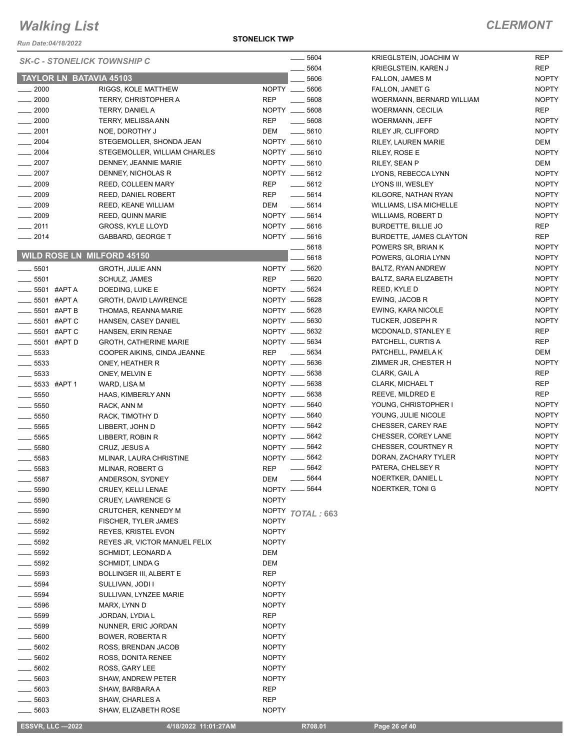# Walking List

## CLERMONT

*Run Date:04/18/2022*

**STONELICK TWP**

### SK-C - STONELICK TOWNSHIP C

#### TAYLOR LN BATAVIA 45103

| No. | Name | Party |
|---|---|---|
| ____ 2000 | RIGGS, KOLE MATTHEW | NOPTY |
| ____ 2000 | TERRY, CHRISTOPHER A | REP |
| ____ 2000 | TERRY, DANIEL A | NOPTY |
| ____ 2000 | TERRY, MELISSA ANN | REP |
| ____ 2001 | NOE, DOROTHY J | DEM |
| ____ 2004 | STEGEMOLLER, SHONDA JEAN | NOPTY |
| ____ 2004 | STEGEMOLLER, WILLIAM CHARLES | NOPTY |
| ____ 2007 | DENNEY, JEANNIE MARIE | NOPTY |
| ____ 2007 | DENNEY, NICHOLAS R | NOPTY |
| ____ 2009 | REED, COLLEEN MARY | REP |
| ____ 2009 | REED, DANIEL ROBERT | REP |
| ____ 2009 | REED, KEANE WILLIAM | DEM |
| ____ 2009 | REED, QUINN MARIE | NOPTY |
| ____ 2011 | GROSS, KYLE LLOYD | NOPTY |
| ____ 2014 | GABBARD, GEORGE T | NOPTY |

#### WILD ROSE LN MILFORD 45150

| No. | Name | Party |
|---|---|---|
| ____ 5501 | GROTH, JULIE ANN | NOPTY |
| ____ 5501 | SCHULZ, JAMES | REP |
| ____ 5501 #APT A | DOEDING, LUKE E | NOPTY |
| ____ 5501 #APT A | GROTH, DAVID LAWRENCE | NOPTY |
| ____ 5501 #APT B | THOMAS, REANNA MARIE | NOPTY |
| ____ 5501 #APT C | HANSEN, CASEY DANIEL | NOPTY |
| ____ 5501 #APT C | HANSEN, ERIN RENAE | NOPTY |
| ____ 5501 #APT D | GROTH, CATHERINE MARIE | NOPTY |
| ____ 5533 | COOPER AIKINS, CINDA JEANNE | REP |
| ____ 5533 | ONEY, HEATHER R | NOPTY |
| ____ 5533 | ONEY, MELVIN E | NOPTY |
| ____ 5533 #APT 1 | WARD, LISA M | NOPTY |
| ____ 5550 | HAAS, KIMBERLY ANN | NOPTY |
| ____ 5550 | RACK, ANN M | NOPTY |
| ____ 5550 | RACK, TIMOTHY D | NOPTY |
| ____ 5565 | LIBBERT, JOHN D | NOPTY |
| ____ 5565 | LIBBERT, ROBIN R | NOPTY |
| ____ 5580 | CRUZ, JESUS A | NOPTY |
| ____ 5583 | MLINAR, LAURA CHRISTINE | NOPTY |
| ____ 5583 | MLINAR, ROBERT G | REP |
| ____ 5587 | ANDERSON, SYDNEY | DEM |
| ____ 5590 | CRUEY, KELLI LENAE | NOPTY |
| ____ 5590 | CRUEY, LAWRENCE G | NOPTY |
| ____ 5590 | CRUTCHER, KENNEDY M | NOPTY |
| ____ 5592 | FISCHER, TYLER JAMES | NOPTY |
| ____ 5592 | REYES, KRISTEL EVON | NOPTY |
| ____ 5592 | REYES JR, VICTOR MANUEL FELIX | NOPTY |
| ____ 5592 | SCHMIDT, LEONARD A | DEM |
| ____ 5592 | SCHMIDT, LINDA G | DEM |
| ____ 5593 | BOLLINGER III, ALBERT E | REP |
| ____ 5594 | SULLIVAN, JODI I | NOPTY |
| ____ 5594 | SULLIVAN, LYNZEE MARIE | NOPTY |
| ____ 5596 | MARX, LYNN D | NOPTY |
| ____ 5599 | JORDAN, LYDIA L | REP |
| ____ 5599 | NUNNER, ERIC JORDAN | NOPTY |
| ____ 5600 | BOWER, ROBERTA R | NOPTY |
| ____ 5602 | ROSS, BRENDAN JACOB | NOPTY |
| ____ 5602 | ROSS, DONITA RENEE | NOPTY |
| ____ 5602 | ROSS, GARY LEE | NOPTY |
| ____ 5603 | SHAW, ANDREW PETER | NOPTY |
| ____ 5603 | SHAW, BARBARA A | REP |
| ____ 5603 | SHAW, CHARLES A | REP |
| ____ 5603 | SHAW, ELIZABETH ROSE | NOPTY |
| ____ 5604 | KRIEGLSTEIN, JOACHIM W | REP |
| ____ 5604 | KRIEGLSTEIN, KAREN J | REP |
| ____ 5606 | FALLON, JAMES M | NOPTY |
| ____ 5606 | FALLON, JANET G | NOPTY |
| ____ 5608 | WOERMANN, BERNARD WILLIAM | NOPTY |
| ____ 5608 | WOERMANN, CECILIA | REP |
| ____ 5608 | WOERMANN, JEFF | NOPTY |
| ____ 5610 | RILEY JR, CLIFFORD | NOPTY |
| ____ 5610 | RILEY, LAUREN MARIE | DEM |
| ____ 5610 | RILEY, ROSE E | NOPTY |
| ____ 5610 | RILEY, SEAN P | DEM |
| ____ 5612 | LYONS, REBECCA LYNN | NOPTY |
| ____ 5612 | LYONS III, WESLEY | NOPTY |
| ____ 5614 | KILGORE, NATHAN RYAN | NOPTY |
| ____ 5614 | WILLIAMS, LISA MICHELLE | NOPTY |
| ____ 5614 | WILLIAMS, ROBERT D | NOPTY |
| ____ 5616 | BURDETTE, BILLIE JO | REP |
| ____ 5616 | BURDETTE, JAMES CLAYTON | REP |
| ____ 5618 | POWERS SR, BRIAN K | NOPTY |
| ____ 5618 | POWERS, GLORIA LYNN | NOPTY |
| ____ 5620 | BALTZ, RYAN ANDREW | NOPTY |
| ____ 5620 | BALTZ, SARA ELIZABETH | NOPTY |
| ____ 5624 | REED, KYLE D | NOPTY |
| ____ 5628 | EWING, JACOB R | NOPTY |
| ____ 5628 | EWING, KARA NICOLE | NOPTY |
| ____ 5630 | TUCKER, JOSEPH R | NOPTY |
| ____ 5632 | MCDONALD, STANLEY E | REP |
| ____ 5634 | PATCHELL, CURTIS A | REP |
| ____ 5634 | PATCHELL, PAMELA K | DEM |
| ____ 5636 | ZIMMER JR, CHESTER H | NOPTY |
| ____ 5638 | CLARK, GAIL A | REP |
| ____ 5638 | CLARK, MICHAEL T | REP |
| ____ 5638 | REEVE, MILDRED E | REP |
| ____ 5640 | YOUNG, CHRISTOPHER I | NOPTY |
| ____ 5640 | YOUNG, JULIE NICOLE | NOPTY |
| ____ 5642 | CHESSER, CAREY RAE | NOPTY |
| ____ 5642 | CHESSER, COREY LANE | NOPTY |
| ____ 5642 | CHESSER, COURTNEY R | NOPTY |
| ____ 5642 | DORAN, ZACHARY TYLER | NOPTY |
| ____ 5642 | PATERA, CHELSEY R | NOPTY |
| ____ 5644 | NOERTKER, DANIEL L | NOPTY |
| ____ 5644 | NOERTKER, TONI G | NOPTY |

***TOTAL : 663***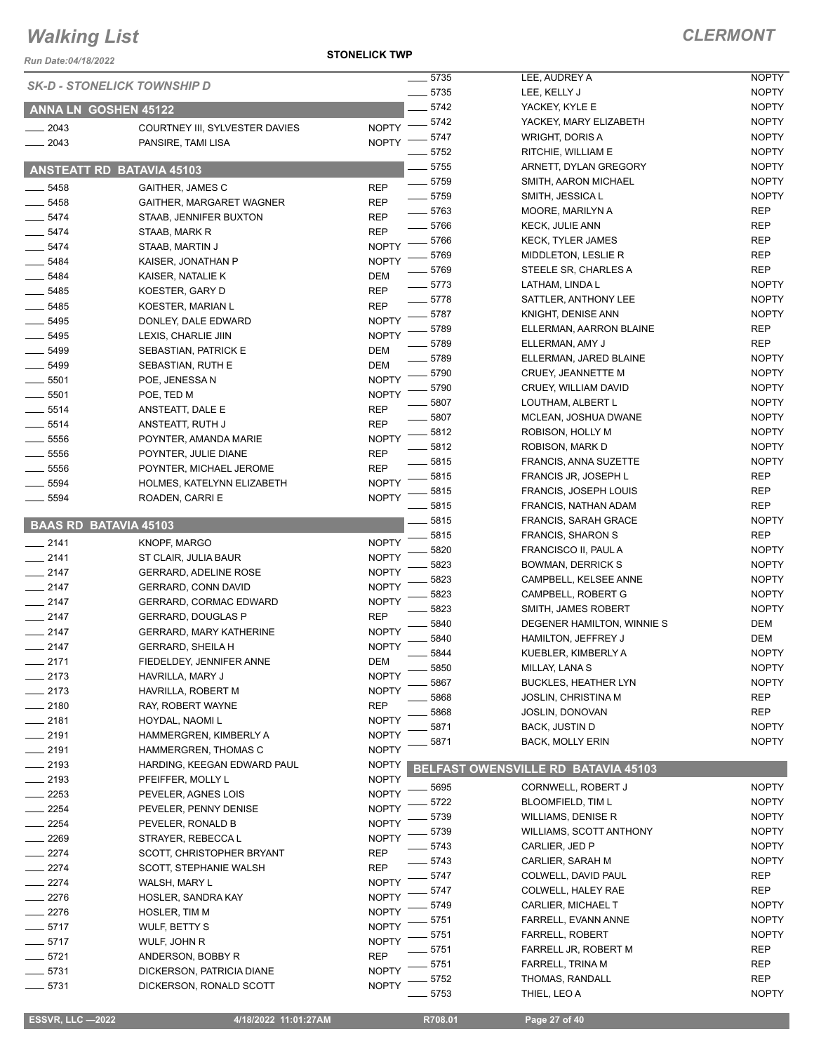# Walking List

## CLERMONT

Run Date:04/18/2022

**STONELICK TWP**

*SK-D - STONELICK TOWNSHIP D*

### ANNA LN GOSHEN 45122

| No. | Name | Party |
|---|---|---|
| 2043 | COURTNEY III, SYLVESTER DAVIES | NOPTY |
| 2043 | PANSIRE, TAMI LISA | NOPTY |

### ANSTEATT RD BATAVIA 45103

| No. | Name | Party |
|---|---|---|
| 5458 | GAITHER, JAMES C | REP |
| 5458 | GAITHER, MARGARET WAGNER | REP |
| 5474 | STAAB, JENNIFER BUXTON | REP |
| 5474 | STAAB, MARK R | REP |
| 5474 | STAAB, MARTIN J | NOPTY |
| 5484 | KAISER, JONATHAN P | NOPTY |
| 5484 | KAISER, NATALIE K | DEM |
| 5485 | KOESTER, GARY D | REP |
| 5485 | KOESTER, MARIAN L | REP |
| 5495 | DONLEY, DALE EDWARD | NOPTY |
| 5495 | LEXIS, CHARLIE JIIN | NOPTY |
| 5499 | SEBASTIAN, PATRICK E | DEM |
| 5499 | SEBASTIAN, RUTH E | DEM |
| 5501 | POE, JENESSA N | NOPTY |
| 5501 | POE, TED M | NOPTY |
| 5514 | ANSTEATT, DALE E | REP |
| 5514 | ANSTEATT, RUTH J | REP |
| 5556 | POYNTER, AMANDA MARIE | NOPTY |
| 5556 | POYNTER, JULIE DIANE | REP |
| 5556 | POYNTER, MICHAEL JEROME | REP |
| 5594 | HOLMES, KATELYNN ELIZABETH | NOPTY |
| 5594 | ROADEN, CARRI E | NOPTY |

### BAAS RD BATAVIA 45103

| No. | Name | Party |
|---|---|---|
| 2141 | KNOPF, MARGO | NOPTY |
| 2141 | ST CLAIR, JULIA BAUR | NOPTY |
| 2147 | GERRARD, ADELINE ROSE | NOPTY |
| 2147 | GERRARD, CONN DAVID | NOPTY |
| 2147 | GERRARD, CORMAC EDWARD | NOPTY |
| 2147 | GERRARD, DOUGLAS P | REP |
| 2147 | GERRARD, MARY KATHERINE | NOPTY |
| 2147 | GERRARD, SHEILA H | NOPTY |
| 2171 | FIEDELDEY, JENNIFER ANNE | DEM |
| 2173 | HAVRILLA, MARY J | NOPTY |
| 2173 | HAVRILLA, ROBERT M | NOPTY |
| 2180 | RAY, ROBERT WAYNE | REP |
| 2181 | HOYDAL, NAOMI L | NOPTY |
| 2191 | HAMMERGREN, KIMBERLY A | NOPTY |
| 2191 | HAMMERGREN, THOMAS C | NOPTY |
| 2193 | HARDING, KEEGAN EDWARD PAUL | NOPTY |
| 2193 | PFEIFFER, MOLLY L | NOPTY |
| 2253 | PEVELER, AGNES LOIS | NOPTY |
| 2254 | PEVELER, PENNY DENISE | NOPTY |
| 2254 | PEVELER, RONALD B | NOPTY |
| 2269 | STRAYER, REBECCA L | NOPTY |
| 2274 | SCOTT, CHRISTOPHER BRYANT | REP |
| 2274 | SCOTT, STEPHANIE WALSH | REP |
| 2274 | WALSH, MARY L | NOPTY |
| 2276 | HOSLER, SANDRA KAY | NOPTY |
| 2276 | HOSLER, TIM M | NOPTY |
| 5717 | WULF, BETTY S | NOPTY |
| 5717 | WULF, JOHN R | NOPTY |
| 5721 | ANDERSON, BOBBY R | REP |
| 5731 | DICKERSON, PATRICIA DIANE | NOPTY |
| 5731 | DICKERSON, RONALD SCOTT | NOPTY |
| 5735 | LEE, AUDREY A | NOPTY |
| 5735 | LEE, KELLY J | NOPTY |
| 5742 | YACKEY, KYLE E | NOPTY |
| 5742 | YACKEY, MARY ELIZABETH | NOPTY |
| 5747 | WRIGHT, DORIS A | NOPTY |
| 5752 | RITCHIE, WILLIAM E | NOPTY |
| 5755 | ARNETT, DYLAN GREGORY | NOPTY |
| 5759 | SMITH, AARON MICHAEL | NOPTY |
| 5759 | SMITH, JESSICA L | NOPTY |
| 5763 | MOORE, MARILYN A | REP |
| 5766 | KECK, JULIE ANN | REP |
| 5766 | KECK, TYLER JAMES | REP |
| 5769 | MIDDLETON, LESLIE R | REP |
| 5769 | STEELE SR, CHARLES A | REP |
| 5773 | LATHAM, LINDA L | NOPTY |
| 5778 | SATTLER, ANTHONY LEE | NOPTY |
| 5787 | KNIGHT, DENISE ANN | NOPTY |
| 5789 | ELLERMAN, AARRON BLAINE | REP |
| 5789 | ELLERMAN, AMY J | REP |
| 5789 | ELLERMAN, JARED BLAINE | NOPTY |
| 5790 | CRUEY, JEANNETTE M | NOPTY |
| 5790 | CRUEY, WILLIAM DAVID | NOPTY |
| 5807 | LOUTHAM, ALBERT L | NOPTY |
| 5807 | MCLEAN, JOSHUA DWANE | NOPTY |
| 5812 | ROBISON, HOLLY M | NOPTY |
| 5812 | ROBISON, MARK D | NOPTY |
| 5815 | FRANCIS, ANNA SUZETTE | NOPTY |
| 5815 | FRANCIS JR, JOSEPH L | REP |
| 5815 | FRANCIS, JOSEPH LOUIS | REP |
| 5815 | FRANCIS, NATHAN ADAM | REP |
| 5815 | FRANCIS, SARAH GRACE | NOPTY |
| 5815 | FRANCIS, SHARON S | REP |
| 5820 | FRANCISCO II, PAUL A | NOPTY |
| 5823 | BOWMAN, DERRICK S | NOPTY |
| 5823 | CAMPBELL, KELSEE ANNE | NOPTY |
| 5823 | CAMPBELL, ROBERT G | NOPTY |
| 5823 | SMITH, JAMES ROBERT | NOPTY |
| 5840 | DEGENER HAMILTON, WINNIE S | DEM |
| 5840 | HAMILTON, JEFFREY J | DEM |
| 5844 | KUEBLER, KIMBERLY A | NOPTY |
| 5850 | MILLAY, LANA S | NOPTY |
| 5867 | BUCKLES, HEATHER LYN | NOPTY |
| 5868 | JOSLIN, CHRISTINA M | REP |
| 5868 | JOSLIN, DONOVAN | REP |
| 5871 | BACK, JUSTIN D | NOPTY |
| 5871 | BACK, MOLLY ERIN | NOPTY |

### BELFAST OWENSVILLE RD BATAVIA 45103

| No. | Name | Party |
|---|---|---|
| 5695 | CORNWELL, ROBERT J | NOPTY |
| 5722 | BLOOMFIELD, TIM L | NOPTY |
| 5739 | WILLIAMS, DENISE R | NOPTY |
| 5739 | WILLIAMS, SCOTT ANTHONY | NOPTY |
| 5743 | CARLIER, JED P | NOPTY |
| 5743 | CARLIER, SARAH M | NOPTY |
| 5747 | COLWELL, DAVID PAUL | REP |
| 5747 | COLWELL, HALEY RAE | REP |
| 5749 | CARLIER, MICHAEL T | NOPTY |
| 5751 | FARRELL, EVANN ANNE | NOPTY |
| 5751 | FARRELL, ROBERT | NOPTY |
| 5751 | FARRELL JR, ROBERT M | REP |
| 5751 | FARRELL, TRINA M | REP |
| 5752 | THOMAS, RANDALL | REP |
| 5753 | THIEL, LEO A | NOPTY |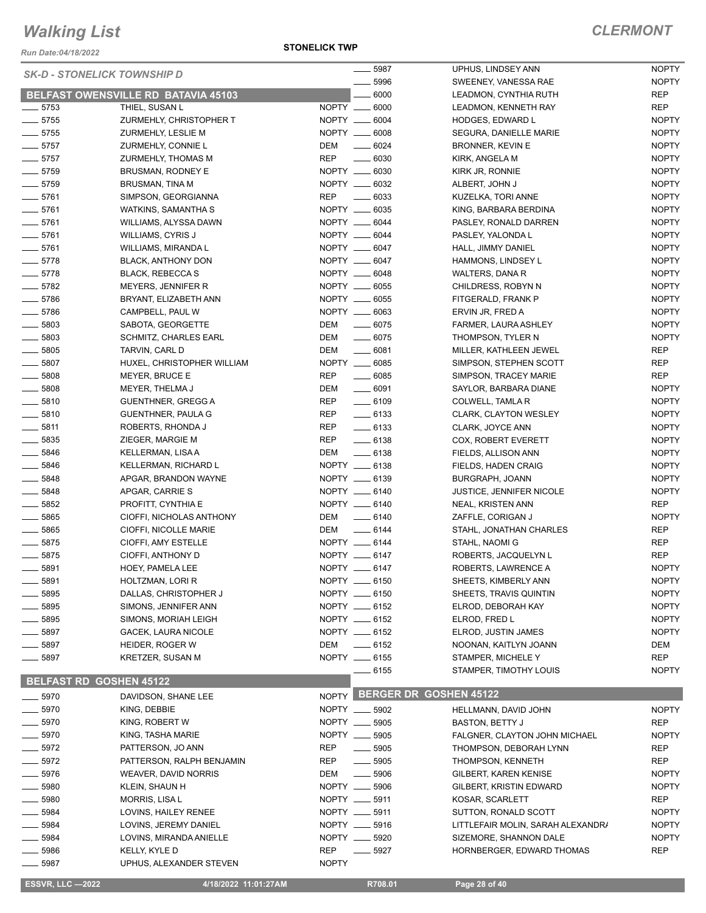# Walking List

## CLERMONT

Run Date:04/18/2022

**STONELICK TWP**

### SK-D - STONELICK TOWNSHIP D

#### BELFAST OWENSVILLE RD BATAVIA 45103

| No. | Name | Party |
|---|---|---|
| 5753 | THIEL, SUSAN L | NOPTY |
| 5755 | ZURMEHLY, CHRISTOPHER T | NOPTY |
| 5755 | ZURMEHLY, LESLIE M | NOPTY |
| 5757 | ZURMEHLY, CONNIE L | DEM |
| 5757 | ZURMEHLY, THOMAS M | REP |
| 5759 | BRUSMAN, RODNEY E | NOPTY |
| 5759 | BRUSMAN, TINA M | NOPTY |
| 5761 | SIMPSON, GEORGIANNA | REP |
| 5761 | WATKINS, SAMANTHA S | NOPTY |
| 5761 | WILLIAMS, ALYSSA DAWN | NOPTY |
| 5761 | WILLIAMS, CYRIS J | NOPTY |
| 5761 | WILLIAMS, MIRANDA L | NOPTY |
| 5778 | BLACK, ANTHONY DON | NOPTY |
| 5778 | BLACK, REBECCA S | NOPTY |
| 5782 | MEYERS, JENNIFER R | NOPTY |
| 5786 | BRYANT, ELIZABETH ANN | NOPTY |
| 5786 | CAMPBELL, PAUL W | NOPTY |
| 5803 | SABOTA, GEORGETTE | DEM |
| 5803 | SCHMITZ, CHARLES EARL | DEM |
| 5805 | TARVIN, CARL D | DEM |
| 5807 | HUXEL, CHRISTOPHER WILLIAM | NOPTY |
| 5808 | MEYER, BRUCE E | REP |
| 5808 | MEYER, THELMA J | DEM |
| 5810 | GUENTHNER, GREGG A | REP |
| 5810 | GUENTHNER, PAULA G | REP |
| 5811 | ROBERTS, RHONDA J | REP |
| 5835 | ZIEGER, MARGIE M | REP |
| 5846 | KELLERMAN, LISA A | DEM |
| 5846 | KELLERMAN, RICHARD L | NOPTY |
| 5848 | APGAR, BRANDON WAYNE | NOPTY |
| 5848 | APGAR, CARRIE S | NOPTY |
| 5852 | PROFITT, CYNTHIA E | NOPTY |
| 5865 | CIOFFI, NICHOLAS ANTHONY | DEM |
| 5865 | CIOFFI, NICOLLE MARIE | DEM |
| 5875 | CIOFFI, AMY ESTELLE | NOPTY |
| 5875 | CIOFFI, ANTHONY D | NOPTY |
| 5891 | HOEY, PAMELA LEE | NOPTY |
| 5891 | HOLTZMAN, LORI R | NOPTY |
| 5895 | DALLAS, CHRISTOPHER J | NOPTY |
| 5895 | SIMONS, JENNIFER ANN | NOPTY |
| 5895 | SIMONS, MORIAH LEIGH | NOPTY |
| 5897 | GACEK, LAURA NICOLE | NOPTY |
| 5897 | HEIDER, ROGER W | DEM |
| 5897 | KRETZER, SUSAN M | NOPTY |

#### BELFAST RD GOSHEN 45122

| No. | Name | Party |
|---|---|---|
| 5970 | DAVIDSON, SHANE LEE | NOPTY |
| 5970 | KING, DEBBIE | NOPTY |
| 5970 | KING, ROBERT W | NOPTY |
| 5970 | KING, TASHA MARIE | NOPTY |
| 5972 | PATTERSON, JO ANN | REP |
| 5972 | PATTERSON, RALPH BENJAMIN | REP |
| 5976 | WEAVER, DAVID NORRIS | DEM |
| 5980 | KLEIN, SHAUN H | NOPTY |
| 5980 | MORRIS, LISA L | NOPTY |
| 5984 | LOVINS, HAILEY RENEE | NOPTY |
| 5984 | LOVINS, JEREMY DANIEL | NOPTY |
| 5984 | LOVINS, MIRANDA ANIELLE | NOPTY |
| 5986 | KELLY, KYLE D | REP |
| 5987 | UPHUS, ALEXANDER STEVEN | NOPTY |
| 5987 | UPHUS, LINDSEY ANN | NOPTY |
| 5996 | SWEENEY, VANESSA RAE | NOPTY |
| 6000 | LEADMON, CYNTHIA RUTH | REP |
| 6000 | LEADMON, KENNETH RAY | REP |
| 6004 | HODGES, EDWARD L | NOPTY |
| 6008 | SEGURA, DANIELLE MARIE | NOPTY |
| 6024 | BRONNER, KEVIN E | NOPTY |
| 6030 | KIRK, ANGELA M | NOPTY |
| 6030 | KIRK JR, RONNIE | NOPTY |
| 6032 | ALBERT, JOHN J | NOPTY |
| 6033 | KUZELKA, TORI ANNE | NOPTY |
| 6035 | KING, BARBARA BERDINA | NOPTY |
| 6044 | PASLEY, RONALD DARREN | NOPTY |
| 6044 | PASLEY, YALONDA L | NOPTY |
| 6047 | HALL, JIMMY DANIEL | NOPTY |
| 6047 | HAMMONS, LINDSEY L | NOPTY |
| 6048 | WALTERS, DANA R | NOPTY |
| 6055 | CHILDRESS, ROBYN N | NOPTY |
| 6055 | FITGERALD, FRANK P | NOPTY |
| 6063 | ERVIN JR, FRED A | NOPTY |
| 6075 | FARMER, LAURA ASHLEY | NOPTY |
| 6075 | THOMPSON, TYLER N | NOPTY |
| 6081 | MILLER, KATHLEEN JEWEL | REP |
| 6085 | SIMPSON, STEPHEN SCOTT | REP |
| 6085 | SIMPSON, TRACEY MARIE | REP |
| 6091 | SAYLOR, BARBARA DIANE | NOPTY |
| 6109 | COLWELL, TAMLA R | NOPTY |
| 6133 | CLARK, CLAYTON WESLEY | NOPTY |
| 6133 | CLARK, JOYCE ANN | NOPTY |
| 6138 | COX, ROBERT EVERETT | NOPTY |
| 6138 | FIELDS, ALLISON ANN | NOPTY |
| 6138 | FIELDS, HADEN CRAIG | NOPTY |
| 6139 | BURGRAPH, JOANN | NOPTY |
| 6140 | JUSTICE, JENNIFER NICOLE | NOPTY |
| 6140 | NEAL, KRISTEN ANN | REP |
| 6140 | ZAFFLE, CORIGAN J | NOPTY |
| 6144 | STAHL, JONATHAN CHARLES | REP |
| 6144 | STAHL, NAOMI G | REP |
| 6147 | ROBERTS, JACQUELYN L | REP |
| 6147 | ROBERTS, LAWRENCE A | NOPTY |
| 6150 | SHEETS, KIMBERLY ANN | NOPTY |
| 6150 | SHEETS, TRAVIS QUINTIN | NOPTY |
| 6152 | ELROD, DEBORAH KAY | NOPTY |
| 6152 | ELROD, FRED L | NOPTY |
| 6152 | ELROD, JUSTIN JAMES | NOPTY |
| 6152 | NOONAN, KAITLYN JOANN | DEM |
| 6155 | STAMPER, MICHELE Y | REP |
| 6155 | STAMPER, TIMOTHY LOUIS | NOPTY |

#### BERGER DR GOSHEN 45122

| No. | Name | Party |
|---|---|---|
| 5902 | HELLMANN, DAVID JOHN | NOPTY |
| 5905 | BASTON, BETTY J | REP |
| 5905 | FALGNER, CLAYTON JOHN MICHAEL | NOPTY |
| 5905 | THOMPSON, DEBORAH LYNN | REP |
| 5905 | THOMPSON, KENNETH | REP |
| 5906 | GILBERT, KAREN KENISE | NOPTY |
| 5906 | GILBERT, KRISTIN EDWARD | NOPTY |
| 5911 | KOSAR, SCARLETT | REP |
| 5911 | SUTTON, RONALD SCOTT | NOPTY |
| 5916 | LITTLEFAIR MOLIN, SARAH ALEXANDRA | NOPTY |
| 5920 | SIZEMORE, SHANNON DALE | NOPTY |
| 5927 | HORNBERGER, EDWARD THOMAS | REP |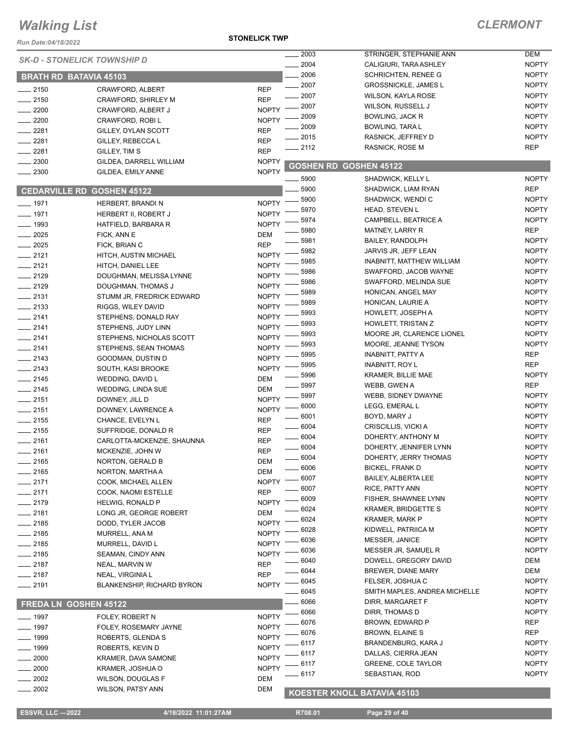# Walking List

## CLERMONT

**STONELICK TWP**

*Run Date:04/18/2022*

*SK-D - STONELICK TOWNSHIP D*

### BRATH RD BATAVIA 45103

| | | |
|---|---|---|
| 2150 | CRAWFORD, ALBERT | REP |
| 2150 | CRAWFORD, SHIRLEY M | REP |
| 2200 | CRAWFORD, ALBERT J | NOPTY |
| 2200 | CRAWFORD, ROBI L | NOPTY |
| 2281 | GILLEY, DYLAN SCOTT | REP |
| 2281 | GILLEY, REBECCA L | REP |
| 2281 | GILLEY, TIM S | REP |
| 2300 | GILDEA, DARRELL WILLIAM | NOPTY |
| 2300 | GILDEA, EMILY ANNE | NOPTY |

### CEDARVILLE RD GOSHEN 45122

| | | |
|---|---|---|
| 1971 | HERBERT, BRANDI N | NOPTY |
| 1971 | HERBERT II, ROBERT J | NOPTY |
| 1993 | HATFIELD, BARBARA R | NOPTY |
| 2025 | FICK, ANN E | DEM |
| 2025 | FICK, BRIAN C | REP |
| 2121 | HITCH, AUSTIN MICHAEL | NOPTY |
| 2121 | HITCH, DANIEL LEE | NOPTY |
| 2129 | DOUGHMAN, MELISSA LYNNE | NOPTY |
| 2129 | DOUGHMAN, THOMAS J | NOPTY |
| 2131 | STUMM JR, FREDRICK EDWARD | NOPTY |
| 2133 | RIGGS, WILEY DAVID | NOPTY |
| 2141 | STEPHENS, DONALD RAY | NOPTY |
| 2141 | STEPHENS, JUDY LINN | NOPTY |
| 2141 | STEPHENS, NICHOLAS SCOTT | NOPTY |
| 2141 | STEPHENS, SEAN THOMAS | NOPTY |
| 2143 | GOODMAN, DUSTIN D | NOPTY |
| 2143 | SOUTH, KASI BROOKE | NOPTY |
| 2145 | WEDDING, DAVID L | DEM |
| 2145 | WEDDING, LINDA SUE | DEM |
| 2151 | DOWNEY, JILL D | NOPTY |
| 2151 | DOWNEY, LAWRENCE A | NOPTY |
| 2155 | CHANCE, EVELYN L | REP |
| 2155 | SUFFRIDGE, DONALD R | REP |
| 2161 | CARLOTTA-MCKENZIE, SHAUNNA | REP |
| 2161 | MCKENZIE, JOHN W | REP |
| 2165 | NORTON, GERALD B | DEM |
| 2165 | NORTON, MARTHA A | DEM |
| 2171 | COOK, MICHAEL ALLEN | NOPTY |
| 2171 | COOK, NAOMI ESTELLE | REP |
| 2179 | HELWIG, RONALD P | NOPTY |
| 2181 | LONG JR, GEORGE ROBERT | DEM |
| 2185 | DODD, TYLER JACOB | NOPTY |
| 2185 | MURRELL, ANA M | NOPTY |
| 2185 | MURRELL, DAVID L | NOPTY |
| 2185 | SEAMAN, CINDY ANN | NOPTY |
| 2187 | NEAL, MARVIN W | REP |
| 2187 | NEAL, VIRGINIA L | REP |
| 2191 | BLANKENSHIP, RICHARD BYRON | NOPTY |

### FREDA LN GOSHEN 45122

| | | |
|---|---|---|
| 1997 | FOLEY, ROBERT N | NOPTY |
| 1997 | FOLEY, ROSEMARY JAYNE | NOPTY |
| 1999 | ROBERTS, GLENDA S | NOPTY |
| 1999 | ROBERTS, KEVIN D | NOPTY |
| 2000 | KRAMER, DAVA SAMONE | NOPTY |
| 2000 | KRAMER, JOSHUA O | NOPTY |
| 2002 | WILSON, DOUGLAS F | DEM |
| 2002 | WILSON, PATSY ANN | DEM |
| 2003 | STRINGER, STEPHANIE ANN | DEM |
| 2004 | CALIGIURI, TARA ASHLEY | NOPTY |
| 2006 | SCHRICHTEN, RENEE G | NOPTY |
| 2007 | GROSSNICKLE, JAMES L | NOPTY |
| 2007 | WILSON, KAYLA ROSE | NOPTY |
| 2007 | WILSON, RUSSELL J | NOPTY |
| 2009 | BOWLING, JACK R | NOPTY |
| 2009 | BOWLING, TARA L | NOPTY |
| 2015 | RASNICK, JEFFREY D | NOPTY |
| 2112 | RASNICK, ROSE M | REP |

### GOSHEN RD GOSHEN 45122

| | | |
|---|---|---|
| 5900 | SHADWICK, KELLY L | NOPTY |
| 5900 | SHADWICK, LIAM RYAN | REP |
| 5900 | SHADWICK, WENDI C | NOPTY |
| 5970 | HEAD, STEVEN L | NOPTY |
| 5974 | CAMPBELL, BEATRICE A | NOPTY |
| 5980 | MATNEY, LARRY R | REP |
| 5981 | BAILEY, RANDOLPH | NOPTY |
| 5982 | JARVIS JR, JEFF LEAN | NOPTY |
| 5985 | INABNITT, MATTHEW WILLIAM | NOPTY |
| 5986 | SWAFFORD, JACOB WAYNE | NOPTY |
| 5986 | SWAFFORD, MELINDA SUE | NOPTY |
| 5989 | HONICAN, ANGEL MAY | NOPTY |
| 5989 | HONICAN, LAURIE A | NOPTY |
| 5993 | HOWLETT, JOSEPH A | NOPTY |
| 5993 | HOWLETT, TRISTAN Z | NOPTY |
| 5993 | MOORE JR, CLARENCE LIONEL | NOPTY |
| 5993 | MOORE, JEANNE TYSON | NOPTY |
| 5995 | INABNITT, PATTY A | REP |
| 5995 | INABNITT, ROY L | REP |
| 5996 | KRAMER, BILLIE MAE | NOPTY |
| 5997 | WEBB, GWEN A | REP |
| 5997 | WEBB, SIDNEY DWAYNE | NOPTY |
| 6000 | LEGG, EMERAL L | NOPTY |
| 6001 | BOYD, MARY J | NOPTY |
| 6004 | CRISCILLIS, VICKI A | NOPTY |
| 6004 | DOHERTY, ANTHONY M | NOPTY |
| 6004 | DOHERTY, JENNIFER LYNN | NOPTY |
| 6004 | DOHERTY, JERRY THOMAS | NOPTY |
| 6006 | BICKEL, FRANK D | NOPTY |
| 6007 | BAILEY, ALBERTA LEE | NOPTY |
| 6007 | RICE, PATTY ANN | NOPTY |
| 6009 | FISHER, SHAWNEE LYNN | NOPTY |
| 6024 | KRAMER, BRIDGETTE S | NOPTY |
| 6024 | KRAMER, MARK P | NOPTY |
| 6028 | KIDWELL, PATRIICA M | NOPTY |
| 6036 | MESSER, JANICE | NOPTY |
| 6036 | MESSER JR, SAMUEL R | NOPTY |
| 6040 | DOWELL, GREGORY DAVID | DEM |
| 6044 | BREWER, DIANE MARY | DEM |
| 6045 | FELSER, JOSHUA C | NOPTY |
| 6045 | SMITH MAPLES, ANDREA MICHELLE | NOPTY |
| 6066 | DIRR, MARGARET F | NOPTY |
| 6066 | DIRR, THOMAS D | NOPTY |
| 6076 | BROWN, EDWARD P | REP |
| 6076 | BROWN, ELAINE S | REP |
| 6117 | BRANDENBURG, KARA J | NOPTY |
| 6117 | DALLAS, CIERRA JEAN | NOPTY |
| 6117 | GREENE, COLE TAYLOR | NOPTY |
| 6117 | SEBASTIAN, ROD | NOPTY |

### KOESTER KNOLL BATAVIA 45103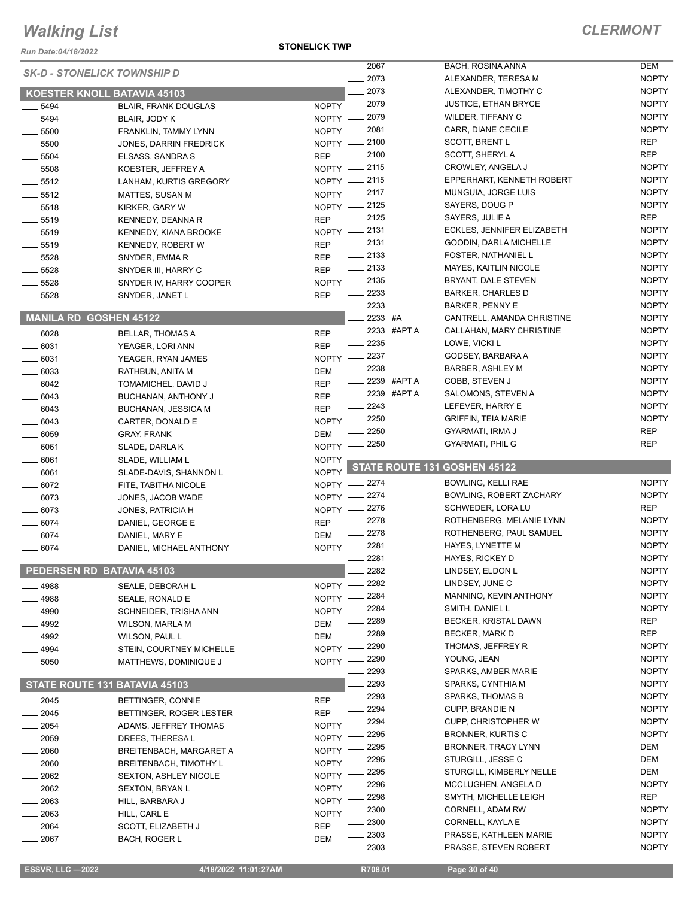# Walking List

**STONELICK TWP**

**CLERMONT**

Run Date:04/18/2022

## SK-D - STONELICK TOWNSHIP D

### KOESTER KNOLL BATAVIA 45103

| No. | Name | Party |
|---|---|---|
| 5494 | BLAIR, FRANK DOUGLAS | NOPTY |
| 5494 | BLAIR, JODY K | NOPTY |
| 5500 | FRANKLIN, TAMMY LYNN | NOPTY |
| 5500 | JONES, DARRIN FREDRICK | NOPTY |
| 5504 | ELSASS, SANDRA S | REP |
| 5508 | KOESTER, JEFFREY A | NOPTY |
| 5512 | LANHAM, KURTIS GREGORY | NOPTY |
| 5512 | MATTES, SUSAN M | NOPTY |
| 5518 | KIRKER, GARY W | NOPTY |
| 5519 | KENNEDY, DEANNA R | REP |
| 5519 | KENNEDY, KIANA BROOKE | NOPTY |
| 5519 | KENNEDY, ROBERT W | REP |
| 5528 | SNYDER, EMMA R | REP |
| 5528 | SNYDER III, HARRY C | REP |
| 5528 | SNYDER IV, HARRY COOPER | NOPTY |
| 5528 | SNYDER, JANET L | REP |

### MANILA RD GOSHEN 45122

| No. | Name | Party |
|---|---|---|
| 6028 | BELLAR, THOMAS A | REP |
| 6031 | YEAGER, LORI ANN | REP |
| 6031 | YEAGER, RYAN JAMES | NOPTY |
| 6033 | RATHBUN, ANITA M | DEM |
| 6042 | TOMAMICHEL, DAVID J | REP |
| 6043 | BUCHANAN, ANTHONY J | REP |
| 6043 | BUCHANAN, JESSICA M | REP |
| 6043 | CARTER, DONALD E | NOPTY |
| 6059 | GRAY, FRANK | DEM |
| 6061 | SLADE, DARLA K | NOPTY |
| 6061 | SLADE, WILLIAM L | NOPTY |
| 6061 | SLADE-DAVIS, SHANNON L | NOPTY |
| 6072 | FITE, TABITHA NICOLE | NOPTY |
| 6073 | JONES, JACOB WADE | NOPTY |
| 6073 | JONES, PATRICIA H | NOPTY |
| 6074 | DANIEL, GEORGE E | REP |
| 6074 | DANIEL, MARY E | DEM |
| 6074 | DANIEL, MICHAEL ANTHONY | NOPTY |

### PEDERSEN RD BATAVIA 45103

| No. | Name | Party |
|---|---|---|
| 4988 | SEALE, DEBORAH L | NOPTY |
| 4988 | SEALE, RONALD E | NOPTY |
| 4990 | SCHNEIDER, TRISHA ANN | NOPTY |
| 4992 | WILSON, MARLA M | DEM |
| 4992 | WILSON, PAUL L | DEM |
| 4994 | STEIN, COURTNEY MICHELLE | NOPTY |
| 5050 | MATTHEWS, DOMINIQUE J | NOPTY |

### STATE ROUTE 131 BATAVIA 45103

| No. | Name | Party |
|---|---|---|
| 2045 | BETTINGER, CONNIE | REP |
| 2045 | BETTINGER, ROGER LESTER | REP |
| 2054 | ADAMS, JEFFREY THOMAS | NOPTY |
| 2059 | DREES, THERESA L | NOPTY |
| 2060 | BREITENBACH, MARGARET A | NOPTY |
| 2060 | BREITENBACH, TIMOTHY L | NOPTY |
| 2062 | SEXTON, ASHLEY NICOLE | NOPTY |
| 2062 | SEXTON, BRYAN L | NOPTY |
| 2063 | HILL, BARBARA J | NOPTY |
| 2063 | HILL, CARL E | NOPTY |
| 2064 | SCOTT, ELIZABETH J | REP |
| 2067 | BACH, ROGER L | DEM |
| 2067 | BACH, ROSINA ANNA | DEM |
| 2073 | ALEXANDER, TERESA M | NOPTY |
| 2073 | ALEXANDER, TIMOTHY C | NOPTY |
| 2079 | JUSTICE, ETHAN BRYCE | NOPTY |
| 2079 | WILDER, TIFFANY C | NOPTY |
| 2081 | CARR, DIANE CECILE | NOPTY |
| 2100 | SCOTT, BRENT L | REP |
| 2100 | SCOTT, SHERYL A | REP |
| 2115 | CROWLEY, ANGELA J | NOPTY |
| 2115 | EPPERHART, KENNETH ROBERT | NOPTY |
| 2117 | MUNGUIA, JORGE LUIS | NOPTY |
| 2125 | SAYERS, DOUG P | NOPTY |
| 2125 | SAYERS, JULIE A | REP |
| 2131 | ECKLES, JENNIFER ELIZABETH | NOPTY |
| 2131 | GOODIN, DARLA MICHELLE | NOPTY |
| 2133 | FOSTER, NATHANIEL L | NOPTY |
| 2133 | MAYES, KAITLIN NICOLE | NOPTY |
| 2135 | BRYANT, DALE STEVEN | NOPTY |
| 2233 | BARKER, CHARLES D | NOPTY |
| 2233 | BARKER, PENNY E | NOPTY |
| 2233 #A | CANTRELL, AMANDA CHRISTINE | NOPTY |
| 2233 #APT A | CALLAHAN, MARY CHRISTINE | NOPTY |
| 2235 | LOWE, VICKI L | NOPTY |
| 2237 | GODSEY, BARBARA A | NOPTY |
| 2238 | BARBER, ASHLEY M | NOPTY |
| 2239 #APT A | COBB, STEVEN J | NOPTY |
| 2239 #APT A | SALOMONS, STEVEN A | NOPTY |
| 2243 | LEFEVER, HARRY E | NOPTY |
| 2250 | GRIFFIN, TEIA MARIE | NOPTY |
| 2250 | GYARMATI, IRMA J | REP |
| 2250 | GYARMATI, PHIL G | REP |

### STATE ROUTE 131 GOSHEN 45122

| No. | Name | Party |
|---|---|---|
| 2274 | BOWLING, KELLI RAE | NOPTY |
| 2274 | BOWLING, ROBERT ZACHARY | NOPTY |
| 2276 | SCHWEDER, LORA LU | REP |
| 2278 | ROTHENBERG, MELANIE LYNN | NOPTY |
| 2278 | ROTHENBERG, PAUL SAMUEL | NOPTY |
| 2281 | HAYES, LYNETTE M | NOPTY |
| 2281 | HAYES, RICKEY D | NOPTY |
| 2282 | LINDSEY, ELDON L | NOPTY |
| 2282 | LINDSEY, JUNE C | NOPTY |
| 2284 | MANNINO, KEVIN ANTHONY | NOPTY |
| 2284 | SMITH, DANIEL L | NOPTY |
| 2289 | BECKER, KRISTAL DAWN | REP |
| 2289 | BECKER, MARK D | REP |
| 2290 | THOMAS, JEFFREY R | NOPTY |
| 2290 | YOUNG, JEAN | NOPTY |
| 2293 | SPARKS, AMBER MARIE | NOPTY |
| 2293 | SPARKS, CYNTHIA M | NOPTY |
| 2293 | SPARKS, THOMAS B | NOPTY |
| 2294 | CUPP, BRANDIE N | NOPTY |
| 2294 | CUPP, CHRISTOPHER W | NOPTY |
| 2295 | BRONNER, KURTIS C | NOPTY |
| 2295 | BRONNER, TRACY LYNN | DEM |
| 2295 | STURGILL, JESSE C | DEM |
| 2295 | STURGILL, KIMBERLY NELLE | DEM |
| 2296 | MCCLUGHEN, ANGELA D | NOPTY |
| 2298 | SMYTH, MICHELLE LEIGH | REP |
| 2300 | CORNELL, ADAM RW | NOPTY |
| 2300 | CORNELL, KAYLA E | NOPTY |
| 2303 | PRASSE, KATHLEEN MARIE | NOPTY |
| 2303 | PRASSE, STEVEN ROBERT | NOPTY |

ESSVR, LLC —2022 | 4/18/2022 11:01:27AM | R708.01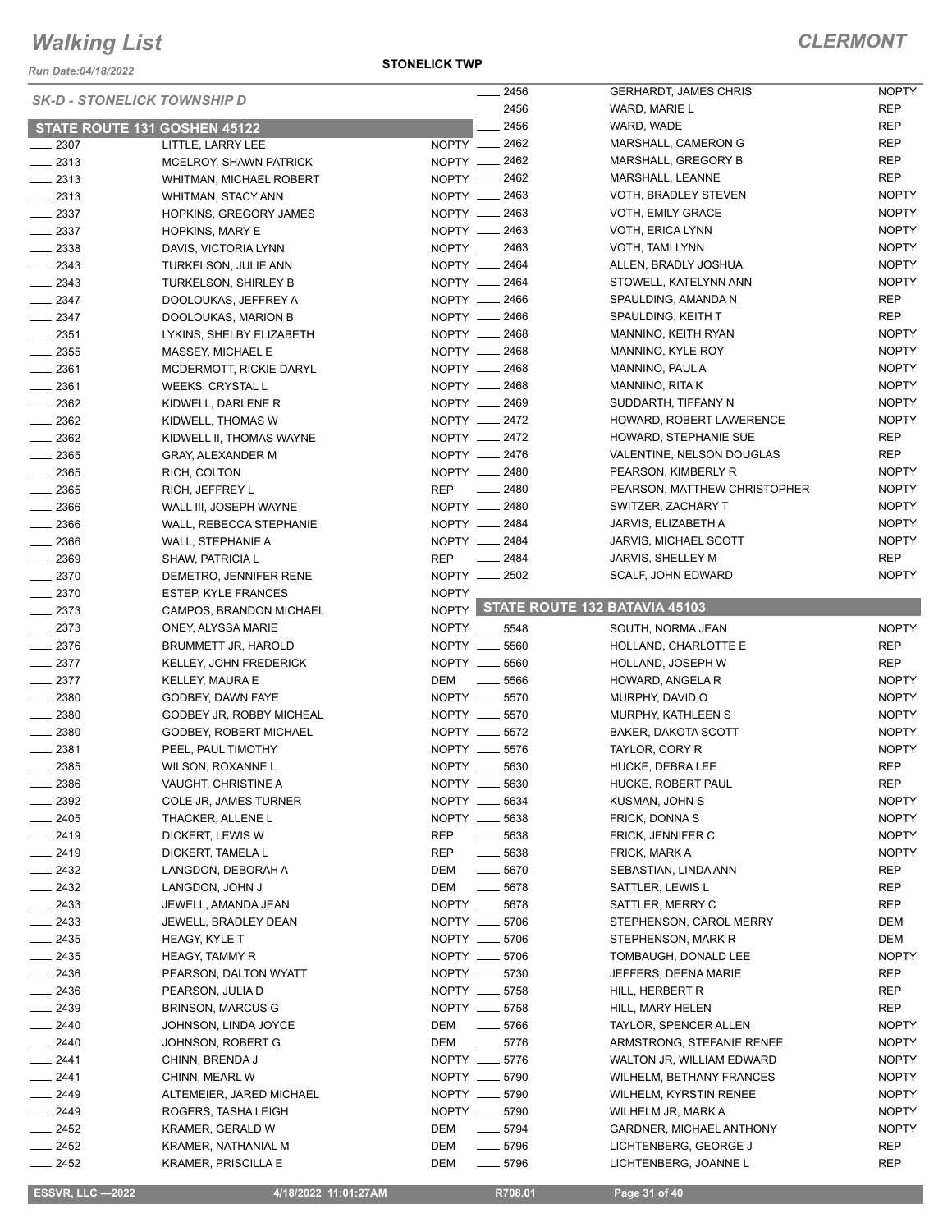# Walking List

## CLERMONT

Run Date:04/18/2022

**STONELICK TWP**

### SK-D - STONELICK TOWNSHIP D

#### STATE ROUTE 131 GOSHEN 45122

| No. | Name | Party |
|---|---|---|
| ___ 2307 | LITTLE, LARRY LEE | NOPTY |
| ___ 2313 | MCELROY, SHAWN PATRICK | NOPTY |
| ___ 2313 | WHITMAN, MICHAEL ROBERT | NOPTY |
| ___ 2313 | WHITMAN, STACY ANN | NOPTY |
| ___ 2337 | HOPKINS, GREGORY JAMES | NOPTY |
| ___ 2337 | HOPKINS, MARY E | NOPTY |
| ___ 2338 | DAVIS, VICTORIA LYNN | NOPTY |
| ___ 2343 | TURKELSON, JULIE ANN | NOPTY |
| ___ 2343 | TURKELSON, SHIRLEY B | NOPTY |
| ___ 2347 | DOOLOUKAS, JEFFREY A | NOPTY |
| ___ 2347 | DOOLOUKAS, MARION B | NOPTY |
| ___ 2351 | LYKINS, SHELBY ELIZABETH | NOPTY |
| ___ 2355 | MASSEY, MICHAEL E | NOPTY |
| ___ 2361 | MCDERMOTT, RICKIE DARYL | NOPTY |
| ___ 2361 | WEEKS, CRYSTAL L | NOPTY |
| ___ 2362 | KIDWELL, DARLENE R | NOPTY |
| ___ 2362 | KIDWELL, THOMAS W | NOPTY |
| ___ 2362 | KIDWELL II, THOMAS WAYNE | NOPTY |
| ___ 2365 | GRAY, ALEXANDER M | NOPTY |
| ___ 2365 | RICH, COLTON | NOPTY |
| ___ 2365 | RICH, JEFFREY L | REP |
| ___ 2366 | WALL III, JOSEPH WAYNE | NOPTY |
| ___ 2366 | WALL, REBECCA STEPHANIE | NOPTY |
| ___ 2366 | WALL, STEPHANIE A | NOPTY |
| ___ 2369 | SHAW, PATRICIA L | REP |
| ___ 2370 | DEMETRO, JENNIFER RENE | NOPTY |
| ___ 2370 | ESTEP, KYLE FRANCES | NOPTY |
| ___ 2373 | CAMPOS, BRANDON MICHAEL | NOPTY |
| ___ 2373 | ONEY, ALYSSA MARIE | NOPTY |
| ___ 2376 | BRUMMETT JR, HAROLD | NOPTY |
| ___ 2377 | KELLEY, JOHN FREDERICK | NOPTY |
| ___ 2377 | KELLEY, MAURA E | DEM |
| ___ 2380 | GODBEY, DAWN FAYE | NOPTY |
| ___ 2380 | GODBEY JR, ROBBY MICHEAL | NOPTY |
| ___ 2380 | GODBEY, ROBERT MICHAEL | NOPTY |
| ___ 2381 | PEEL, PAUL TIMOTHY | NOPTY |
| ___ 2385 | WILSON, ROXANNE L | NOPTY |
| ___ 2386 | VAUGHT, CHRISTINE A | NOPTY |
| ___ 2392 | COLE JR, JAMES TURNER | NOPTY |
| ___ 2405 | THACKER, ALLENE L | NOPTY |
| ___ 2419 | DICKERT, LEWIS W | REP |
| ___ 2419 | DICKERT, TAMELA L | REP |
| ___ 2432 | LANGDON, DEBORAH A | DEM |
| ___ 2432 | LANGDON, JOHN J | DEM |
| ___ 2433 | JEWELL, AMANDA JEAN | NOPTY |
| ___ 2433 | JEWELL, BRADLEY DEAN | NOPTY |
| ___ 2435 | HEAGY, KYLE T | NOPTY |
| ___ 2435 | HEAGY, TAMMY R | NOPTY |
| ___ 2436 | PEARSON, DALTON WYATT | NOPTY |
| ___ 2436 | PEARSON, JULIA D | NOPTY |
| ___ 2439 | BRINSON, MARCUS G | NOPTY |
| ___ 2440 | JOHNSON, LINDA JOYCE | DEM |
| ___ 2440 | JOHNSON, ROBERT G | DEM |
| ___ 2441 | CHINN, BRENDA J | NOPTY |
| ___ 2441 | CHINN, MEARL W | NOPTY |
| ___ 2449 | ALTEMEIER, JARED MICHAEL | NOPTY |
| ___ 2449 | ROGERS, TASHA LEIGH | NOPTY |
| ___ 2452 | KRAMER, GERALD W | DEM |
| ___ 2452 | KRAMER, NATHANIAL M | DEM |
| ___ 2452 | KRAMER, PRISCILLA E | DEM |
| ___ 2456 | GERHARDT, JAMES CHRIS | NOPTY |
| ___ 2456 | WARD, MARIE L | REP |
| ___ 2456 | WARD, WADE | REP |
| ___ 2462 | MARSHALL, CAMERON G | REP |
| ___ 2462 | MARSHALL, GREGORY B | REP |
| ___ 2462 | MARSHALL, LEANNE | REP |
| ___ 2463 | VOTH, BRADLEY STEVEN | NOPTY |
| ___ 2463 | VOTH, EMILY GRACE | NOPTY |
| ___ 2463 | VOTH, ERICA LYNN | NOPTY |
| ___ 2463 | VOTH, TAMI LYNN | NOPTY |
| ___ 2464 | ALLEN, BRADLY JOSHUA | NOPTY |
| ___ 2464 | STOWELL, KATELYNN ANN | NOPTY |
| ___ 2466 | SPAULDING, AMANDA N | REP |
| ___ 2466 | SPAULDING, KEITH T | REP |
| ___ 2468 | MANNINO, KEITH RYAN | NOPTY |
| ___ 2468 | MANNINO, KYLE ROY | NOPTY |
| ___ 2468 | MANNINO, PAUL A | NOPTY |
| ___ 2468 | MANNINO, RITA K | NOPTY |
| ___ 2469 | SUDDARTH, TIFFANY N | NOPTY |
| ___ 2472 | HOWARD, ROBERT LAWERENCE | NOPTY |
| ___ 2472 | HOWARD, STEPHANIE SUE | REP |
| ___ 2476 | VALENTINE, NELSON DOUGLAS | REP |
| ___ 2480 | PEARSON, KIMBERLY R | NOPTY |
| ___ 2480 | PEARSON, MATTHEW CHRISTOPHER | NOPTY |
| ___ 2480 | SWITZER, ZACHARY T | NOPTY |
| ___ 2484 | JARVIS, ELIZABETH A | NOPTY |
| ___ 2484 | JARVIS, MICHAEL SCOTT | NOPTY |
| ___ 2484 | JARVIS, SHELLEY M | REP |
| ___ 2502 | SCALF, JOHN EDWARD | NOPTY |

#### STATE ROUTE 132 BATAVIA 45103

| No. | Name | Party |
|---|---|---|
| ___ 5548 | SOUTH, NORMA JEAN | NOPTY |
| ___ 5560 | HOLLAND, CHARLOTTE E | REP |
| ___ 5560 | HOLLAND, JOSEPH W | REP |
| ___ 5566 | HOWARD, ANGELA R | NOPTY |
| ___ 5570 | MURPHY, DAVID O | NOPTY |
| ___ 5570 | MURPHY, KATHLEEN S | NOPTY |
| ___ 5572 | BAKER, DAKOTA SCOTT | NOPTY |
| ___ 5576 | TAYLOR, CORY R | NOPTY |
| ___ 5630 | HUCKE, DEBRA LEE | REP |
| ___ 5630 | HUCKE, ROBERT PAUL | REP |
| ___ 5634 | KUSMAN, JOHN S | NOPTY |
| ___ 5638 | FRICK, DONNA S | NOPTY |
| ___ 5638 | FRICK, JENNIFER C | NOPTY |
| ___ 5638 | FRICK, MARK A | NOPTY |
| ___ 5670 | SEBASTIAN, LINDA ANN | REP |
| ___ 5678 | SATTLER, LEWIS L | REP |
| ___ 5678 | SATTLER, MERRY C | REP |
| ___ 5706 | STEPHENSON, CAROL MERRY | DEM |
| ___ 5706 | STEPHENSON, MARK R | DEM |
| ___ 5706 | TOMBAUGH, DONALD LEE | NOPTY |
| ___ 5730 | JEFFERS, DEENA MARIE | REP |
| ___ 5758 | HILL, HERBERT R | REP |
| ___ 5758 | HILL, MARY HELEN | REP |
| ___ 5766 | TAYLOR, SPENCER ALLEN | NOPTY |
| ___ 5776 | ARMSTRONG, STEFANIE RENEE | NOPTY |
| ___ 5776 | WALTON JR, WILLIAM EDWARD | NOPTY |
| ___ 5790 | WILHELM, BETHANY FRANCES | NOPTY |
| ___ 5790 | WILHELM, KYRSTIN RENEE | NOPTY |
| ___ 5790 | WILHELM JR, MARK A | NOPTY |
| ___ 5794 | GARDNER, MICHAEL ANTHONY | NOPTY |
| ___ 5796 | LICHTENBERG, GEORGE J | REP |
| ___ 5796 | LICHTENBERG, JOANNE L | REP |

ESSVR, LLC —2022 4/18/2022 11:01:27AM R708.01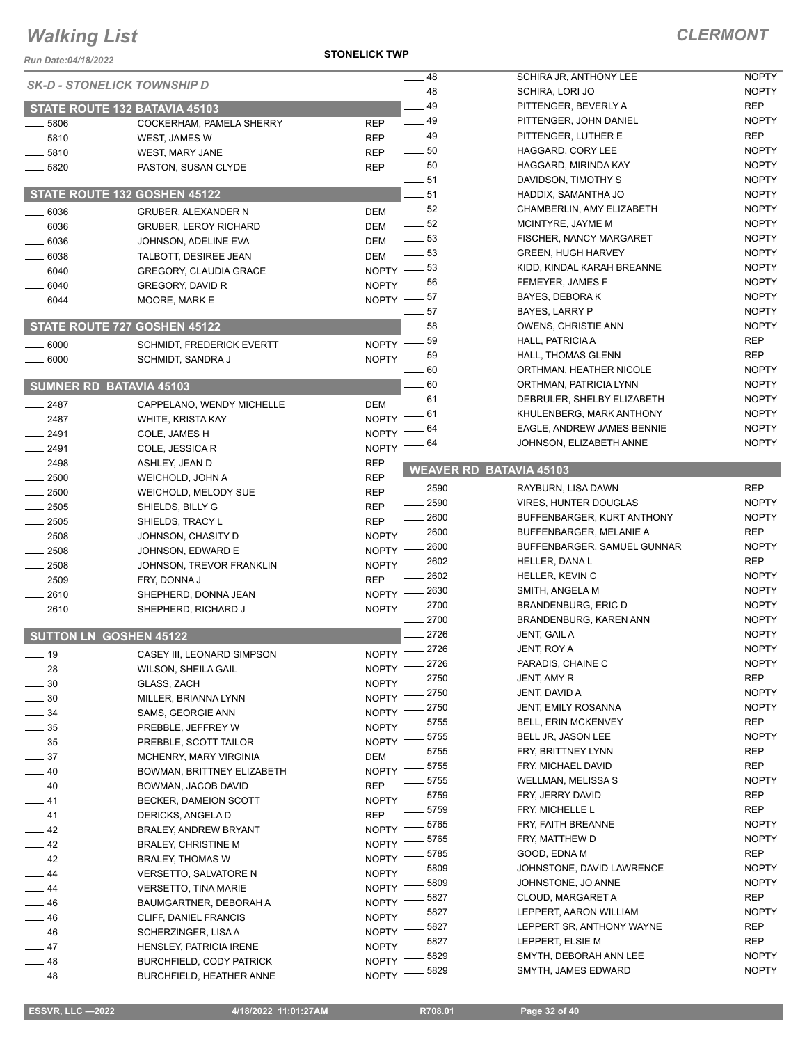# Walking List

**CLERMONT**

Run Date:04/18/2022

**STONELICK TWP**

*SK-D - STONELICK TOWNSHIP D*

## STATE ROUTE 132 BATAVIA 45103

| # | Name | Party |
|---|---|---|
| 5806 | COCKERHAM, PAMELA SHERRY | REP |
| 5810 | WEST, JAMES W | REP |
| 5810 | WEST, MARY JANE | REP |
| 5820 | PASTON, SUSAN CLYDE | REP |

## STATE ROUTE 132 GOSHEN 45122

| # | Name | Party |
|---|---|---|
| 6036 | GRUBER, ALEXANDER N | DEM |
| 6036 | GRUBER, LEROY RICHARD | DEM |
| 6036 | JOHNSON, ADELINE EVA | DEM |
| 6038 | TALBOTT, DESIREE JEAN | DEM |
| 6040 | GREGORY, CLAUDIA GRACE | NOPTY |
| 6040 | GREGORY, DAVID R | NOPTY |
| 6044 | MOORE, MARK E | NOPTY |

## STATE ROUTE 727 GOSHEN 45122

| # | Name | Party |
|---|---|---|
| 6000 | SCHMIDT, FREDERICK EVERTT | NOPTY |
| 6000 | SCHMIDT, SANDRA J | NOPTY |

## SUMNER RD BATAVIA 45103

| # | Name | Party |
|---|---|---|
| 2487 | CAPPELANO, WENDY MICHELLE | DEM |
| 2487 | WHITE, KRISTA KAY | NOPTY |
| 2491 | COLE, JAMES H | NOPTY |
| 2491 | COLE, JESSICA R | NOPTY |
| 2498 | ASHLEY, JEAN D | REP |
| 2500 | WEICHOLD, JOHN A | REP |
| 2500 | WEICHOLD, MELODY SUE | REP |
| 2505 | SHIELDS, BILLY G | REP |
| 2505 | SHIELDS, TRACY L | REP |
| 2508 | JOHNSON, CHASITY D | NOPTY |
| 2508 | JOHNSON, EDWARD E | NOPTY |
| 2508 | JOHNSON, TREVOR FRANKLIN | NOPTY |
| 2509 | FRY, DONNA J | REP |
| 2610 | SHEPHERD, DONNA JEAN | NOPTY |
| 2610 | SHEPHERD, RICHARD J | NOPTY |

## SUTTON LN GOSHEN 45122

| # | Name | Party |
|---|---|---|
| 19 | CASEY III, LEONARD SIMPSON | NOPTY |
| 28 | WILSON, SHEILA GAIL | NOPTY |
| 30 | GLASS, ZACH | NOPTY |
| 30 | MILLER, BRIANNA LYNN | NOPTY |
| 34 | SAMS, GEORGIE ANN | NOPTY |
| 35 | PREBBLE, JEFFREY W | NOPTY |
| 35 | PREBBLE, SCOTT TAILOR | NOPTY |
| 37 | MCHENRY, MARY VIRGINIA | DEM |
| 40 | BOWMAN, BRITTNEY ELIZABETH | NOPTY |
| 40 | BOWMAN, JACOB DAVID | REP |
| 41 | BECKER, DAMEION SCOTT | NOPTY |
| 41 | DERICKS, ANGELA D | REP |
| 42 | BRALEY, ANDREW BRYANT | NOPTY |
| 42 | BRALEY, CHRISTINE M | NOPTY |
| 42 | BRALEY, THOMAS W | NOPTY |
| 44 | VERSETTO, SALVATORE N | NOPTY |
| 44 | VERSETTO, TINA MARIE | NOPTY |
| 46 | BAUMGARTNER, DEBORAH A | NOPTY |
| 46 | CLIFF, DANIEL FRANCIS | NOPTY |
| 46 | SCHERZINGER, LISA A | NOPTY |
| 47 | HENSLEY, PATRICIA IRENE | NOPTY |
| 48 | BURCHFIELD, CODY PATRICK | NOPTY |
| 48 | BURCHFIELD, HEATHER ANNE | NOPTY |
| 48 | SCHIRA JR, ANTHONY LEE | NOPTY |
| 48 | SCHIRA, LORI JO | NOPTY |
| 49 | PITTENGER, BEVERLY A | REP |
| 49 | PITTENGER, JOHN DANIEL | NOPTY |
| 49 | PITTENGER, LUTHER E | REP |
| 50 | HAGGARD, CORY LEE | NOPTY |
| 50 | HAGGARD, MIRINDA KAY | NOPTY |
| 51 | DAVIDSON, TIMOTHY S | NOPTY |
| 51 | HADDIX, SAMANTHA JO | NOPTY |
| 52 | CHAMBERLIN, AMY ELIZABETH | NOPTY |
| 52 | MCINTYRE, JAYME M | NOPTY |
| 53 | FISCHER, NANCY MARGARET | NOPTY |
| 53 | GREEN, HUGH HARVEY | NOPTY |
| 53 | KIDD, KINDAL KARAH BREANNE | NOPTY |
| 56 | FEMEYER, JAMES F | NOPTY |
| 57 | BAYES, DEBORA K | NOPTY |
| 57 | BAYES, LARRY P | NOPTY |
| 58 | OWENS, CHRISTIE ANN | NOPTY |
| 59 | HALL, PATRICIA A | REP |
| 59 | HALL, THOMAS GLENN | REP |
| 60 | ORTHMAN, HEATHER NICOLE | NOPTY |
| 60 | ORTHMAN, PATRICIA LYNN | NOPTY |
| 61 | DEBRULER, SHELBY ELIZABETH | NOPTY |
| 61 | KHULENBERG, MARK ANTHONY | NOPTY |
| 64 | EAGLE, ANDREW JAMES BENNIE | NOPTY |
| 64 | JOHNSON, ELIZABETH ANNE | NOPTY |

## WEAVER RD BATAVIA 45103

| # | Name | Party |
|---|---|---|
| 2590 | RAYBURN, LISA DAWN | REP |
| 2590 | VIRES, HUNTER DOUGLAS | NOPTY |
| 2600 | BUFFENBARGER, KURT ANTHONY | NOPTY |
| 2600 | BUFFENBARGER, MELANIE A | REP |
| 2600 | BUFFENBARGER, SAMUEL GUNNAR | NOPTY |
| 2602 | HELLER, DANA L | REP |
| 2602 | HELLER, KEVIN C | NOPTY |
| 2630 | SMITH, ANGELA M | NOPTY |
| 2700 | BRANDENBURG, ERIC D | NOPTY |
| 2700 | BRANDENBURG, KAREN ANN | NOPTY |
| 2726 | JENT, GAIL A | NOPTY |
| 2726 | JENT, ROY A | NOPTY |
| 2726 | PARADIS, CHAINE C | NOPTY |
| 2750 | JENT, AMY R | REP |
| 2750 | JENT, DAVID A | NOPTY |
| 2750 | JENT, EMILY ROSANNA | NOPTY |
| 5755 | BELL, ERIN MCKENVEY | REP |
| 5755 | BELL JR, JASON LEE | NOPTY |
| 5755 | FRY, BRITTNEY LYNN | REP |
| 5755 | FRY, MICHAEL DAVID | REP |
| 5755 | WELLMAN, MELISSA S | NOPTY |
| 5759 | FRY, JERRY DAVID | REP |
| 5759 | FRY, MICHELLE L | REP |
| 5765 | FRY, FAITH BREANNE | NOPTY |
| 5765 | FRY, MATTHEW D | NOPTY |
| 5785 | GOOD, EDNA M | REP |
| 5809 | JOHNSTONE, DAVID LAWRENCE | NOPTY |
| 5809 | JOHNSTONE, JO ANNE | NOPTY |
| 5827 | CLOUD, MARGARET A | REP |
| 5827 | LEPPERT, AARON WILLIAM | NOPTY |
| 5827 | LEPPERT SR, ANTHONY WAYNE | REP |
| 5827 | LEPPERT, ELSIE M | REP |
| 5829 | SMYTH, DEBORAH ANN LEE | NOPTY |
| 5829 | SMYTH, JAMES EDWARD | NOPTY |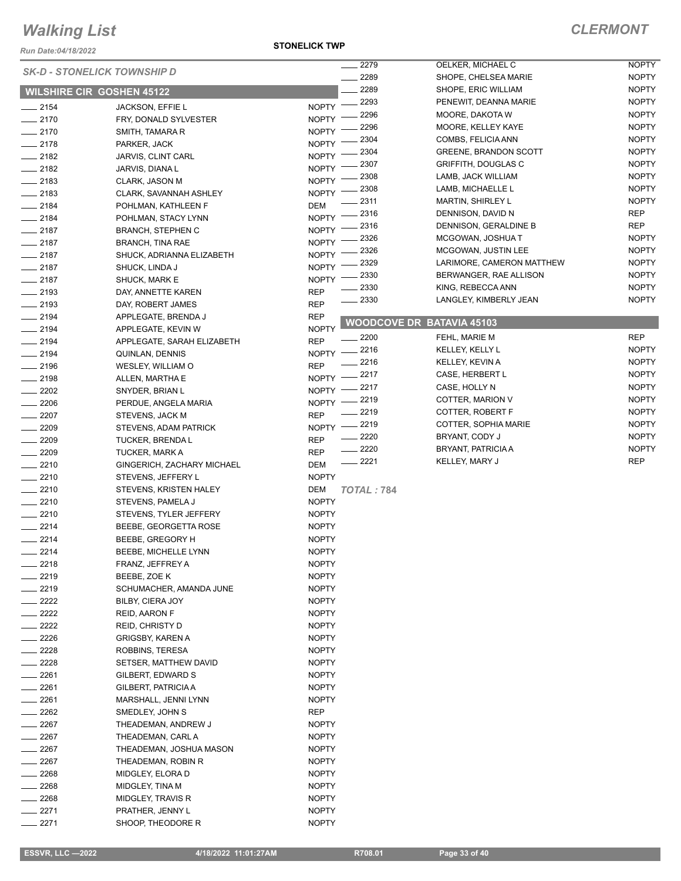# Walking List

**CLERMONT**

*Run Date:04/18/2022*

**STONELICK TWP**

### *SK-D - STONELICK TOWNSHIP D*

## WILSHIRE CIR GOSHEN 45122

| No. | Name | Party |
|---|---|---|
| ____ 2154 | JACKSON, EFFIE L | NOPTY |
| ____ 2170 | FRY, DONALD SYLVESTER | NOPTY |
| ____ 2170 | SMITH, TAMARA R | NOPTY |
| ____ 2178 | PARKER, JACK | NOPTY |
| ____ 2182 | JARVIS, CLINT CARL | NOPTY |
| ____ 2182 | JARVIS, DIANA L | NOPTY |
| ____ 2183 | CLARK, JASON M | NOPTY |
| ____ 2183 | CLARK, SAVANNAH ASHLEY | NOPTY |
| ____ 2184 | POHLMAN, KATHLEEN F | DEM |
| ____ 2184 | POHLMAN, STACY LYNN | NOPTY |
| ____ 2187 | BRANCH, STEPHEN C | NOPTY |
| ____ 2187 | BRANCH, TINA RAE | NOPTY |
| ____ 2187 | SHUCK, ADRIANNA ELIZABETH | NOPTY |
| ____ 2187 | SHUCK, LINDA J | NOPTY |
| ____ 2187 | SHUCK, MARK E | NOPTY |
| ____ 2193 | DAY, ANNETTE KAREN | REP |
| ____ 2193 | DAY, ROBERT JAMES | REP |
| ____ 2194 | APPLEGATE, BRENDA J | REP |
| ____ 2194 | APPLEGATE, KEVIN W | NOPTY |
| ____ 2194 | APPLEGATE, SARAH ELIZABETH | REP |
| ____ 2194 | QUINLAN, DENNIS | NOPTY |
| ____ 2196 | WESLEY, WILLIAM O | REP |
| ____ 2198 | ALLEN, MARTHA E | NOPTY |
| ____ 2202 | SNYDER, BRIAN L | NOPTY |
| ____ 2206 | PERDUE, ANGELA MARIA | NOPTY |
| ____ 2207 | STEVENS, JACK M | REP |
| ____ 2209 | STEVENS, ADAM PATRICK | NOPTY |
| ____ 2209 | TUCKER, BRENDA L | REP |
| ____ 2209 | TUCKER, MARK A | REP |
| ____ 2210 | GINGERICH, ZACHARY MICHAEL | DEM |
| ____ 2210 | STEVENS, JEFFERY L | NOPTY |
| ____ 2210 | STEVENS, KRISTEN HALEY | DEM |
| ____ 2210 | STEVENS, PAMELA J | NOPTY |
| ____ 2210 | STEVENS, TYLER JEFFERY | NOPTY |
| ____ 2214 | BEEBE, GEORGETTA ROSE | NOPTY |
| ____ 2214 | BEEBE, GREGORY H | NOPTY |
| ____ 2214 | BEEBE, MICHELLE LYNN | NOPTY |
| ____ 2218 | FRANZ, JEFFREY A | NOPTY |
| ____ 2219 | BEEBE, ZOE K | NOPTY |
| ____ 2219 | SCHUMACHER, AMANDA JUNE | NOPTY |
| ____ 2222 | BILBY, CIERA JOY | NOPTY |
| ____ 2222 | REID, AARON F | NOPTY |
| ____ 2222 | REID, CHRISTY D | NOPTY |
| ____ 2226 | GRIGSBY, KAREN A | NOPTY |
| ____ 2228 | ROBBINS, TERESA | NOPTY |
| ____ 2228 | SETSER, MATTHEW DAVID | NOPTY |
| ____ 2261 | GILBERT, EDWARD S | NOPTY |
| ____ 2261 | GILBERT, PATRICIA A | NOPTY |
| ____ 2261 | MARSHALL, JENNI LYNN | NOPTY |
| ____ 2262 | SMEDLEY, JOHN S | REP |
| ____ 2267 | THEADEMAN, ANDREW J | NOPTY |
| ____ 2267 | THEADEMAN, CARL A | NOPTY |
| ____ 2267 | THEADEMAN, JOSHUA MASON | NOPTY |
| ____ 2267 | THEADEMAN, ROBIN R | NOPTY |
| ____ 2268 | MIDGLEY, ELORA D | NOPTY |
| ____ 2268 | MIDGLEY, TINA M | NOPTY |
| ____ 2268 | MIDGLEY, TRAVIS R | NOPTY |
| ____ 2271 | PRATHER, JENNY L | NOPTY |
| ____ 2271 | SHOOP, THEODORE R | NOPTY |
| ____ 2279 | OELKER, MICHAEL C | NOPTY |
| ____ 2289 | SHOPE, CHELSEA MARIE | NOPTY |
| ____ 2289 | SHOPE, ERIC WILLIAM | NOPTY |
| ____ 2293 | PENEWIT, DEANNA MARIE | NOPTY |
| ____ 2296 | MOORE, DAKOTA W | NOPTY |
| ____ 2296 | MOORE, KELLEY KAYE | NOPTY |
| ____ 2304 | COMBS, FELICIA ANN | NOPTY |
| ____ 2304 | GREENE, BRANDON SCOTT | NOPTY |
| ____ 2307 | GRIFFITH, DOUGLAS C | NOPTY |
| ____ 2308 | LAMB, JACK WILLIAM | NOPTY |
| ____ 2308 | LAMB, MICHAELLE L | NOPTY |
| ____ 2311 | MARTIN, SHIRLEY L | NOPTY |
| ____ 2316 | DENNISON, DAVID N | REP |
| ____ 2316 | DENNISON, GERALDINE B | REP |
| ____ 2326 | MCGOWAN, JOSHUA T | NOPTY |
| ____ 2326 | MCGOWAN, JUSTIN LEE | NOPTY |
| ____ 2329 | LARIMORE, CAMERON MATTHEW | NOPTY |
| ____ 2330 | BERWANGER, RAE ALLISON | NOPTY |
| ____ 2330 | KING, REBECCA ANN | NOPTY |
| ____ 2330 | LANGLEY, KIMBERLY JEAN | NOPTY |

## WOODCOVE DR BATAVIA 45103

| No. | Name | Party |
|---|---|---|
| ____ 2200 | FEHL, MARIE M | REP |
| ____ 2216 | KELLEY, KELLY L | NOPTY |
| ____ 2216 | KELLEY, KEVIN A | NOPTY |
| ____ 2217 | CASE, HERBERT L | NOPTY |
| ____ 2217 | CASE, HOLLY N | NOPTY |
| ____ 2219 | COTTER, MARION V | NOPTY |
| ____ 2219 | COTTER, ROBERT F | NOPTY |
| ____ 2219 | COTTER, SOPHIA MARIE | NOPTY |
| ____ 2220 | BRYANT, CODY J | NOPTY |
| ____ 2220 | BRYANT, PATRICIA A | NOPTY |
| ____ 2221 | KELLEY, MARY J | REP |

***TOTAL : 784***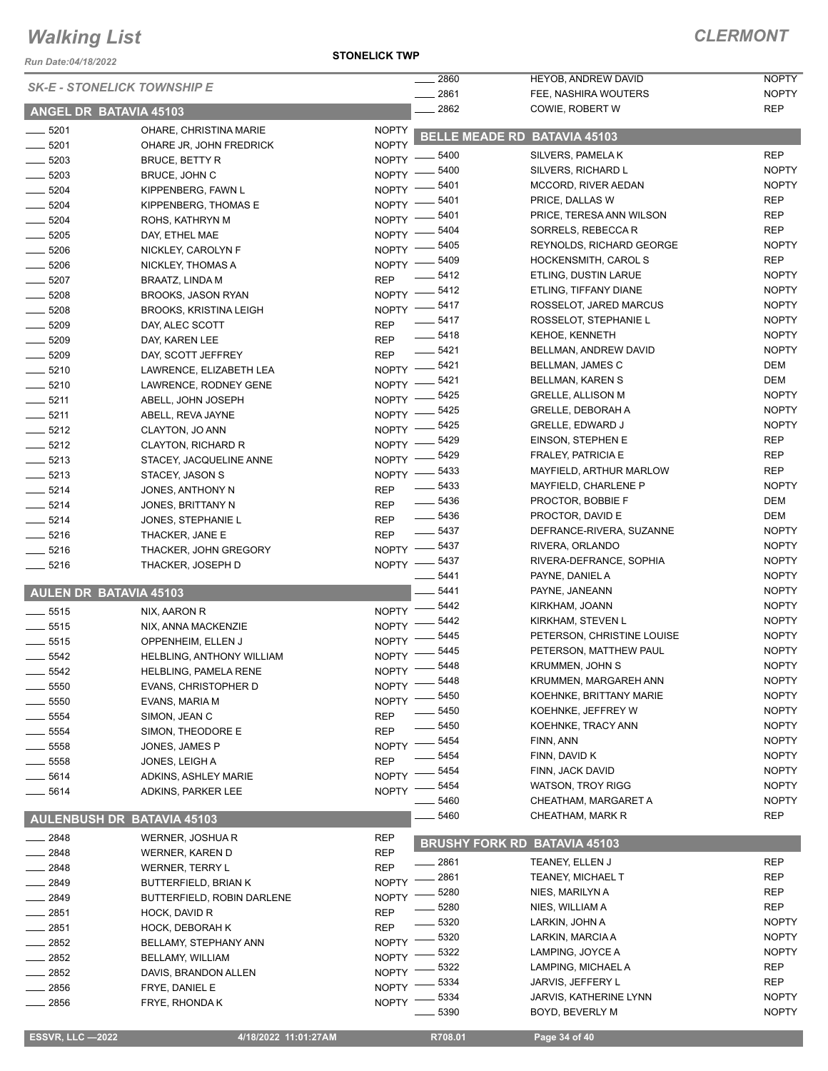# Walking List

## CLERMONT

Run Date:04/18/2022

**STONELICK TWP**

*SK-E - STONELICK TOWNSHIP E*

### ANGEL DR BATAVIA 45103

| No. | Name | Party |
|---|---|---|
| 5201 | OHARE, CHRISTINA MARIE | NOPTY |
| 5201 | OHARE JR, JOHN FREDRICK | NOPTY |
| 5203 | BRUCE, BETTY R | NOPTY |
| 5203 | BRUCE, JOHN C | NOPTY |
| 5204 | KIPPENBERG, FAWN L | NOPTY |
| 5204 | KIPPENBERG, THOMAS E | NOPTY |
| 5204 | ROHS, KATHRYN M | NOPTY |
| 5205 | DAY, ETHEL MAE | NOPTY |
| 5206 | NICKLEY, CAROLYN F | NOPTY |
| 5206 | NICKLEY, THOMAS A | NOPTY |
| 5207 | BRAATZ, LINDA M | REP |
| 5208 | BROOKS, JASON RYAN | NOPTY |
| 5208 | BROOKS, KRISTINA LEIGH | NOPTY |
| 5209 | DAY, ALEC SCOTT | REP |
| 5209 | DAY, KAREN LEE | REP |
| 5209 | DAY, SCOTT JEFFREY | REP |
| 5210 | LAWRENCE, ELIZABETH LEA | NOPTY |
| 5210 | LAWRENCE, RODNEY GENE | NOPTY |
| 5211 | ABELL, JOHN JOSEPH | NOPTY |
| 5211 | ABELL, REVA JAYNE | NOPTY |
| 5212 | CLAYTON, JO ANN | NOPTY |
| 5212 | CLAYTON, RICHARD R | NOPTY |
| 5213 | STACEY, JACQUELINE ANNE | NOPTY |
| 5213 | STACEY, JASON S | NOPTY |
| 5214 | JONES, ANTHONY N | REP |
| 5214 | JONES, BRITTANY N | REP |
| 5214 | JONES, STEPHANIE L | REP |
| 5216 | THACKER, JANE E | REP |
| 5216 | THACKER, JOHN GREGORY | NOPTY |
| 5216 | THACKER, JOSEPH D | NOPTY |

### AULEN DR BATAVIA 45103

| No. | Name | Party |
|---|---|---|
| 5515 | NIX, AARON R | NOPTY |
| 5515 | NIX, ANNA MACKENZIE | NOPTY |
| 5515 | OPPENHEIM, ELLEN J | NOPTY |
| 5542 | HELBLING, ANTHONY WILLIAM | NOPTY |
| 5542 | HELBLING, PAMELA RENE | NOPTY |
| 5550 | EVANS, CHRISTOPHER D | NOPTY |
| 5550 | EVANS, MARIA M | NOPTY |
| 5554 | SIMON, JEAN C | REP |
| 5554 | SIMON, THEODORE E | REP |
| 5558 | JONES, JAMES P | NOPTY |
| 5558 | JONES, LEIGH A | REP |
| 5614 | ADKINS, ASHLEY MARIE | NOPTY |
| 5614 | ADKINS, PARKER LEE | NOPTY |

### AULENBUSH DR BATAVIA 45103

| No. | Name | Party |
|---|---|---|
| 2848 | WERNER, JOSHUA R | REP |
| 2848 | WERNER, KAREN D | REP |
| 2848 | WERNER, TERRY L | REP |
| 2849 | BUTTERFIELD, BRIAN K | NOPTY |
| 2849 | BUTTERFIELD, ROBIN DARLENE | NOPTY |
| 2851 | HOCK, DAVID R | REP |
| 2851 | HOCK, DEBORAH K | REP |
| 2852 | BELLAMY, STEPHANY ANN | NOPTY |
| 2852 | BELLAMY, WILLIAM | NOPTY |
| 2852 | DAVIS, BRANDON ALLEN | NOPTY |
| 2856 | FRYE, DANIEL E | NOPTY |
| 2856 | FRYE, RHONDA K | NOPTY |
| 2860 | HEYOB, ANDREW DAVID | NOPTY |
| 2861 | FEE, NASHIRA WOUTERS | NOPTY |
| 2862 | COWIE, ROBERT W | REP |

### BELLE MEADE RD BATAVIA 45103

| No. | Name | Party |
|---|---|---|
| 5400 | SILVERS, PAMELA K | REP |
| 5400 | SILVERS, RICHARD L | NOPTY |
| 5401 | MCCORD, RIVER AEDAN | NOPTY |
| 5401 | PRICE, DALLAS W | REP |
| 5401 | PRICE, TERESA ANN WILSON | REP |
| 5404 | SORRELS, REBECCA R | REP |
| 5405 | REYNOLDS, RICHARD GEORGE | NOPTY |
| 5409 | HOCKENSMITH, CAROL S | REP |
| 5412 | ETLING, DUSTIN LARUE | NOPTY |
| 5412 | ETLING, TIFFANY DIANE | NOPTY |
| 5417 | ROSSELOT, JARED MARCUS | NOPTY |
| 5417 | ROSSELOT, STEPHANIE L | NOPTY |
| 5418 | KEHOE, KENNETH | NOPTY |
| 5421 | BELLMAN, ANDREW DAVID | NOPTY |
| 5421 | BELLMAN, JAMES C | DEM |
| 5421 | BELLMAN, KAREN S | DEM |
| 5425 | GRELLE, ALLISON M | NOPTY |
| 5425 | GRELLE, DEBORAH A | NOPTY |
| 5425 | GRELLE, EDWARD J | NOPTY |
| 5429 | EINSON, STEPHEN E | REP |
| 5429 | FRALEY, PATRICIA E | REP |
| 5433 | MAYFIELD, ARTHUR MARLOW | REP |
| 5433 | MAYFIELD, CHARLENE P | NOPTY |
| 5436 | PROCTOR, BOBBIE F | DEM |
| 5436 | PROCTOR, DAVID E | DEM |
| 5437 | DEFRANCE-RIVERA, SUZANNE | NOPTY |
| 5437 | RIVERA, ORLANDO | NOPTY |
| 5437 | RIVERA-DEFRANCE, SOPHIA | NOPTY |
| 5441 | PAYNE, DANIEL A | NOPTY |
| 5441 | PAYNE, JANEANN | NOPTY |
| 5442 | KIRKHAM, JOANN | NOPTY |
| 5442 | KIRKHAM, STEVEN L | NOPTY |
| 5445 | PETERSON, CHRISTINE LOUISE | NOPTY |
| 5445 | PETERSON, MATTHEW PAUL | NOPTY |
| 5448 | KRUMMEN, JOHN S | NOPTY |
| 5448 | KRUMMEN, MARGAREH ANN | NOPTY |
| 5450 | KOEHNKE, BRITTANY MARIE | NOPTY |
| 5450 | KOEHNKE, JEFFREY W | NOPTY |
| 5450 | KOEHNKE, TRACY ANN | NOPTY |
| 5454 | FINN, ANN | NOPTY |
| 5454 | FINN, DAVID K | NOPTY |
| 5454 | FINN, JACK DAVID | NOPTY |
| 5454 | WATSON, TROY RIGG | NOPTY |
| 5460 | CHEATHAM, MARGARET A | NOPTY |
| 5460 | CHEATHAM, MARK R | REP |

### BRUSHY FORK RD BATAVIA 45103

| No. | Name | Party |
|---|---|---|
| 2861 | TEANEY, ELLEN J | REP |
| 2861 | TEANEY, MICHAEL T | REP |
| 5280 | NIES, MARILYN A | REP |
| 5280 | NIES, WILLIAM A | REP |
| 5320 | LARKIN, JOHN A | NOPTY |
| 5320 | LARKIN, MARCIA A | NOPTY |
| 5322 | LAMPING, JOYCE A | NOPTY |
| 5322 | LAMPING, MICHAEL A | REP |
| 5334 | JARVIS, JEFFERY L | REP |
| 5334 | JARVIS, KATHERINE LYNN | NOPTY |
| 5390 | BOYD, BEVERLY M | NOPTY |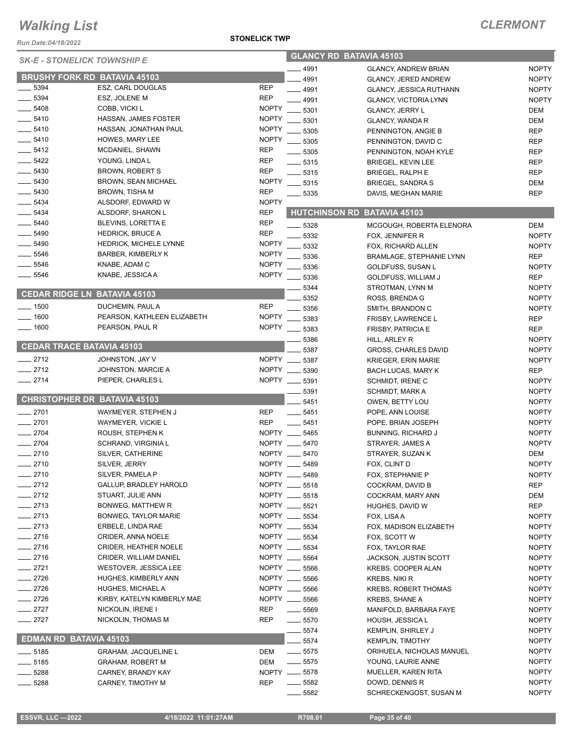# Walking List

**CLERMONT**

Run Date:04/18/2022

**STONELICK TWP**

## SK-E - STONELICK TOWNSHIP E

### BRUSHY FORK RD BATAVIA 45103

| No. | Name | Party |
|---|---|---|
| 5394 | ESZ, CARL DOUGLAS | REP |
| 5394 | ESZ, JOLENE M | REP |
| 5408 | COBB, VICKI L | NOPTY |
| 5410 | HASSAN, JAMES FOSTER | NOPTY |
| 5410 | HASSAN, JONATHAN PAUL | NOPTY |
| 5410 | HOWES, MARY LEE | NOPTY |
| 5412 | MCDANIEL, SHAWN | REP |
| 5422 | YOUNG, LINDA L | REP |
| 5430 | BROWN, ROBERT S | REP |
| 5430 | BROWN, SEAN MICHAEL | NOPTY |
| 5430 | BROWN, TISHA M | REP |
| 5434 | ALSDORF, EDWARD W | NOPTY |
| 5434 | ALSDORF, SHARON L | REP |
| 5440 | BLEVINS, LORETTA E | REP |
| 5490 | HEDRICK, BRUCE A | REP |
| 5490 | HEDRICK, MICHELE LYNNE | NOPTY |
| 5546 | BARBER, KIMBERLY K | NOPTY |
| 5546 | KNABE, ADAM C | NOPTY |
| 5546 | KNABE, JESSICA A | NOPTY |

### CEDAR RIDGE LN BATAVIA 45103

| No. | Name | Party |
|---|---|---|
| 1500 | DUCHEMIN, PAUL A | REP |
| 1600 | PEARSON, KATHLEEN ELIZABETH | NOPTY |
| 1600 | PEARSON, PAUL R | NOPTY |

### CEDAR TRACE BATAVIA 45103

| No. | Name | Party |
|---|---|---|
| 2712 | JOHNSTON, JAY V | NOPTY |
| 2712 | JOHNSTON, MARCIE A | NOPTY |
| 2714 | PIEPER, CHARLES L | NOPTY |

### CHRISTOPHER DR BATAVIA 45103

| No. | Name | Party |
|---|---|---|
| 2701 | WAYMEYER, STEPHEN J | REP |
| 2701 | WAYMEYER, VICKIE L | REP |
| 2704 | ROUSH, STEPHEN K | NOPTY |
| 2704 | SCHRAND, VIRGINIA L | NOPTY |
| 2710 | SILVER, CATHERINE | NOPTY |
| 2710 | SILVER, JERRY | NOPTY |
| 2710 | SILVER, PAMELA P | NOPTY |
| 2712 | GALLUP, BRADLEY HAROLD | NOPTY |
| 2712 | STUART, JULIE ANN | NOPTY |
| 2713 | BONWEG, MATTHEW R | NOPTY |
| 2713 | BONWEG, TAYLOR MARIE | NOPTY |
| 2713 | ERBELE, LINDA RAE | NOPTY |
| 2716 | CRIDER, ANNA NOELE | NOPTY |
| 2716 | CRIDER, HEATHER NOELE | NOPTY |
| 2716 | CRIDER, WILLIAM DANIEL | NOPTY |
| 2721 | WESTOVER, JESSICA LEE | NOPTY |
| 2726 | HUGHES, KIMBERLY ANN | NOPTY |
| 2726 | HUGHES, MICHAEL A | NOPTY |
| 2726 | KIRBY, KATELYN KIMBERLY MAE | NOPTY |
| 2727 | NICKOLIN, IRENE I | REP |
| 2727 | NICKOLIN, THOMAS M | REP |

### EDMAN RD BATAVIA 45103

| No. | Name | Party |
|---|---|---|
| 5185 | GRAHAM, JACQUELINE L | DEM |
| 5185 | GRAHAM, ROBERT M | DEM |
| 5288 | CARNEY, BRANDY KAY | NOPTY |
| 5288 | CARNEY, TIMOTHY M | REP |

### GLANCY RD BATAVIA 45103

| No. | Name | Party |
|---|---|---|
| 4991 | GLANCY, ANDREW BRIAN | NOPTY |
| 4991 | GLANCY, JERED ANDREW | NOPTY |
| 4991 | GLANCY, JESSICA RUTHANN | NOPTY |
| 4991 | GLANCY, VICTORIA LYNN | NOPTY |
| 5301 | GLANCY, JERRY L | DEM |
| 5301 | GLANCY, WANDA R | DEM |
| 5305 | PENNINGTON, ANGIE B | REP |
| 5305 | PENNINGTON, DAVID C | REP |
| 5305 | PENNINGTON, NOAH KYLE | REP |
| 5315 | BRIEGEL, KEVIN LEE | REP |
| 5315 | BRIEGEL, RALPH E | REP |
| 5315 | BRIEGEL, SANDRA S | DEM |
| 5335 | DAVIS, MEGHAN MARIE | REP |

### HUTCHINSON RD BATAVIA 45103

| No. | Name | Party |
|---|---|---|
| 5328 | MCGOUGH, ROBERTA ELENORA | DEM |
| 5332 | FOX, JENNIFER R | NOPTY |
| 5332 | FOX, RICHARD ALLEN | NOPTY |
| 5336 | BRAMLAGE, STEPHANIE LYNN | REP |
| 5336 | GOLDFUSS, SUSAN L | NOPTY |
| 5336 | GOLDFUSS, WILLIAM J | REP |
| 5344 | STROTMAN, LYNN M | NOPTY |
| 5352 | ROSS, BRENDA G | NOPTY |
| 5356 | SMITH, BRANDON C | NOPTY |
| 5383 | FRISBY, LAWRENCE L | REP |
| 5383 | FRISBY, PATRICIA E | REP |
| 5386 | HILL, ARLEY R | NOPTY |
| 5387 | GROSS, CHARLES DAVID | NOPTY |
| 5387 | KRIEGER, ERIN MARIE | NOPTY |
| 5390 | BACH LUCAS, MARY K | REP |
| 5391 | SCHMIDT, IRENE C | NOPTY |
| 5391 | SCHMIDT, MARK A | NOPTY |
| 5451 | OWEN, BETTY LOU | NOPTY |
| 5451 | POPE, ANN LOUISE | NOPTY |
| 5451 | POPE, BRIAN JOSEPH | NOPTY |
| 5465 | BUNNING, RICHARD J | NOPTY |
| 5470 | STRAYER, JAMES A | NOPTY |
| 5470 | STRAYER, SUZAN K | DEM |
| 5489 | FOX, CLINT D | NOPTY |
| 5489 | FOX, STEPHANIE P | NOPTY |
| 5518 | COCKRAM, DAVID B | REP |
| 5518 | COCKRAM, MARY ANN | DEM |
| 5521 | HUGHES, DAVID W | REP |
| 5534 | FOX, LISA A | NOPTY |
| 5534 | FOX, MADISON ELIZABETH | NOPTY |
| 5534 | FOX, SCOTT W | NOPTY |
| 5534 | FOX, TAYLOR RAE | NOPTY |
| 5564 | JACKSON, JUSTIN SCOTT | NOPTY |
| 5566 | KREBS, COOPER ALAN | NOPTY |
| 5566 | KREBS, NIKI R | NOPTY |
| 5566 | KREBS, ROBERT THOMAS | NOPTY |
| 5566 | KREBS, SHANE A | NOPTY |
| 5569 | MANIFOLD, BARBARA FAYE | NOPTY |
| 5570 | HOUSH, JESSICA L | NOPTY |
| 5574 | KEMPLIN, SHIRLEY J | NOPTY |
| 5574 | KEMPLIN, TIMOTHY | NOPTY |
| 5575 | ORIHUELA, NICHOLAS MANUEL | NOPTY |
| 5575 | YOUNG, LAURIE ANNE | NOPTY |
| 5578 | MUELLER, KAREN RITA | NOPTY |
| 5582 | DOWD, DENNIS R | NOPTY |
| 5582 | SCHRECKENGOST, SUSAN M | NOPTY |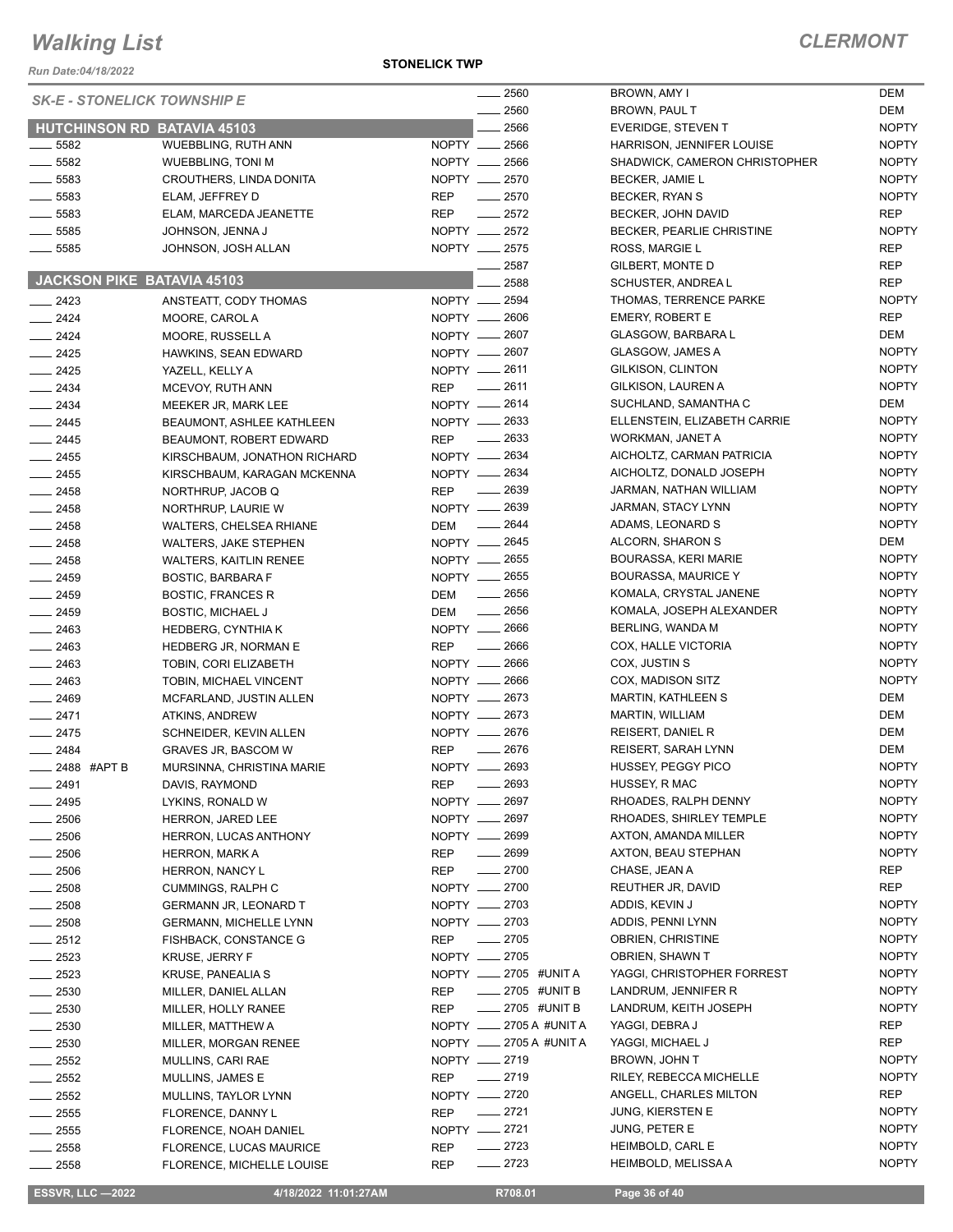# Walking List

**STONELICK TWP**

**CLERMONT**

Run Date:04/18/2022

## SK-E - STONELICK TOWNSHIP E

### HUTCHINSON RD BATAVIA 45103

| No. | Name | Party |
|---|---|---|
| 5582 | WUEBBLING, RUTH ANN | NOPTY |
| 5582 | WUEBBLING, TONI M | NOPTY |
| 5583 | CROUTHERS, LINDA DONITA | NOPTY |
| 5583 | ELAM, JEFFREY D | REP |
| 5583 | ELAM, MARCEDA JEANETTE | REP |
| 5585 | JOHNSON, JENNA J | NOPTY |
| 5585 | JOHNSON, JOSH ALLAN | NOPTY |

### JACKSON PIKE BATAVIA 45103

| No. | Name | Party |
|---|---|---|
| 2423 | ANSTEATT, CODY THOMAS | NOPTY |
| 2424 | MOORE, CAROL A | NOPTY |
| 2424 | MOORE, RUSSELL A | NOPTY |
| 2425 | HAWKINS, SEAN EDWARD | NOPTY |
| 2425 | YAZELL, KELLY A | NOPTY |
| 2434 | MCEVOY, RUTH ANN | REP |
| 2434 | MEEKER JR, MARK LEE | NOPTY |
| 2445 | BEAUMONT, ASHLEE KATHLEEN | NOPTY |
| 2445 | BEAUMONT, ROBERT EDWARD | REP |
| 2455 | KIRSCHBAUM, JONATHON RICHARD | NOPTY |
| 2455 | KIRSCHBAUM, KARAGAN MCKENNA | NOPTY |
| 2458 | NORTHRUP, JACOB Q | REP |
| 2458 | NORTHRUP, LAURIE W | NOPTY |
| 2458 | WALTERS, CHELSEA RHIANE | DEM |
| 2458 | WALTERS, JAKE STEPHEN | NOPTY |
| 2458 | WALTERS, KAITLIN RENEE | NOPTY |
| 2459 | BOSTIC, BARBARA F | NOPTY |
| 2459 | BOSTIC, FRANCES R | DEM |
| 2459 | BOSTIC, MICHAEL J | DEM |
| 2463 | HEDBERG, CYNTHIA K | NOPTY |
| 2463 | HEDBERG JR, NORMAN E | REP |
| 2463 | TOBIN, CORI ELIZABETH | NOPTY |
| 2463 | TOBIN, MICHAEL VINCENT | NOPTY |
| 2469 | MCFARLAND, JUSTIN ALLEN | NOPTY |
| 2471 | ATKINS, ANDREW | NOPTY |
| 2475 | SCHNEIDER, KEVIN ALLEN | NOPTY |
| 2484 | GRAVES JR, BASCOM W | REP |
| 2488 #APT B | MURSINNA, CHRISTINA MARIE | NOPTY |
| 2491 | DAVIS, RAYMOND | REP |
| 2495 | LYKINS, RONALD W | NOPTY |
| 2506 | HERRON, JARED LEE | NOPTY |
| 2506 | HERRON, LUCAS ANTHONY | NOPTY |
| 2506 | HERRON, MARK A | REP |
| 2506 | HERRON, NANCY L | REP |
| 2508 | CUMMINGS, RALPH C | NOPTY |
| 2508 | GERMANN JR, LEONARD T | NOPTY |
| 2508 | GERMANN, MICHELLE LYNN | NOPTY |
| 2512 | FISHBACK, CONSTANCE G | REP |
| 2523 | KRUSE, JERRY F | NOPTY |
| 2523 | KRUSE, PANEALIA S | NOPTY |
| 2530 | MILLER, DANIEL ALLAN | REP |
| 2530 | MILLER, HOLLY RANEE | REP |
| 2530 | MILLER, MATTHEW A | NOPTY |
| 2530 | MILLER, MORGAN RENEE | NOPTY |
| 2552 | MULLINS, CARI RAE | NOPTY |
| 2552 | MULLINS, JAMES E | REP |
| 2552 | MULLINS, TAYLOR LYNN | NOPTY |
| 2555 | FLORENCE, DANNY L | REP |
| 2555 | FLORENCE, NOAH DANIEL | NOPTY |
| 2558 | FLORENCE, LUCAS MAURICE | REP |
| 2558 | FLORENCE, MICHELLE LOUISE | REP |
| 2560 | BROWN, AMY I | DEM |
| 2560 | BROWN, PAUL T | DEM |
| 2566 | EVERIDGE, STEVEN T | NOPTY |
| 2566 | HARRISON, JENNIFER LOUISE | NOPTY |
| 2566 | SHADWICK, CAMERON CHRISTOPHER | NOPTY |
| 2570 | BECKER, JAMIE L | NOPTY |
| 2570 | BECKER, RYAN S | NOPTY |
| 2572 | BECKER, JOHN DAVID | REP |
| 2572 | BECKER, PEARLIE CHRISTINE | NOPTY |
| 2575 | ROSS, MARGIE L | REP |
| 2587 | GILBERT, MONTE D | REP |
| 2588 | SCHUSTER, ANDREA L | REP |
| 2594 | THOMAS, TERRENCE PARKE | NOPTY |
| 2606 | EMERY, ROBERT E | REP |
| 2607 | GLASGOW, BARBARA L | DEM |
| 2607 | GLASGOW, JAMES A | NOPTY |
| 2611 | GILKISON, CLINTON | NOPTY |
| 2611 | GILKISON, LAUREN A | NOPTY |
| 2614 | SUCHLAND, SAMANTHA C | DEM |
| 2633 | ELLENSTEIN, ELIZABETH CARRIE | NOPTY |
| 2633 | WORKMAN, JANET A | NOPTY |
| 2634 | AICHOLTZ, CARMAN PATRICIA | NOPTY |
| 2634 | AICHOLTZ, DONALD JOSEPH | NOPTY |
| 2639 | JARMAN, NATHAN WILLIAM | NOPTY |
| 2639 | JARMAN, STACY LYNN | NOPTY |
| 2644 | ADAMS, LEONARD S | NOPTY |
| 2645 | ALCORN, SHARON S | DEM |
| 2655 | BOURASSA, KERI MARIE | NOPTY |
| 2655 | BOURASSA, MAURICE Y | NOPTY |
| 2656 | KOMALA, CRYSTAL JANENE | NOPTY |
| 2656 | KOMALA, JOSEPH ALEXANDER | NOPTY |
| 2666 | BERLING, WANDA M | NOPTY |
| 2666 | COX, HALLE VICTORIA | NOPTY |
| 2666 | COX, JUSTIN S | NOPTY |
| 2666 | COX, MADISON SITZ | NOPTY |
| 2673 | MARTIN, KATHLEEN S | DEM |
| 2673 | MARTIN, WILLIAM | DEM |
| 2676 | REISERT, DANIEL R | DEM |
| 2676 | REISERT, SARAH LYNN | DEM |
| 2693 | HUSSEY, PEGGY PICO | NOPTY |
| 2693 | HUSSEY, R MAC | NOPTY |
| 2697 | RHOADES, RALPH DENNY | NOPTY |
| 2697 | RHOADES, SHIRLEY TEMPLE | NOPTY |
| 2699 | AXTON, AMANDA MILLER | NOPTY |
| 2699 | AXTON, BEAU STEPHAN | NOPTY |
| 2700 | CHASE, JEAN A | REP |
| 2700 | REUTHER JR, DAVID | REP |
| 2703 | ADDIS, KEVIN J | NOPTY |
| 2703 | ADDIS, PENNI LYNN | NOPTY |
| 2705 | OBRIEN, CHRISTINE | NOPTY |
| 2705 | OBRIEN, SHAWN T | NOPTY |
| 2705 #UNIT A | YAGGI, CHRISTOPHER FORREST | NOPTY |
| 2705 #UNIT B | LANDRUM, JENNIFER R | NOPTY |
| 2705 #UNIT B | LANDRUM, KEITH JOSEPH | NOPTY |
| 2705 A #UNIT A | YAGGI, DEBRA J | REP |
| 2705 A #UNIT A | YAGGI, MICHAEL J | REP |
| 2719 | BROWN, JOHN T | NOPTY |
| 2719 | RILEY, REBECCA MICHELLE | NOPTY |
| 2720 | ANGELL, CHARLES MILTON | REP |
| 2721 | JUNG, KIERSTEN E | NOPTY |
| 2721 | JUNG, PETER E | NOPTY |
| 2723 | HEIMBOLD, CARL E | NOPTY |
| 2723 | HEIMBOLD, MELISSA A | NOPTY |

ESSVR, LLC —2022 | 4/18/2022 11:01:27AM | R708.01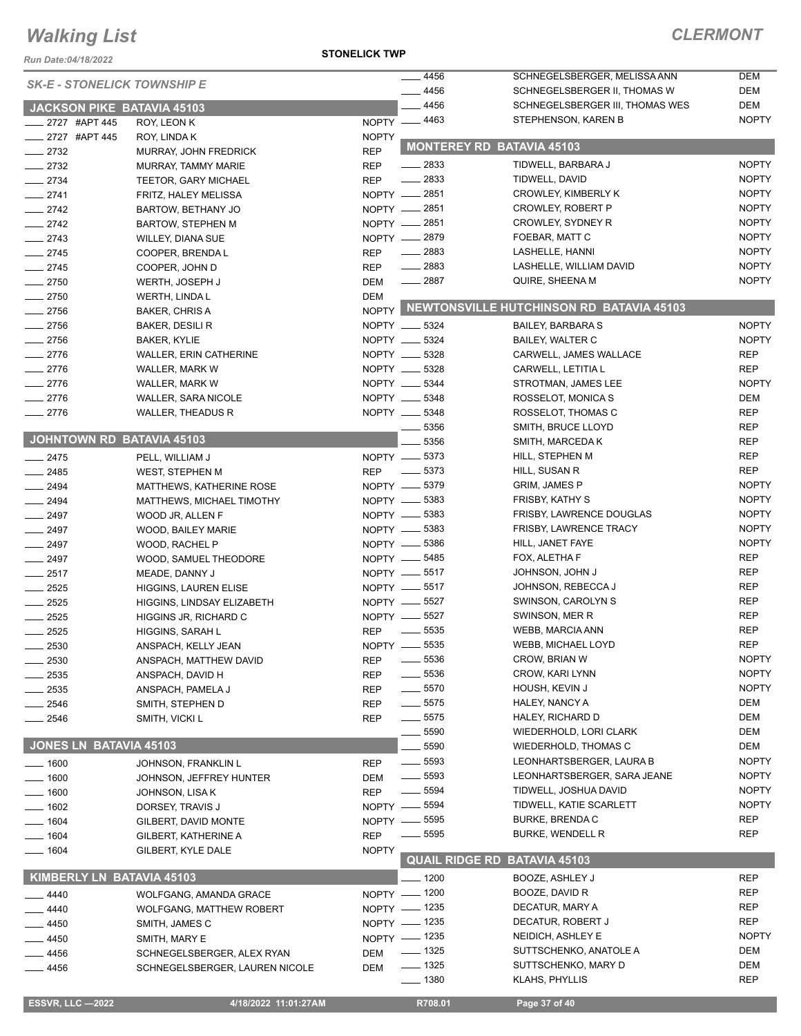# Walking List

**CLERMONT**

Run Date:04/18/2022

**STONELICK TWP**

### SK-E - STONELICK TOWNSHIP E

## JACKSON PIKE BATAVIA 45103

| No. | Name | Party |
|---|---|---|
| 2727 #APT 445 | ROY, LEON K | NOPTY |
| 2727 #APT 445 | ROY, LINDA K | NOPTY |
| 2732 | MURRAY, JOHN FREDRICK | REP |
| 2732 | MURRAY, TAMMY MARIE | REP |
| 2734 | TEETOR, GARY MICHAEL | REP |
| 2741 | FRITZ, HALEY MELISSA | NOPTY |
| 2742 | BARTOW, BETHANY JO | NOPTY |
| 2742 | BARTOW, STEPHEN M | NOPTY |
| 2743 | WILLEY, DIANA SUE | NOPTY |
| 2745 | COOPER, BRENDA L | REP |
| 2745 | COOPER, JOHN D | REP |
| 2750 | WERTH, JOSEPH J | DEM |
| 2750 | WERTH, LINDA L | DEM |
| 2756 | BAKER, CHRIS A | NOPTY |
| 2756 | BAKER, DESILI R | NOPTY |
| 2756 | BAKER, KYLIE | NOPTY |
| 2776 | WALLER, ERIN CATHERINE | NOPTY |
| 2776 | WALLER, MARK W | NOPTY |
| 2776 | WALLER, MARK W | NOPTY |
| 2776 | WALLER, SARA NICOLE | NOPTY |
| 2776 | WALLER, THEADUS R | NOPTY |

## JOHNTOWN RD BATAVIA 45103

| No. | Name | Party |
|---|---|---|
| 2475 | PELL, WILLIAM J | NOPTY |
| 2485 | WEST, STEPHEN M | REP |
| 2494 | MATTHEWS, KATHERINE ROSE | NOPTY |
| 2494 | MATTHEWS, MICHAEL TIMOTHY | NOPTY |
| 2497 | WOOD JR, ALLEN F | NOPTY |
| 2497 | WOOD, BAILEY MARIE | NOPTY |
| 2497 | WOOD, RACHEL P | NOPTY |
| 2497 | WOOD, SAMUEL THEODORE | NOPTY |
| 2517 | MEADE, DANNY J | NOPTY |
| 2525 | HIGGINS, LAUREN ELISE | NOPTY |
| 2525 | HIGGINS, LINDSAY ELIZABETH | NOPTY |
| 2525 | HIGGINS JR, RICHARD C | NOPTY |
| 2525 | HIGGINS, SARAH L | REP |
| 2530 | ANSPACH, KELLY JEAN | NOPTY |
| 2530 | ANSPACH, MATTHEW DAVID | REP |
| 2535 | ANSPACH, DAVID H | REP |
| 2535 | ANSPACH, PAMELA J | REP |
| 2546 | SMITH, STEPHEN D | REP |
| 2546 | SMITH, VICKI L | REP |

## JONES LN BATAVIA 45103

| No. | Name | Party |
|---|---|---|
| 1600 | JOHNSON, FRANKLIN L | REP |
| 1600 | JOHNSON, JEFFREY HUNTER | DEM |
| 1600 | JOHNSON, LISA K | REP |
| 1602 | DORSEY, TRAVIS J | NOPTY |
| 1604 | GILBERT, DAVID MONTE | NOPTY |
| 1604 | GILBERT, KATHERINE A | REP |
| 1604 | GILBERT, KYLE DALE | NOPTY |

## KIMBERLY LN BATAVIA 45103

| No. | Name | Party |
|---|---|---|
| 4440 | WOLFGANG, AMANDA GRACE | NOPTY |
| 4440 | WOLFGANG, MATTHEW ROBERT | NOPTY |
| 4450 | SMITH, JAMES C | NOPTY |
| 4450 | SMITH, MARY E | NOPTY |
| 4456 | SCHNEGELSBERGER, ALEX RYAN | DEM |
| 4456 | SCHNEGELSBERGER, LAUREN NICOLE | DEM |
| 4456 | SCHNEGELSBERGER, MELISSA ANN | DEM |
| 4456 | SCHNEGELSBERGER II, THOMAS W | DEM |
| 4456 | SCHNEGELSBERGER III, THOMAS WES | DEM |
| 4463 | STEPHENSON, KAREN B | NOPTY |

## MONTEREY RD BATAVIA 45103

| No. | Name | Party |
|---|---|---|
| 2833 | TIDWELL, BARBARA J | NOPTY |
| 2833 | TIDWELL, DAVID | NOPTY |
| 2851 | CROWLEY, KIMBERLY K | NOPTY |
| 2851 | CROWLEY, ROBERT P | NOPTY |
| 2851 | CROWLEY, SYDNEY R | NOPTY |
| 2879 | FOEBAR, MATT C | NOPTY |
| 2883 | LASHELLE, HANNI | NOPTY |
| 2883 | LASHELLE, WILLIAM DAVID | NOPTY |
| 2887 | QUIRE, SHEENA M | NOPTY |

## NEWTONSVILLE HUTCHINSON RD BATAVIA 45103

| No. | Name | Party |
|---|---|---|
| 5324 | BAILEY, BARBARA S | NOPTY |
| 5324 | BAILEY, WALTER C | NOPTY |
| 5328 | CARWELL, JAMES WALLACE | REP |
| 5328 | CARWELL, LETITIA L | REP |
| 5344 | STROTMAN, JAMES LEE | NOPTY |
| 5348 | ROSSELOT, MONICA S | DEM |
| 5348 | ROSSELOT, THOMAS C | REP |
| 5356 | SMITH, BRUCE LLOYD | REP |
| 5356 | SMITH, MARCEDA K | REP |
| 5373 | HILL, STEPHEN M | REP |
| 5373 | HILL, SUSAN R | REP |
| 5379 | GRIM, JAMES P | NOPTY |
| 5383 | FRISBY, KATHY S | NOPTY |
| 5383 | FRISBY, LAWRENCE DOUGLAS | NOPTY |
| 5383 | FRISBY, LAWRENCE TRACY | NOPTY |
| 5386 | HILL, JANET FAYE | NOPTY |
| 5485 | FOX, ALETHA F | REP |
| 5517 | JOHNSON, JOHN J | REP |
| 5517 | JOHNSON, REBECCA J | REP |
| 5527 | SWINSON, CAROLYN S | REP |
| 5527 | SWINSON, MER R | REP |
| 5535 | WEBB, MARCIA ANN | REP |
| 5535 | WEBB, MICHAEL LOYD | REP |
| 5536 | CROW, BRIAN W | NOPTY |
| 5536 | CROW, KARI LYNN | NOPTY |
| 5570 | HOUSH, KEVIN J | NOPTY |
| 5575 | HALEY, NANCY A | DEM |
| 5575 | HALEY, RICHARD D | DEM |
| 5590 | WIEDERHOLD, LORI CLARK | DEM |
| 5590 | WIEDERHOLD, THOMAS C | DEM |
| 5593 | LEONHARTSBERGER, LAURA B | NOPTY |
| 5593 | LEONHARTSBERGER, SARA JEANE | NOPTY |
| 5594 | TIDWELL, JOSHUA DAVID | NOPTY |
| 5594 | TIDWELL, KATIE SCARLETT | NOPTY |
| 5595 | BURKE, BRENDA C | REP |
| 5595 | BURKE, WENDELL R | REP |

## QUAIL RIDGE RD BATAVIA 45103

| No. | Name | Party |
|---|---|---|
| 1200 | BOOZE, ASHLEY J | REP |
| 1200 | BOOZE, DAVID R | REP |
| 1235 | DECATUR, MARY A | REP |
| 1235 | DECATUR, ROBERT J | REP |
| 1235 | NEIDICH, ASHLEY E | NOPTY |
| 1325 | SUTTSCHENKO, ANATOLE A | DEM |
| 1325 | SUTTSCHENKO, MARY D | DEM |
| 1380 | KLAHS, PHYLLIS | REP |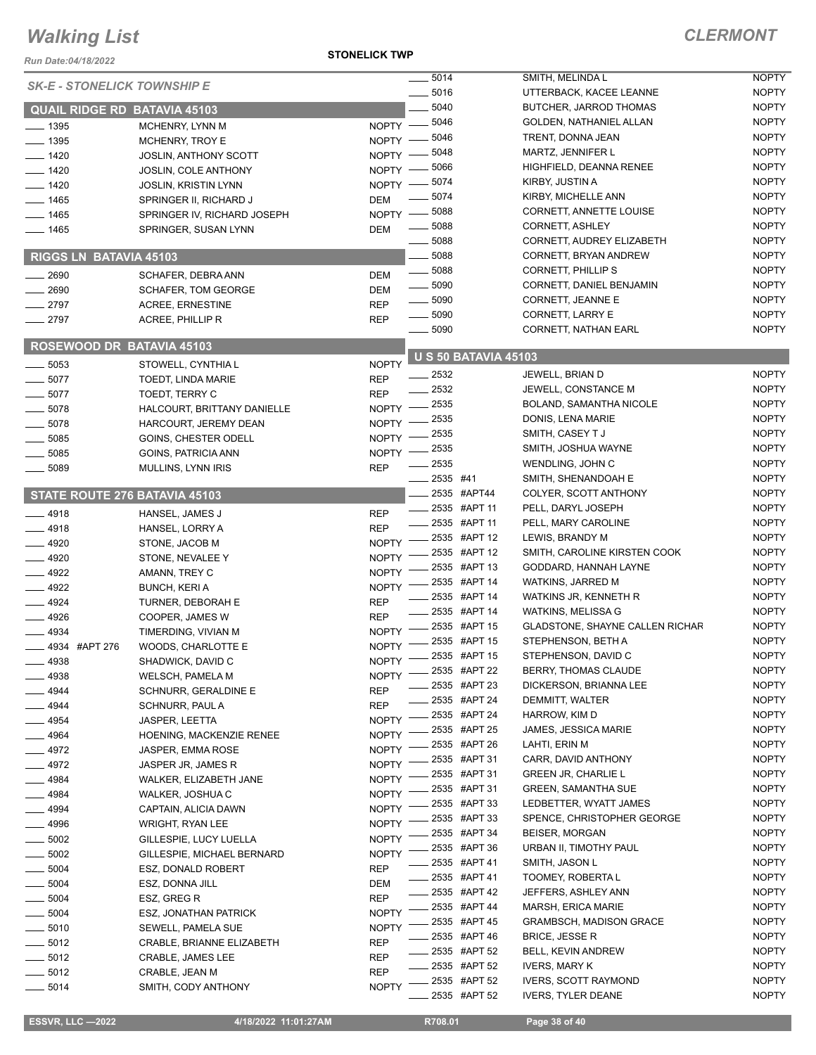# Walking List

**CLERMONT**

Run Date:04/18/2022

**STONELICK TWP**

## SK-E - STONELICK TOWNSHIP E

### QUAIL RIDGE RD BATAVIA 45103

| No. | Name | Party |
|---|---|---|
| 1395 | MCHENRY, LYNN M | NOPTY |
| 1395 | MCHENRY, TROY E | NOPTY |
| 1420 | JOSLIN, ANTHONY SCOTT | NOPTY |
| 1420 | JOSLIN, COLE ANTHONY | NOPTY |
| 1420 | JOSLIN, KRISTIN LYNN | NOPTY |
| 1465 | SPRINGER II, RICHARD J | DEM |
| 1465 | SPRINGER IV, RICHARD JOSEPH | NOPTY |
| 1465 | SPRINGER, SUSAN LYNN | DEM |

### RIGGS LN BATAVIA 45103

| No. | Name | Party |
|---|---|---|
| 2690 | SCHAFER, DEBRA ANN | DEM |
| 2690 | SCHAFER, TOM GEORGE | DEM |
| 2797 | ACREE, ERNESTINE | REP |
| 2797 | ACREE, PHILLIP R | REP |

### ROSEWOOD DR BATAVIA 45103

| No. | Name | Party |
|---|---|---|
| 5053 | STOWELL, CYNTHIA L | NOPTY |
| 5077 | TOEDT, LINDA MARIE | REP |
| 5077 | TOEDT, TERRY C | REP |
| 5078 | HALCOURT, BRITTANY DANIELLE | NOPTY |
| 5078 | HARCOURT, JEREMY DEAN | NOPTY |
| 5085 | GOINS, CHESTER ODELL | NOPTY |
| 5085 | GOINS, PATRICIA ANN | NOPTY |
| 5089 | MULLINS, LYNN IRIS | REP |

### STATE ROUTE 276 BATAVIA 45103

| No. | Name | Party |
|---|---|---|
| 4918 | HANSEL, JAMES J | REP |
| 4918 | HANSEL, LORRY A | REP |
| 4920 | STONE, JACOB M | NOPTY |
| 4920 | STONE, NEVALEE Y | NOPTY |
| 4922 | AMANN, TREY C | NOPTY |
| 4922 | BUNCH, KERI A | NOPTY |
| 4924 | TURNER, DEBORAH E | REP |
| 4926 | COOPER, JAMES W | REP |
| 4934 | TIMERDING, VIVIAN M | NOPTY |
| 4934 #APT 276 | WOODS, CHARLOTTE E | NOPTY |
| 4938 | SHADWICK, DAVID C | NOPTY |
| 4938 | WELSCH, PAMELA M | NOPTY |
| 4944 | SCHNURR, GERALDINE E | REP |
| 4944 | SCHNURR, PAUL A | REP |
| 4954 | JASPER, LEETTA | NOPTY |
| 4964 | HOENING, MACKENZIE RENEE | NOPTY |
| 4972 | JASPER, EMMA ROSE | NOPTY |
| 4972 | JASPER JR, JAMES R | NOPTY |
| 4984 | WALKER, ELIZABETH JANE | NOPTY |
| 4984 | WALKER, JOSHUA C | NOPTY |
| 4994 | CAPTAIN, ALICIA DAWN | NOPTY |
| 4996 | WRIGHT, RYAN LEE | NOPTY |
| 5002 | GILLESPIE, LUCY LUELLA | NOPTY |
| 5002 | GILLESPIE, MICHAEL BERNARD | NOPTY |
| 5004 | ESZ, DONALD ROBERT | REP |
| 5004 | ESZ, DONNA JILL | DEM |
| 5004 | ESZ, GREG R | REP |
| 5004 | ESZ, JONATHAN PATRICK | NOPTY |
| 5010 | SEWELL, PAMELA SUE | NOPTY |
| 5012 | CRABLE, BRIANNE ELIZABETH | REP |
| 5012 | CRABLE, JAMES LEE | REP |
| 5012 | CRABLE, JEAN M | REP |
| 5014 | SMITH, CODY ANTHONY | NOPTY |
| 5014 | SMITH, MELINDA L | NOPTY |
| 5016 | UTTERBACK, KACEE LEANNE | NOPTY |
| 5040 | BUTCHER, JARROD THOMAS | NOPTY |
| 5046 | GOLDEN, NATHANIEL ALLAN | NOPTY |
| 5046 | TRENT, DONNA JEAN | NOPTY |
| 5048 | MARTZ, JENNIFER L | NOPTY |
| 5066 | HIGHFIELD, DEANNA RENEE | NOPTY |
| 5074 | KIRBY, JUSTIN A | NOPTY |
| 5074 | KIRBY, MICHELLE ANN | NOPTY |
| 5088 | CORNETT, ANNETTE LOUISE | NOPTY |
| 5088 | CORNETT, ASHLEY | NOPTY |
| 5088 | CORNETT, AUDREY ELIZABETH | NOPTY |
| 5088 | CORNETT, BRYAN ANDREW | NOPTY |
| 5088 | CORNETT, PHILLIP S | NOPTY |
| 5090 | CORNETT, DANIEL BENJAMIN | NOPTY |
| 5090 | CORNETT, JEANNE E | NOPTY |
| 5090 | CORNETT, LARRY E | NOPTY |
| 5090 | CORNETT, NATHAN EARL | NOPTY |

### U S 50 BATAVIA 45103

| No. | Name | Party |
|---|---|---|
| 2532 | JEWELL, BRIAN D | NOPTY |
| 2532 | JEWELL, CONSTANCE M | NOPTY |
| 2535 | BOLAND, SAMANTHA NICOLE | NOPTY |
| 2535 | DONIS, LENA MARIE | NOPTY |
| 2535 | SMITH, CASEY T J | NOPTY |
| 2535 | SMITH, JOSHUA WAYNE | NOPTY |
| 2535 | WENDLING, JOHN C | NOPTY |
| 2535 #41 | SMITH, SHENANDOAH E | NOPTY |
| 2535 #APT44 | COLYER, SCOTT ANTHONY | NOPTY |
| 2535 #APT 11 | PELL, DARYL JOSEPH | NOPTY |
| 2535 #APT 11 | PELL, MARY CAROLINE | NOPTY |
| 2535 #APT 12 | LEWIS, BRANDY M | NOPTY |
| 2535 #APT 12 | SMITH, CAROLINE KIRSTEN COOK | NOPTY |
| 2535 #APT 13 | GODDARD, HANNAH LAYNE | NOPTY |
| 2535 #APT 14 | WATKINS, JARRED M | NOPTY |
| 2535 #APT 14 | WATKINS JR, KENNETH R | NOPTY |
| 2535 #APT 14 | WATKINS, MELISSA G | NOPTY |
| 2535 #APT 15 | GLADSTONE, SHAYNE CALLEN RICHAR | NOPTY |
| 2535 #APT 15 | STEPHENSON, BETH A | NOPTY |
| 2535 #APT 15 | STEPHENSON, DAVID C | NOPTY |
| 2535 #APT 22 | BERRY, THOMAS CLAUDE | NOPTY |
| 2535 #APT 23 | DICKERSON, BRIANNA LEE | NOPTY |
| 2535 #APT 24 | DEMMITT, WALTER | NOPTY |
| 2535 #APT 24 | HARROW, KIM D | NOPTY |
| 2535 #APT 25 | JAMES, JESSICA MARIE | NOPTY |
| 2535 #APT 26 | LAHTI, ERIN M | NOPTY |
| 2535 #APT 31 | CARR, DAVID ANTHONY | NOPTY |
| 2535 #APT 31 | GREEN JR, CHARLIE L | NOPTY |
| 2535 #APT 31 | GREEN, SAMANTHA SUE | NOPTY |
| 2535 #APT 33 | LEDBETTER, WYATT JAMES | NOPTY |
| 2535 #APT 33 | SPENCE, CHRISTOPHER GEORGE | NOPTY |
| 2535 #APT 34 | BEISER, MORGAN | NOPTY |
| 2535 #APT 36 | URBAN II, TIMOTHY PAUL | NOPTY |
| 2535 #APT 41 | SMITH, JASON L | NOPTY |
| 2535 #APT 41 | TOOMEY, ROBERTA L | NOPTY |
| 2535 #APT 42 | JEFFERS, ASHLEY ANN | NOPTY |
| 2535 #APT 44 | MARSH, ERICA MARIE | NOPTY |
| 2535 #APT 45 | GRAMBSCH, MADISON GRACE | NOPTY |
| 2535 #APT 46 | BRICE, JESSE R | NOPTY |
| 2535 #APT 52 | BELL, KEVIN ANDREW | NOPTY |
| 2535 #APT 52 | IVERS, MARY K | NOPTY |
| 2535 #APT 52 | IVERS, SCOTT RAYMOND | NOPTY |
| 2535 #APT 52 | IVERS, TYLER DEANE | NOPTY |

ESSVR, LLC —2022 | 4/18/2022 11:01:27AM | R708.01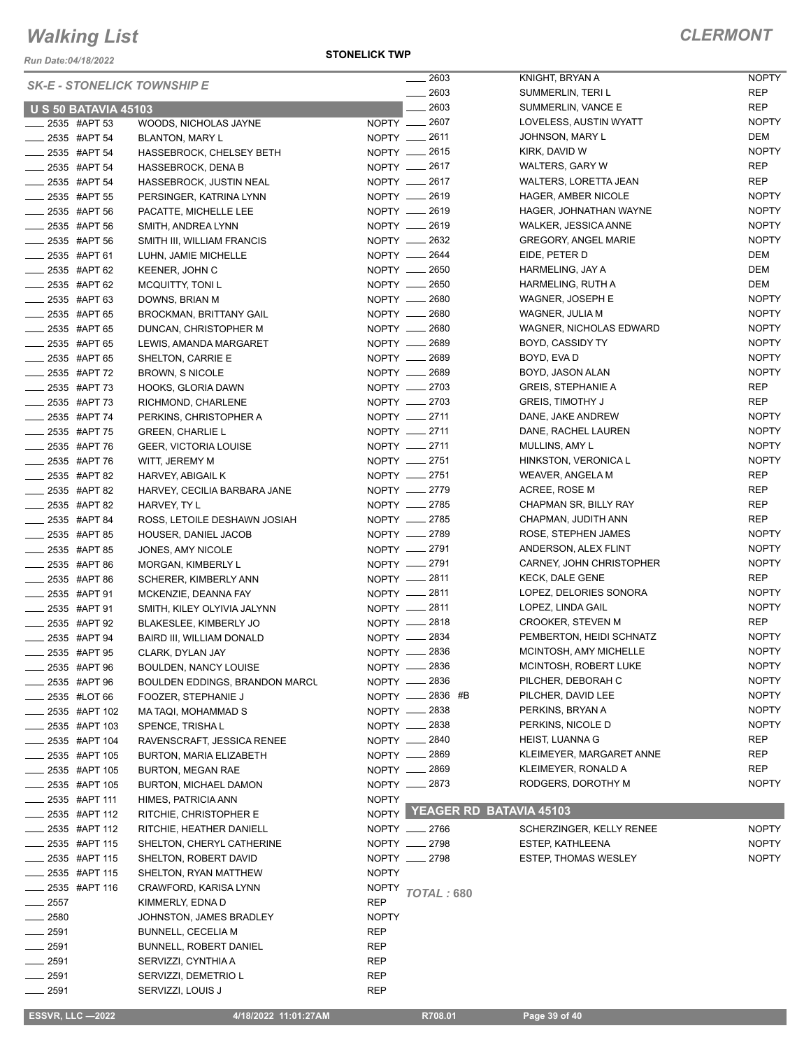## SK-E - STONELICK TOWNSHIP E

### U S 50 BATAVIA 45103

| Address | Name | Party |
|---|---|---|
| 2535 #APT 53 | WOODS, NICHOLAS JAYNE | NOPTY |
| 2535 #APT 54 | BLANTON, MARY L | NOPTY |
| 2535 #APT 54 | HASSEBROCK, CHELSEY BETH | NOPTY |
| 2535 #APT 54 | HASSEBROCK, DENA B | NOPTY |
| 2535 #APT 54 | HASSEBROCK, JUSTIN NEAL | NOPTY |
| 2535 #APT 55 | PERSINGER, KATRINA LYNN | NOPTY |
| 2535 #APT 56 | PACATTE, MICHELLE LEE | NOPTY |
| 2535 #APT 56 | SMITH, ANDREA LYNN | NOPTY |
| 2535 #APT 56 | SMITH III, WILLIAM FRANCIS | NOPTY |
| 2535 #APT 61 | LUHN, JAMIE MICHELLE | NOPTY |
| 2535 #APT 62 | KEENER, JOHN C | NOPTY |
| 2535 #APT 62 | MCQUITTY, TONI L | NOPTY |
| 2535 #APT 63 | DOWNS, BRIAN M | NOPTY |
| 2535 #APT 65 | BROCKMAN, BRITTANY GAIL | NOPTY |
| 2535 #APT 65 | DUNCAN, CHRISTOPHER M | NOPTY |
| 2535 #APT 65 | LEWIS, AMANDA MARGARET | NOPTY |
| 2535 #APT 65 | SHELTON, CARRIE E | NOPTY |
| 2535 #APT 72 | BROWN, S NICOLE | NOPTY |
| 2535 #APT 73 | HOOKS, GLORIA DAWN | NOPTY |
| 2535 #APT 73 | RICHMOND, CHARLENE | NOPTY |
| 2535 #APT 74 | PERKINS, CHRISTOPHER A | NOPTY |
| 2535 #APT 75 | GREEN, CHARLIE L | NOPTY |
| 2535 #APT 76 | GEER, VICTORIA LOUISE | NOPTY |
| 2535 #APT 76 | WITT, JEREMY M | NOPTY |
| 2535 #APT 82 | HARVEY, ABIGAIL K | NOPTY |
| 2535 #APT 82 | HARVEY, CECILIA BARBARA JANE | NOPTY |
| 2535 #APT 82 | HARVEY, TY L | NOPTY |
| 2535 #APT 84 | ROSS, LETOILE DESHAWN JOSIAH | NOPTY |
| 2535 #APT 85 | HOUSER, DANIEL JACOB | NOPTY |
| 2535 #APT 85 | JONES, AMY NICOLE | NOPTY |
| 2535 #APT 86 | MORGAN, KIMBERLY L | NOPTY |
| 2535 #APT 86 | SCHERER, KIMBERLY ANN | NOPTY |
| 2535 #APT 91 | MCKENZIE, DEANNA FAY | NOPTY |
| 2535 #APT 91 | SMITH, KILEY OLYIVIA JALYNN | NOPTY |
| 2535 #APT 92 | BLAKESLEE, KIMBERLY JO | NOPTY |
| 2535 #APT 94 | BAIRD III, WILLIAM DONALD | NOPTY |
| 2535 #APT 95 | CLARK, DYLAN JAY | NOPTY |
| 2535 #APT 96 | BOULDEN, NANCY LOUISE | NOPTY |
| 2535 #APT 96 | BOULDEN EDDINGS, BRANDON MARCL | NOPTY |
| 2535 #LOT 66 | FOOZER, STEPHANIE J | NOPTY |
| 2535 #APT 102 | MA TAQI, MOHAMMAD S | NOPTY |
| 2535 #APT 103 | SPENCE, TRISHA L | NOPTY |
| 2535 #APT 104 | RAVENSCRAFT, JESSICA RENEE | NOPTY |
| 2535 #APT 105 | BURTON, MARIA ELIZABETH | NOPTY |
| 2535 #APT 105 | BURTON, MEGAN RAE | NOPTY |
| 2535 #APT 105 | BURTON, MICHAEL DAMON | NOPTY |
| 2535 #APT 111 | HIMES, PATRICIA ANN | NOPTY |
| 2535 #APT 112 | RITCHIE, CHRISTOPHER E | NOPTY |
| 2535 #APT 112 | RITCHIE, HEATHER DANIELL | NOPTY |
| 2535 #APT 115 | SHELTON, CHERYL CATHERINE | NOPTY |
| 2535 #APT 115 | SHELTON, ROBERT DAVID | NOPTY |
| 2535 #APT 115 | SHELTON, RYAN MATTHEW | NOPTY |
| 2535 #APT 116 | CRAWFORD, KARISA LYNN | NOPTY |
| 2557 | KIMMERLY, EDNA D | REP |
| 2580 | JOHNSTON, JAMES BRADLEY | NOPTY |
| 2591 | BUNNELL, CECELIA M | REP |
| 2591 | BUNNELL, ROBERT DANIEL | REP |
| 2591 | SERVIZZI, CYNTHIA A | REP |
| 2591 | SERVIZZI, DEMETRIO L | REP |
| 2591 | SERVIZZI, LOUIS J | REP |
| 2603 | KNIGHT, BRYAN A | NOPTY |
| 2603 | SUMMERLIN, TERI L | REP |
| 2603 | SUMMERLIN, VANCE E | REP |
| 2607 | LOVELESS, AUSTIN WYATT | NOPTY |
| 2611 | JOHNSON, MARY L | DEM |
| 2615 | KIRK, DAVID W | NOPTY |
| 2617 | WALTERS, GARY W | REP |
| 2617 | WALTERS, LORETTA JEAN | REP |
| 2619 | HAGER, AMBER NICOLE | NOPTY |
| 2619 | HAGER, JOHNATHAN WAYNE | NOPTY |
| 2619 | WALKER, JESSICA ANNE | NOPTY |
| 2632 | GREGORY, ANGEL MARIE | NOPTY |
| 2644 | EIDE, PETER D | DEM |
| 2650 | HARMELING, JAY A | DEM |
| 2650 | HARMELING, RUTH A | DEM |
| 2680 | WAGNER, JOSEPH E | NOPTY |
| 2680 | WAGNER, JULIA M | NOPTY |
| 2680 | WAGNER, NICHOLAS EDWARD | NOPTY |
| 2689 | BOYD, CASSIDY TY | NOPTY |
| 2689 | BOYD, EVA D | NOPTY |
| 2689 | BOYD, JASON ALAN | NOPTY |
| 2703 | GREIS, STEPHANIE A | REP |
| 2703 | GREIS, TIMOTHY J | REP |
| 2711 | DANE, JAKE ANDREW | NOPTY |
| 2711 | DANE, RACHEL LAUREN | NOPTY |
| 2711 | MULLINS, AMY L | NOPTY |
| 2751 | HINKSTON, VERONICA L | NOPTY |
| 2751 | WEAVER, ANGELA M | REP |
| 2779 | ACREE, ROSE M | REP |
| 2785 | CHAPMAN SR, BILLY RAY | REP |
| 2785 | CHAPMAN, JUDITH ANN | REP |
| 2789 | ROSE, STEPHEN JAMES | NOPTY |
| 2791 | ANDERSON, ALEX FLINT | NOPTY |
| 2791 | CARNEY, JOHN CHRISTOPHER | NOPTY |
| 2811 | KECK, DALE GENE | REP |
| 2811 | LOPEZ, DELORIES SONORA | NOPTY |
| 2811 | LOPEZ, LINDA GAIL | NOPTY |
| 2818 | CROOKER, STEVEN M | REP |
| 2834 | PEMBERTON, HEIDI SCHNATZ | NOPTY |
| 2836 | MCINTOSH, AMY MICHELLE | NOPTY |
| 2836 | MCINTOSH, ROBERT LUKE | NOPTY |
| 2836 | PILCHER, DEBORAH C | NOPTY |
| 2836 #B | PILCHER, DAVID LEE | NOPTY |
| 2838 | PERKINS, BRYAN A | NOPTY |
| 2838 | PERKINS, NICOLE D | NOPTY |
| 2840 | HEIST, LUANNA G | REP |
| 2869 | KLEIMEYER, MARGARET ANNE | REP |
| 2869 | KLEIMEYER, RONALD A | REP |
| 2873 | RODGERS, DOROTHY M | NOPTY |

### YEAGER RD BATAVIA 45103

| Address | Name | Party |
|---|---|---|
| 2766 | SCHERZINGER, KELLY RENEE | NOPTY |
| 2798 | ESTEP, KATHLEENA | NOPTY |
| 2798 | ESTEP, THOMAS WESLEY | NOPTY |

*TOTAL : 680*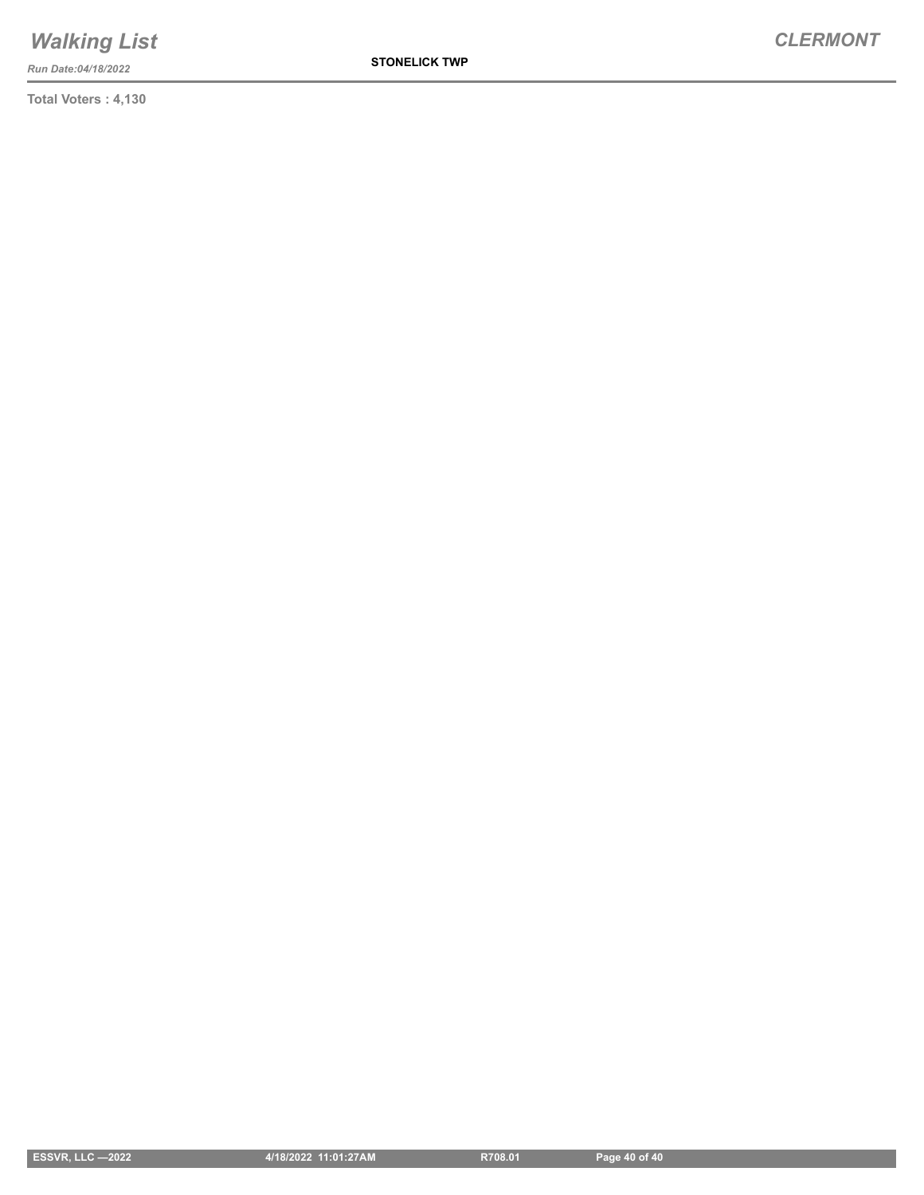**STONELICK TWP**

**Total Voters : 4,130**